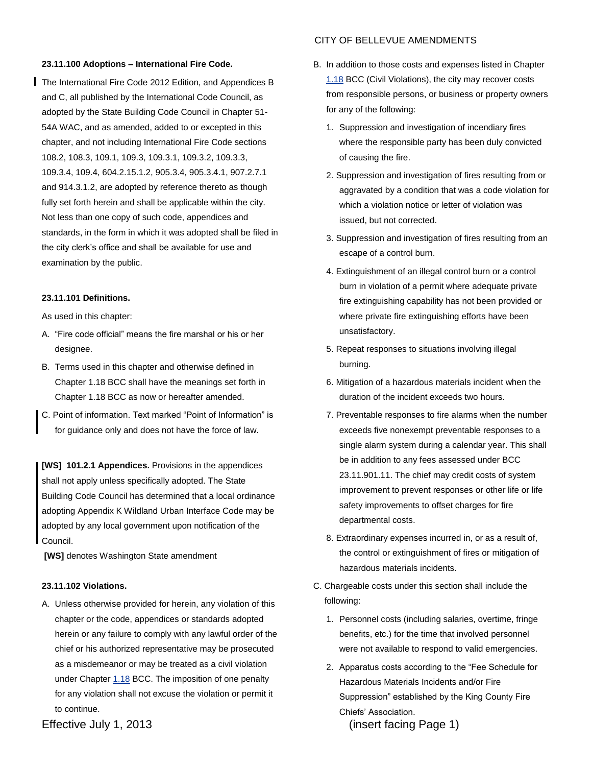CITY OF BELLEVUE AMENDMENTS

**23.11.100 Adoptions – International Fire Code.**

The International Fire Code 2012 Edition, and Appendices B and C, all published by the International Code Council, as adopted by the State Building Code Council in Chapter 51-54A WAC, and as amended, added to or excepted in this chapter, and not including International Fire Code sections 108.2, 108.3, 109.1, 109.3, 109.3.1, 109.3.2, 109.3.3, 109.3.4, 109.4, 604.2.15.1.2, 905.3.4, 905.3.4.1, 907.2.7.1 and 914.3.1.2, are adopted by reference thereto as though fully set forth herein and shall be applicable within the city. Not less than one copy of such code, appendices and standards, in the form in which it was adopted shall be filed in the city clerk's office and shall be available for use and examination by the public.

**23.11.101 Definitions.**

As used in this chapter:

A. "Fire code official" means the fire marshal or his or her designee.

B. Terms used in this chapter and otherwise defined in Chapter 1.18 BCC shall have the meanings set forth in Chapter 1.18 BCC as now or hereafter amended.

C. Point of information. Text marked "Point of Information" is for guidance only and does not have the force of law.

**[WS] 101.2.1 Appendices.** Provisions in the appendices shall not apply unless specifically adopted. The State Building Code Council has determined that a local ordinance adopting Appendix K Wildland Urban Interface Code may be adopted by any local government upon notification of the Council.

**[WS]** denotes Washington State amendment

**23.11.102 Violations.**

A. Unless otherwise provided for herein, any violation of this chapter or the code, appendices or standards adopted herein or any failure to comply with any lawful order of the chief or his authorized representative may be prosecuted as a misdemeanor or may be treated as a civil violation under Chapter 1.18 BCC. The imposition of one penalty for any violation shall not excuse the violation or permit it to continue.

B. In addition to those costs and expenses listed in Chapter 1.18 BCC (Civil Violations), the city may recover costs from responsible persons, or business or property owners for any of the following:

1. Suppression and investigation of incendiary fires where the responsible party has been duly convicted of causing the fire.
2. Suppression and investigation of fires resulting from or aggravated by a condition that was a code violation for which a violation notice or letter of violation was issued, but not corrected.
3. Suppression and investigation of fires resulting from an escape of a control burn.
4. Extinguishment of an illegal control burn or a control burn in violation of a permit where adequate private fire extinguishing capability has not been provided or where private fire extinguishing efforts have been unsatisfactory.
5. Repeat responses to situations involving illegal burning.
6. Mitigation of a hazardous materials incident when the duration of the incident exceeds two hours.
7. Preventable responses to fire alarms when the number exceeds five nonexempt preventable responses to a single alarm system during a calendar year. This shall be in addition to any fees assessed under BCC 23.11.901.11. The chief may credit costs of system improvement to prevent responses or other life or life safety improvements to offset charges for fire departmental costs.
8. Extraordinary expenses incurred in, or as a result of, the control or extinguishment of fires or mitigation of hazardous materials incidents.

C. Chargeable costs under this section shall include the following:

1. Personnel costs (including salaries, overtime, fringe benefits, etc.) for the time that involved personnel were not available to respond to valid emergencies.
2. Apparatus costs according to the "Fee Schedule for Hazardous Materials Incidents and/or Fire Suppression" established by the King County Fire Chiefs' Association.

Effective July 1, 2013 (insert facing Page 1)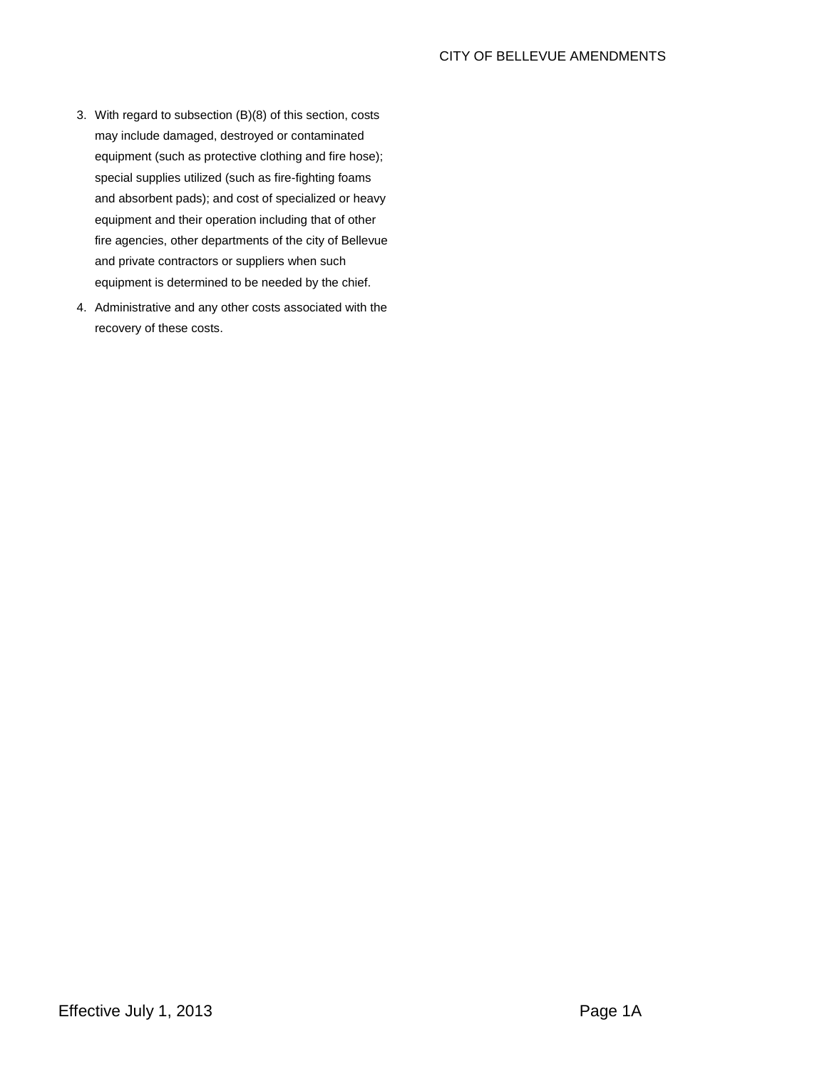3. With regard to subsection (B)(8) of this section, costs may include damaged, destroyed or contaminated equipment (such as protective clothing and fire hose); special supplies utilized (such as fire-fighting foams and absorbent pads); and cost of specialized or heavy equipment and their operation including that of other fire agencies, other departments of the city of Bellevue and private contractors or suppliers when such equipment is determined to be needed by the chief.
4. Administrative and any other costs associated with the recovery of these costs.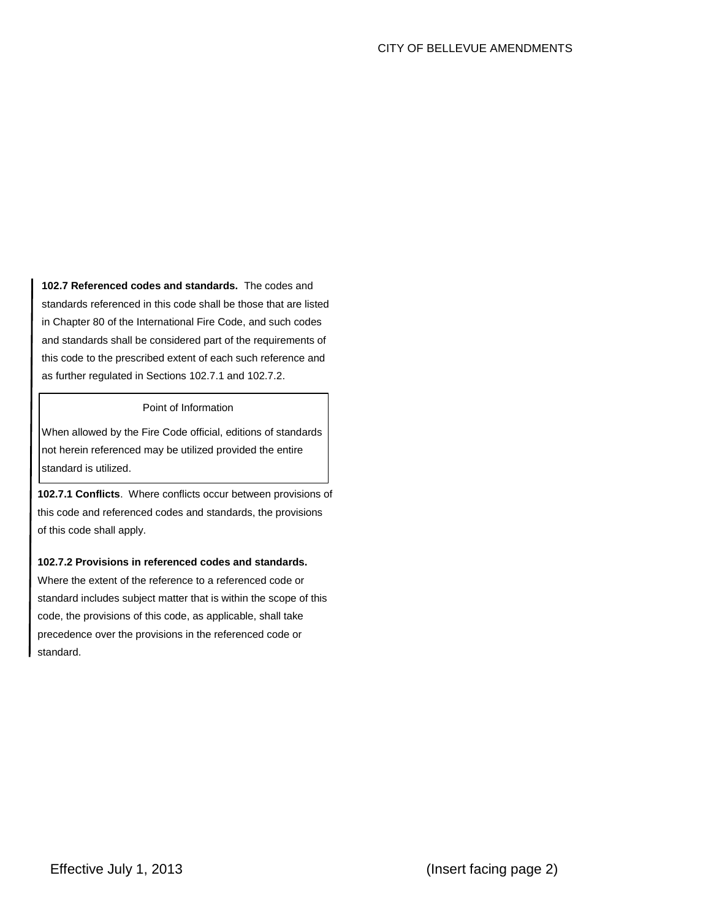**102.7 Referenced codes and standards.** The codes and standards referenced in this code shall be those that are listed in Chapter 80 of the International Fire Code, and such codes and standards shall be considered part of the requirements of this code to the prescribed extent of each such reference and as further regulated in Sections 102.7.1 and 102.7.2.

> Point of Information
>
> When allowed by the Fire Code official, editions of standards not herein referenced may be utilized provided the entire standard is utilized.

**102.7.1 Conflicts**. Where conflicts occur between provisions of this code and referenced codes and standards, the provisions of this code shall apply.

**102.7.2 Provisions in referenced codes and standards.** Where the extent of the reference to a referenced code or standard includes subject matter that is within the scope of this code, the provisions of this code, as applicable, shall take precedence over the provisions in the referenced code or standard.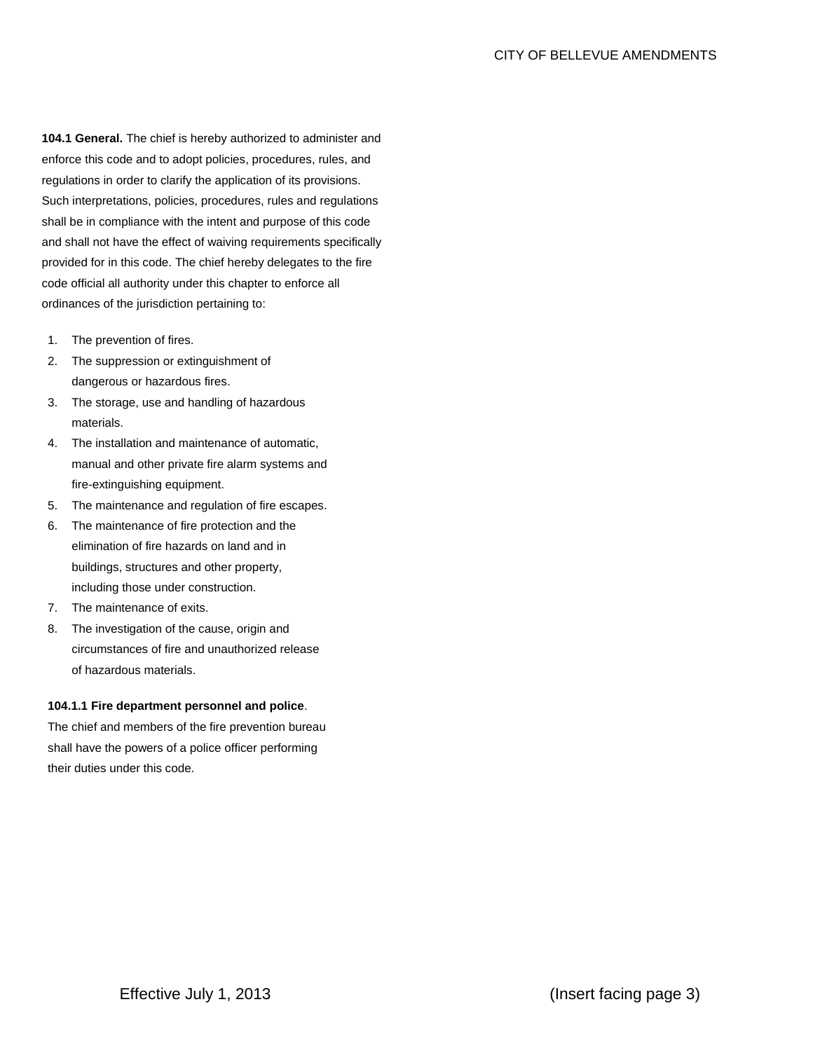**104.1 General.** The chief is hereby authorized to administer and enforce this code and to adopt policies, procedures, rules, and regulations in order to clarify the application of its provisions. Such interpretations, policies, procedures, rules and regulations shall be in compliance with the intent and purpose of this code and shall not have the effect of waiving requirements specifically provided for in this code. The chief hereby delegates to the fire code official all authority under this chapter to enforce all ordinances of the jurisdiction pertaining to:

1. The prevention of fires.
2. The suppression or extinguishment of dangerous or hazardous fires.
3. The storage, use and handling of hazardous materials.
4. The installation and maintenance of automatic, manual and other private fire alarm systems and fire-extinguishing equipment.
5. The maintenance and regulation of fire escapes.
6. The maintenance of fire protection and the elimination of fire hazards on land and in buildings, structures and other property, including those under construction.
7. The maintenance of exits.
8. The investigation of the cause, origin and circumstances of fire and unauthorized release of hazardous materials.

**104.1.1 Fire department personnel and police**. The chief and members of the fire prevention bureau shall have the powers of a police officer performing their duties under this code.

Effective July 1, 2013 (Insert facing page 3)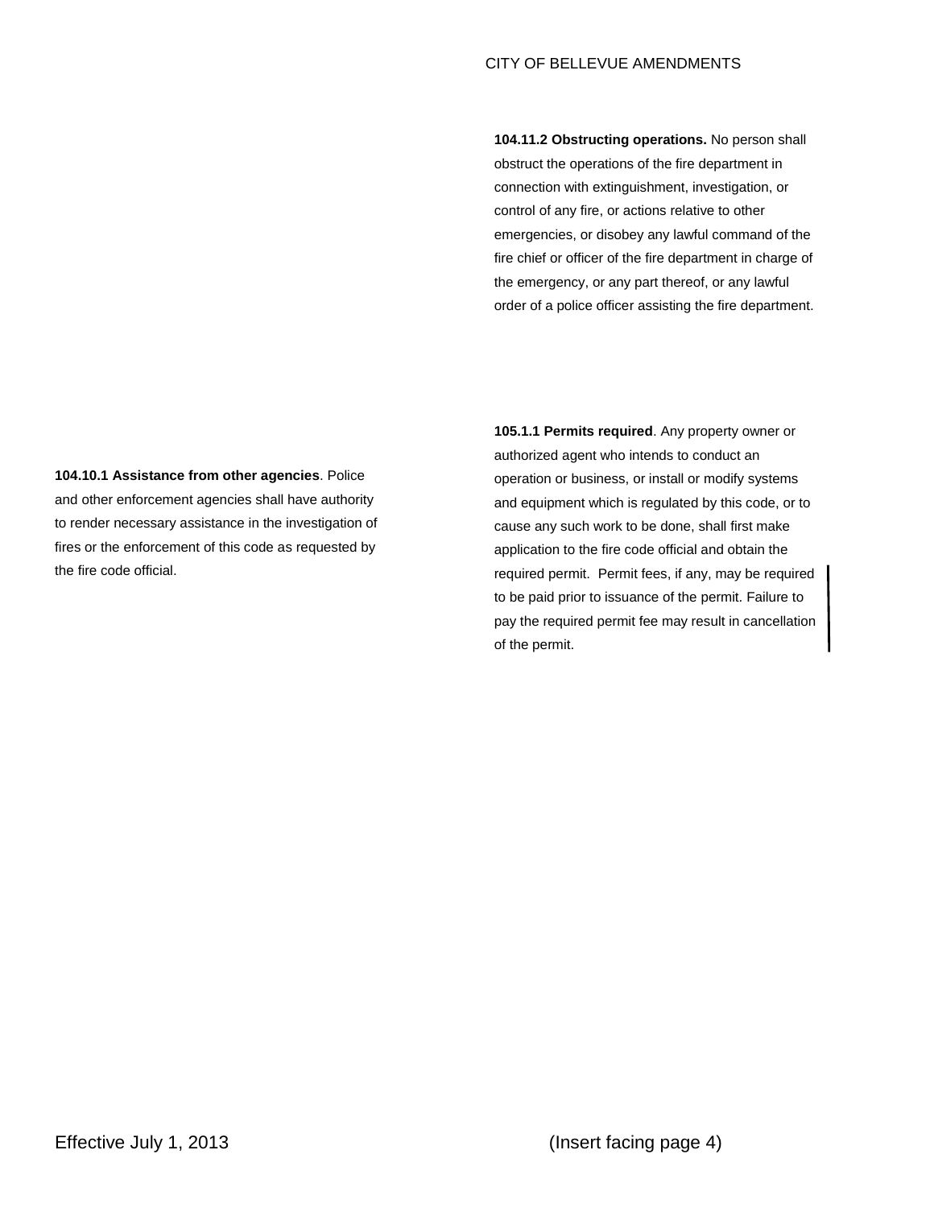**104.11.2 Obstructing operations.** No person shall obstruct the operations of the fire department in connection with extinguishment, investigation, or control of any fire, or actions relative to other emergencies, or disobey any lawful command of the fire chief or officer of the fire department in charge of the emergency, or any part thereof, or any lawful order of a police officer assisting the fire department.

**104.10.1 Assistance from other agencies**. Police and other enforcement agencies shall have authority to render necessary assistance in the investigation of fires or the enforcement of this code as requested by the fire code official.

**105.1.1 Permits required**. Any property owner or authorized agent who intends to conduct an operation or business, or install or modify systems and equipment which is regulated by this code, or to cause any such work to be done, shall first make application to the fire code official and obtain the required permit. Permit fees, if any, may be required to be paid prior to issuance of the permit. Failure to pay the required permit fee may result in cancellation of the permit.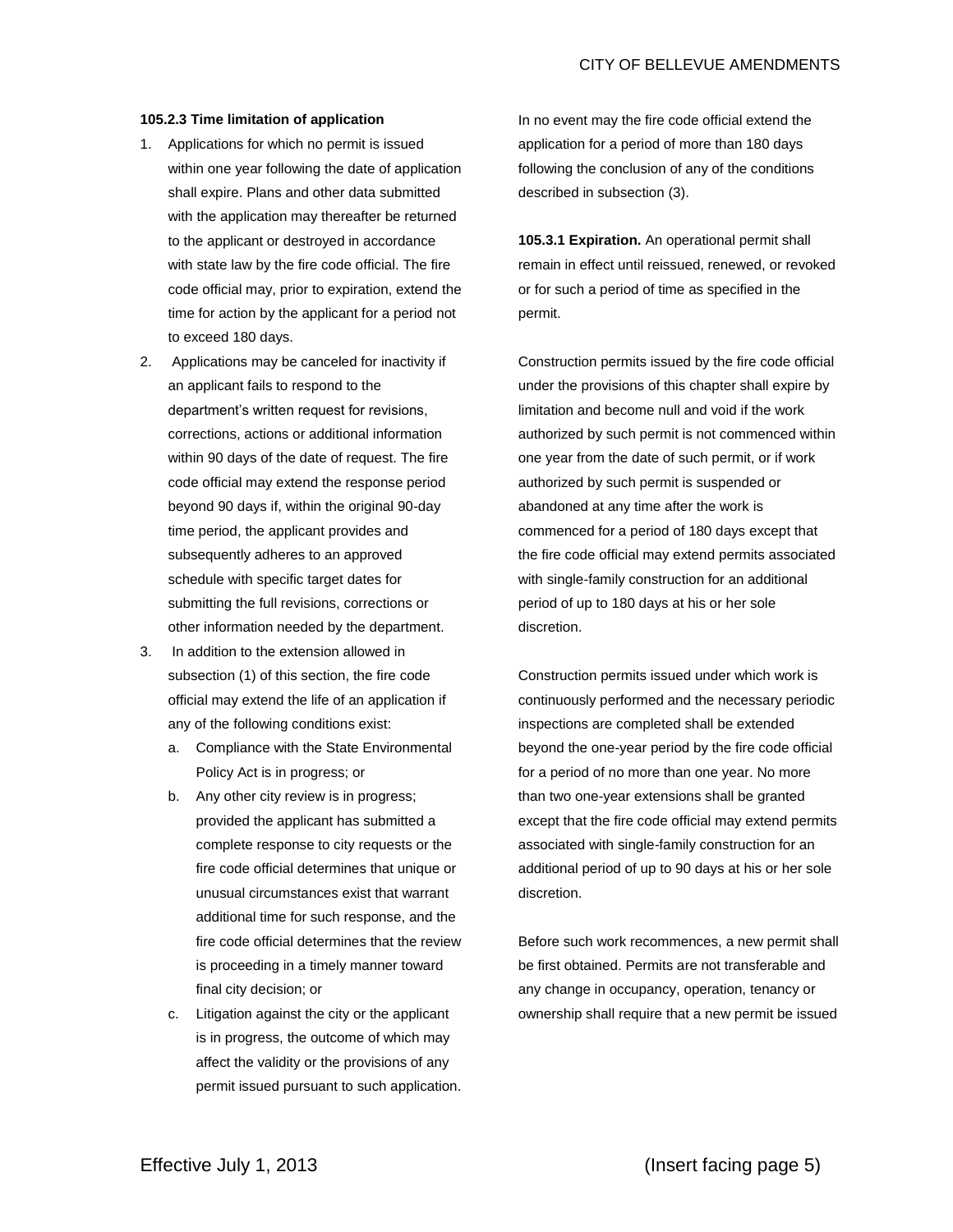**105.2.3 Time limitation of application**

1. Applications for which no permit is issued within one year following the date of application shall expire. Plans and other data submitted with the application may thereafter be returned to the applicant or destroyed in accordance with state law by the fire code official. The fire code official may, prior to expiration, extend the time for action by the applicant for a period not to exceed 180 days.
2. Applications may be canceled for inactivity if an applicant fails to respond to the department's written request for revisions, corrections, actions or additional information within 90 days of the date of request. The fire code official may extend the response period beyond 90 days if, within the original 90-day time period, the applicant provides and subsequently adheres to an approved schedule with specific target dates for submitting the full revisions, corrections or other information needed by the department.
3. In addition to the extension allowed in subsection (1) of this section, the fire code official may extend the life of an application if any of the following conditions exist:
   a. Compliance with the State Environmental Policy Act is in progress; or
   b. Any other city review is in progress; provided the applicant has submitted a complete response to city requests or the fire code official determines that unique or unusual circumstances exist that warrant additional time for such response, and the fire code official determines that the review is proceeding in a timely manner toward final city decision; or
   c. Litigation against the city or the applicant is in progress, the outcome of which may affect the validity or the provisions of any permit issued pursuant to such application.

In no event may the fire code official extend the application for a period of more than 180 days following the conclusion of any of the conditions described in subsection (3).

**105.3.1 Expiration.** An operational permit shall remain in effect until reissued, renewed, or revoked or for such a period of time as specified in the permit.

Construction permits issued by the fire code official under the provisions of this chapter shall expire by limitation and become null and void if the work authorized by such permit is not commenced within one year from the date of such permit, or if work authorized by such permit is suspended or abandoned at any time after the work is commenced for a period of 180 days except that the fire code official may extend permits associated with single-family construction for an additional period of up to 180 days at his or her sole discretion.

Construction permits issued under which work is continuously performed and the necessary periodic inspections are completed shall be extended beyond the one-year period by the fire code official for a period of no more than one year. No more than two one-year extensions shall be granted except that the fire code official may extend permits associated with single-family construction for an additional period of up to 90 days at his or her sole discretion.

Before such work recommences, a new permit shall be first obtained. Permits are not transferable and any change in occupancy, operation, tenancy or ownership shall require that a new permit be issued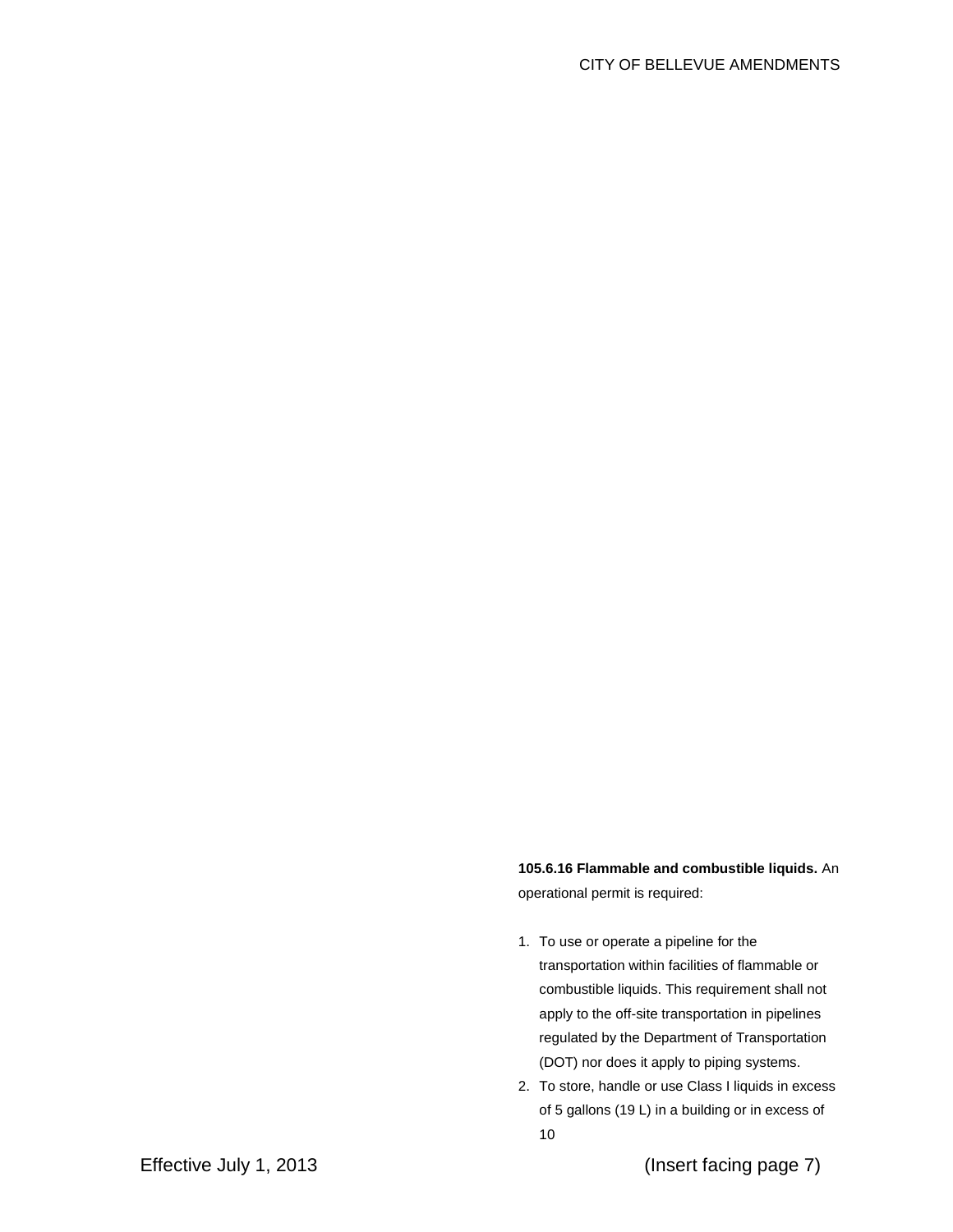**105.6.16 Flammable and combustible liquids.** An operational permit is required:

1. To use or operate a pipeline for the transportation within facilities of flammable or combustible liquids. This requirement shall not apply to the off-site transportation in pipelines regulated by the Department of Transportation (DOT) nor does it apply to piping systems.
2. To store, handle or use Class I liquids in excess of 5 gallons (19 L) in a building or in excess of 10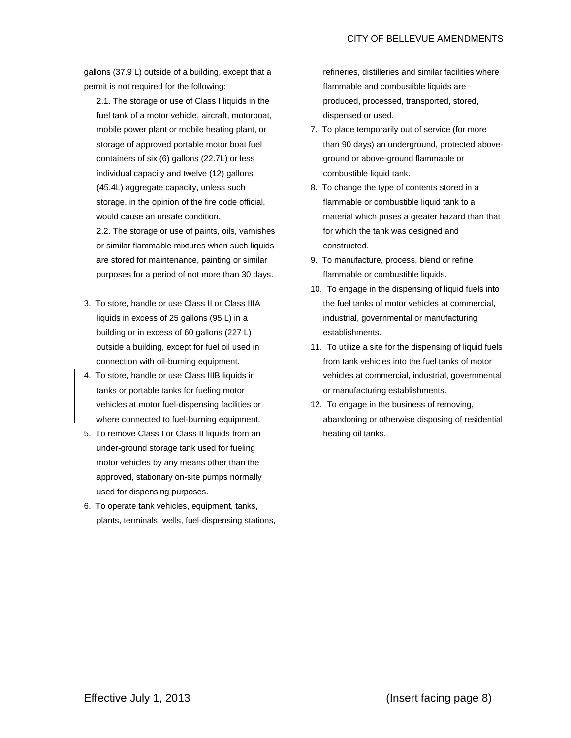gallons (37.9 L) outside of a building, except that a permit is not required for the following:

2.1. The storage or use of Class I liquids in the fuel tank of a motor vehicle, aircraft, motorboat, mobile power plant or mobile heating plant, or storage of approved portable motor boat fuel containers of six (6) gallons (22.7L) or less individual capacity and twelve (12) gallons (45.4L) aggregate capacity, unless such storage, in the opinion of the fire code official, would cause an unsafe condition.

2.2. The storage or use of paints, oils, varnishes or similar flammable mixtures when such liquids are stored for maintenance, painting or similar purposes for a period of not more than 30 days.

3. To store, handle or use Class II or Class IIIA liquids in excess of 25 gallons (95 L) in a building or in excess of 60 gallons (227 L) outside a building, except for fuel oil used in connection with oil-burning equipment.
4. To store, handle or use Class IIIB liquids in tanks or portable tanks for fueling motor vehicles at motor fuel-dispensing facilities or where connected to fuel-burning equipment.
5. To remove Class I or Class II liquids from an under-ground storage tank used for fueling motor vehicles by any means other than the approved, stationary on-site pumps normally used for dispensing purposes.
6. To operate tank vehicles, equipment, tanks, plants, terminals, wells, fuel-dispensing stations, refineries, distilleries and similar facilities where flammable and combustible liquids are produced, processed, transported, stored, dispensed or used.
7. To place temporarily out of service (for more than 90 days) an underground, protected above-ground or above-ground flammable or combustible liquid tank.
8. To change the type of contents stored in a flammable or combustible liquid tank to a material which poses a greater hazard than that for which the tank was designed and constructed.
9. To manufacture, process, blend or refine flammable or combustible liquids.
10. To engage in the dispensing of liquid fuels into the fuel tanks of motor vehicles at commercial, industrial, governmental or manufacturing establishments.
11. To utilize a site for the dispensing of liquid fuels from tank vehicles into the fuel tanks of motor vehicles at commercial, industrial, governmental or manufacturing establishments.
12. To engage in the business of removing, abandoning or otherwise disposing of residential heating oil tanks.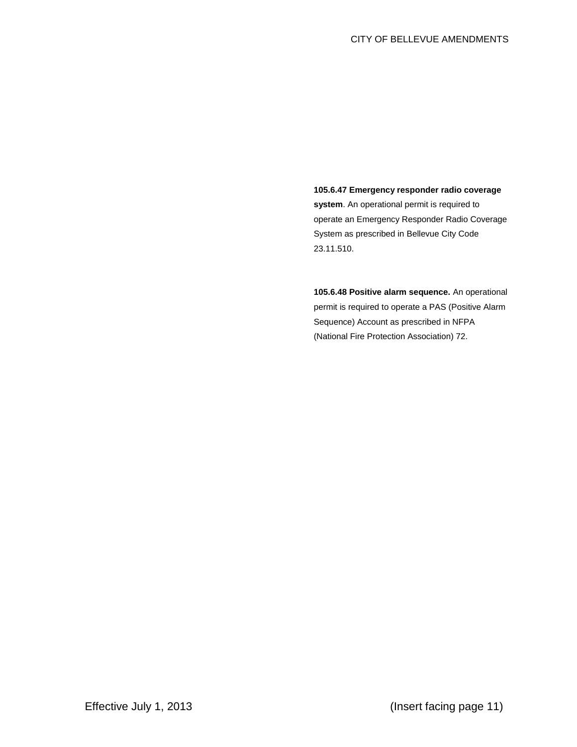**105.6.47 Emergency responder radio coverage system**. An operational permit is required to operate an Emergency Responder Radio Coverage System as prescribed in Bellevue City Code 23.11.510.

**105.6.48 Positive alarm sequence.** An operational permit is required to operate a PAS (Positive Alarm Sequence) Account as prescribed in NFPA (National Fire Protection Association) 72.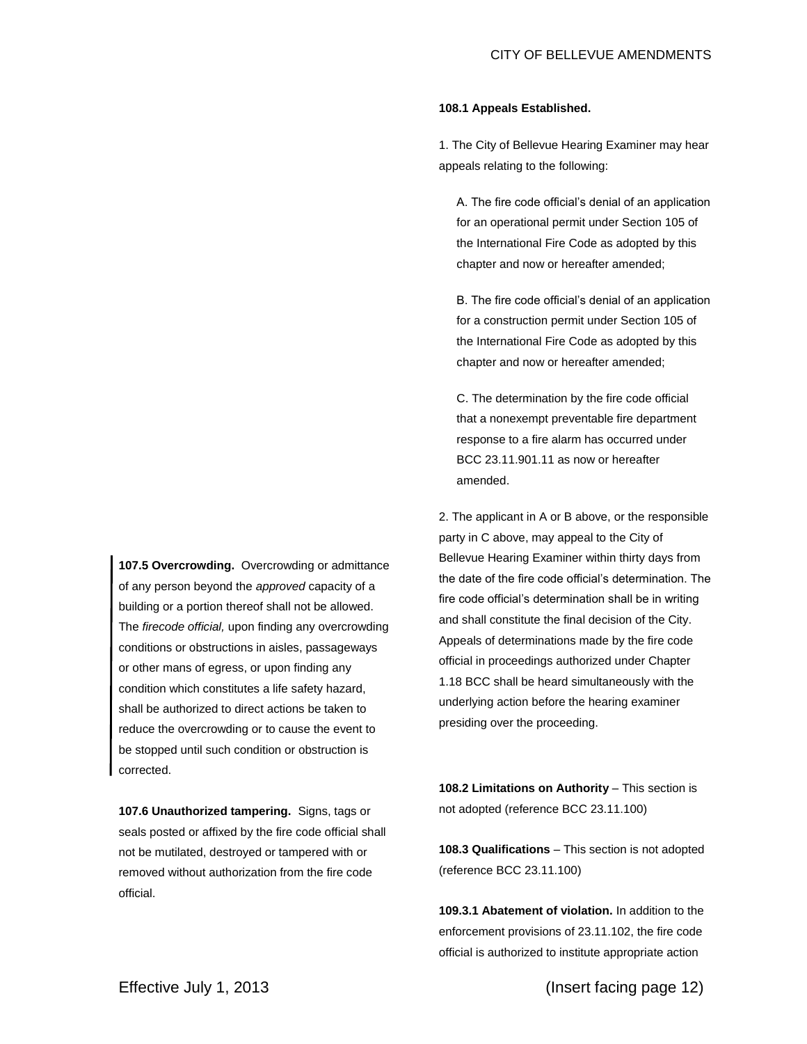**107.5 Overcrowding.** Overcrowding or admittance of any person beyond the *approved* capacity of a building or a portion thereof shall not be allowed. The *firecode official,* upon finding any overcrowding conditions or obstructions in aisles, passageways or other mans of egress, or upon finding any condition which constitutes a life safety hazard, shall be authorized to direct actions be taken to reduce the overcrowding or to cause the event to be stopped until such condition or obstruction is corrected.

**107.6 Unauthorized tampering.** Signs, tags or seals posted or affixed by the fire code official shall not be mutilated, destroyed or tampered with or removed without authorization from the fire code official.

**108.1 Appeals Established.**

1. The City of Bellevue Hearing Examiner may hear appeals relating to the following:

   A. The fire code official's denial of an application for an operational permit under Section 105 of the International Fire Code as adopted by this chapter and now or hereafter amended;

   B. The fire code official's denial of an application for a construction permit under Section 105 of the International Fire Code as adopted by this chapter and now or hereafter amended;

   C. The determination by the fire code official that a nonexempt preventable fire department response to a fire alarm has occurred under BCC 23.11.901.11 as now or hereafter amended.

2. The applicant in A or B above, or the responsible party in C above, may appeal to the City of Bellevue Hearing Examiner within thirty days from the date of the fire code official's determination. The fire code official's determination shall be in writing and shall constitute the final decision of the City. Appeals of determinations made by the fire code official in proceedings authorized under Chapter 1.18 BCC shall be heard simultaneously with the underlying action before the hearing examiner presiding over the proceeding.

**108.2 Limitations on Authority** – This section is not adopted (reference BCC 23.11.100)

**108.3 Qualifications** – This section is not adopted (reference BCC 23.11.100)

**109.3.1 Abatement of violation.** In addition to the enforcement provisions of 23.11.102, the fire code official is authorized to institute appropriate action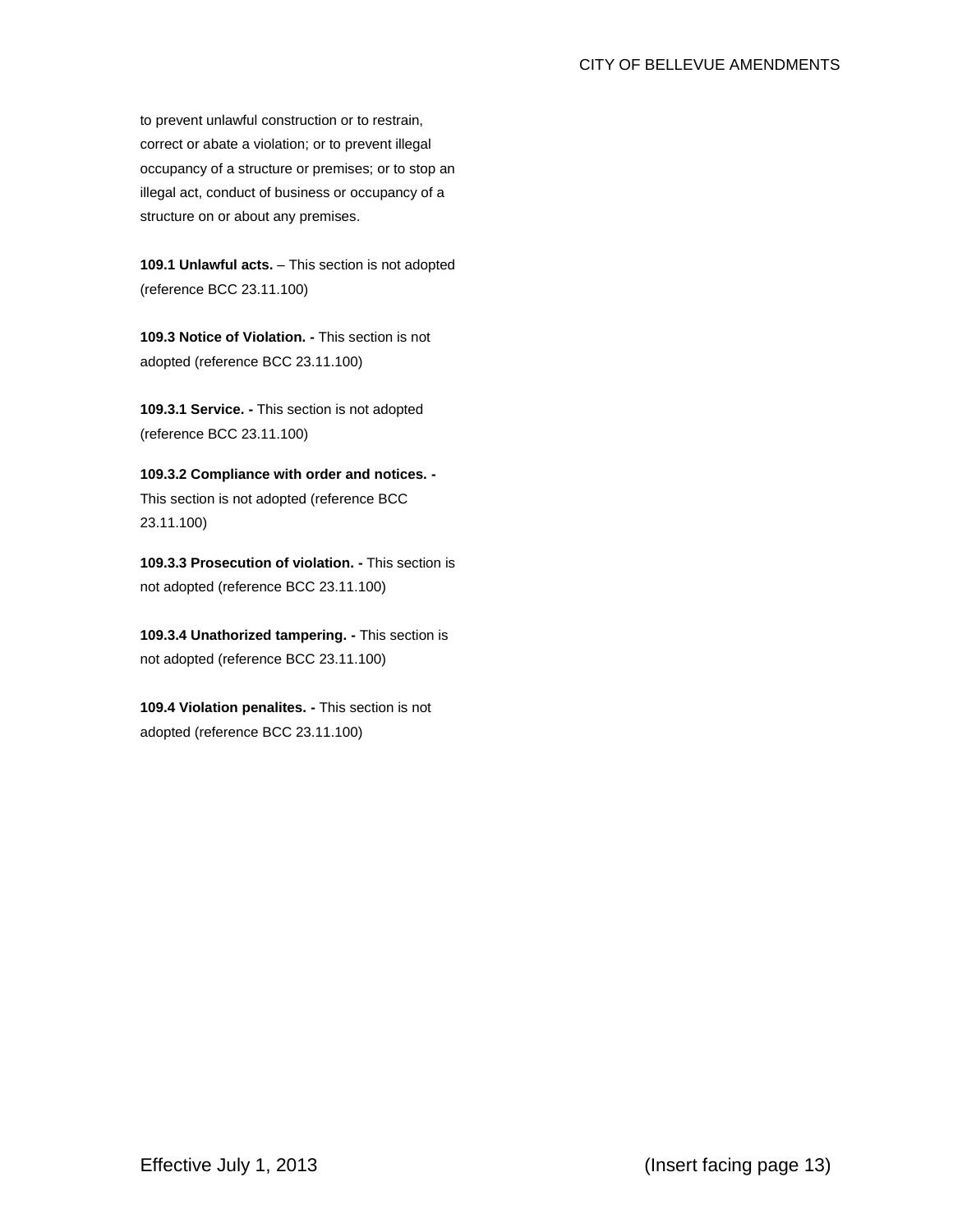to prevent unlawful construction or to restrain, correct or abate a violation; or to prevent illegal occupancy of a structure or premises; or to stop an illegal act, conduct of business or occupancy of a structure on or about any premises.

**109.1 Unlawful acts.** – This section is not adopted (reference BCC 23.11.100)

**109.3 Notice of Violation. -** This section is not adopted (reference BCC 23.11.100)

**109.3.1 Service. -** This section is not adopted (reference BCC 23.11.100)

**109.3.2 Compliance with order and notices. -** This section is not adopted (reference BCC 23.11.100)

**109.3.3 Prosecution of violation. -** This section is not adopted (reference BCC 23.11.100)

**109.3.4 Unathorized tampering. -** This section is not adopted (reference BCC 23.11.100)

**109.4 Violation penalites. -** This section is not adopted (reference BCC 23.11.100)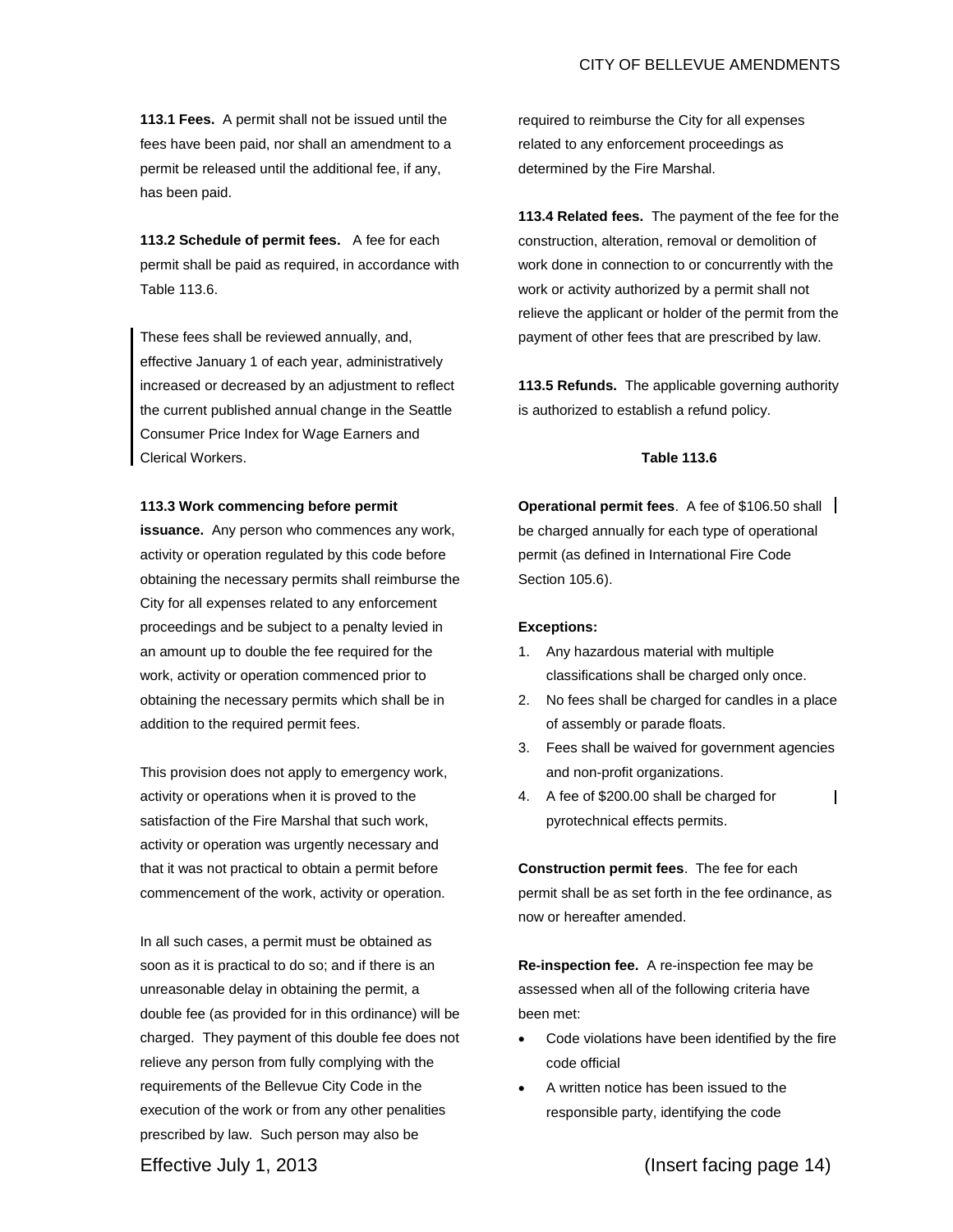**113.1 Fees.** A permit shall not be issued until the fees have been paid, nor shall an amendment to a permit be released until the additional fee, if any, has been paid.

**113.2 Schedule of permit fees.** A fee for each permit shall be paid as required, in accordance with Table 113.6.

These fees shall be reviewed annually, and, effective January 1 of each year, administratively increased or decreased by an adjustment to reflect the current published annual change in the Seattle Consumer Price Index for Wage Earners and Clerical Workers.

**113.3 Work commencing before permit issuance.** Any person who commences any work, activity or operation regulated by this code before obtaining the necessary permits shall reimburse the City for all expenses related to any enforcement proceedings and be subject to a penalty levied in an amount up to double the fee required for the work, activity or operation commenced prior to obtaining the necessary permits which shall be in addition to the required permit fees.

This provision does not apply to emergency work, activity or operations when it is proved to the satisfaction of the Fire Marshal that such work, activity or operation was urgently necessary and that it was not practical to obtain a permit before commencement of the work, activity or operation.

In all such cases, a permit must be obtained as soon as it is practical to do so; and if there is an unreasonable delay in obtaining the permit, a double fee (as provided for in this ordinance) will be charged. They payment of this double fee does not relieve any person from fully complying with the requirements of the Bellevue City Code in the execution of the work or from any other penalities prescribed by law. Such person may also be required to reimburse the City for all expenses related to any enforcement proceedings as determined by the Fire Marshal.

**113.4 Related fees.** The payment of the fee for the construction, alteration, removal or demolition of work done in connection to or concurrently with the work or activity authorized by a permit shall not relieve the applicant or holder of the permit from the payment of other fees that are prescribed by law.

**113.5 Refunds.** The applicable governing authority is authorized to establish a refund policy.

**Table 113.6**

**Operational permit fees**. A fee of $106.50 shall be charged annually for each type of operational permit (as defined in International Fire Code Section 105.6).

**Exceptions:**

1. Any hazardous material with multiple classifications shall be charged only once.
2. No fees shall be charged for candles in a place of assembly or parade floats.
3. Fees shall be waived for government agencies and non-profit organizations.
4. A fee of $200.00 shall be charged for pyrotechnical effects permits.

**Construction permit fees**. The fee for each permit shall be as set forth in the fee ordinance, as now or hereafter amended.

**Re-inspection fee.** A re-inspection fee may be assessed when all of the following criteria have been met:

- Code violations have been identified by the fire code official
- A written notice has been issued to the responsible party, identifying the code

Effective July 1, 2013 (Insert facing page 14)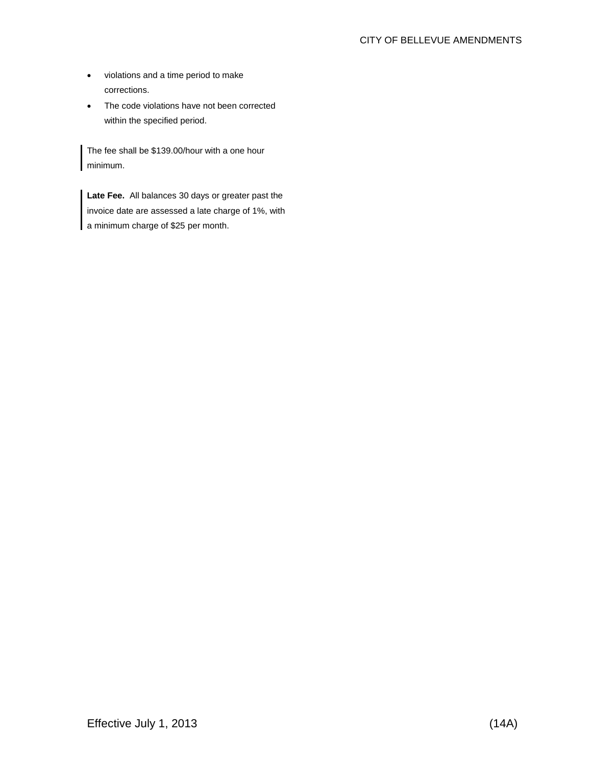- violations and a time period to make corrections.
- The code violations have not been corrected within the specified period.

The fee shall be $139.00/hour with a one hour minimum.

**Late Fee.** All balances 30 days or greater past the invoice date are assessed a late charge of 1%, with a minimum charge of $25 per month.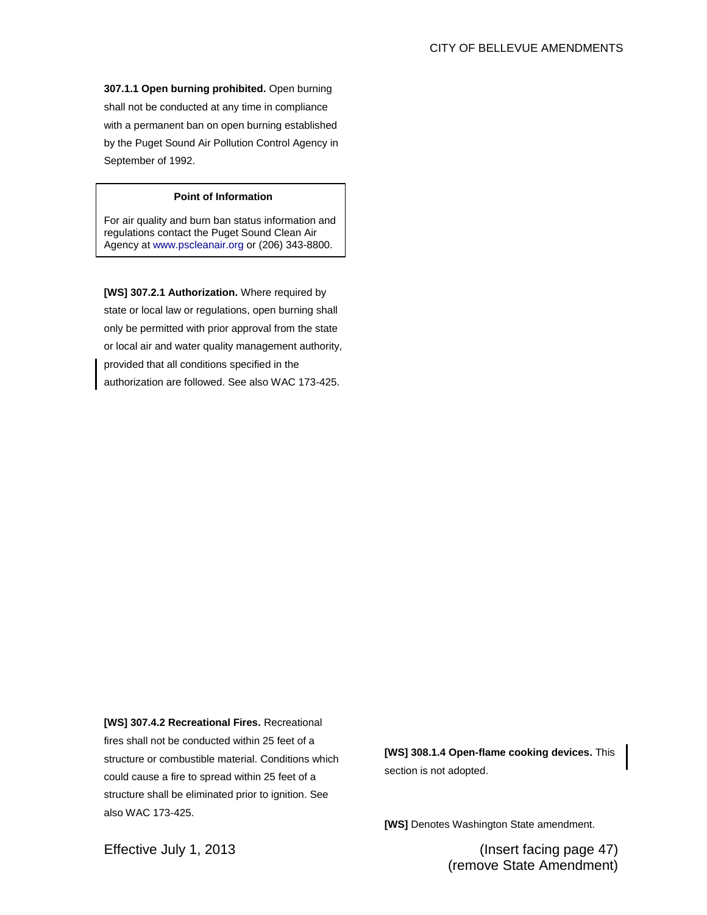**307.1.1 Open burning prohibited.** Open burning shall not be conducted at any time in compliance with a permanent ban on open burning established by the Puget Sound Air Pollution Control Agency in September of 1992.

> **Point of Information**
>
> For air quality and burn ban status information and regulations contact the Puget Sound Clean Air Agency at www.pscleanair.org or (206) 343-8800.

**[WS] 307.2.1 Authorization.** Where required by state or local law or regulations, open burning shall only be permitted with prior approval from the state or local air and water quality management authority, provided that all conditions specified in the authorization are followed. See also WAC 173-425.

**[WS] 307.4.2 Recreational Fires.** Recreational fires shall not be conducted within 25 feet of a structure or combustible material. Conditions which could cause a fire to spread within 25 feet of a structure shall be eliminated prior to ignition. See also WAC 173-425.

**[WS] 308.1.4 Open-flame cooking devices.** This section is not adopted.

**[WS]** Denotes Washington State amendment.

Effective July 1, 2013

(Insert facing page 47)
(remove State Amendment)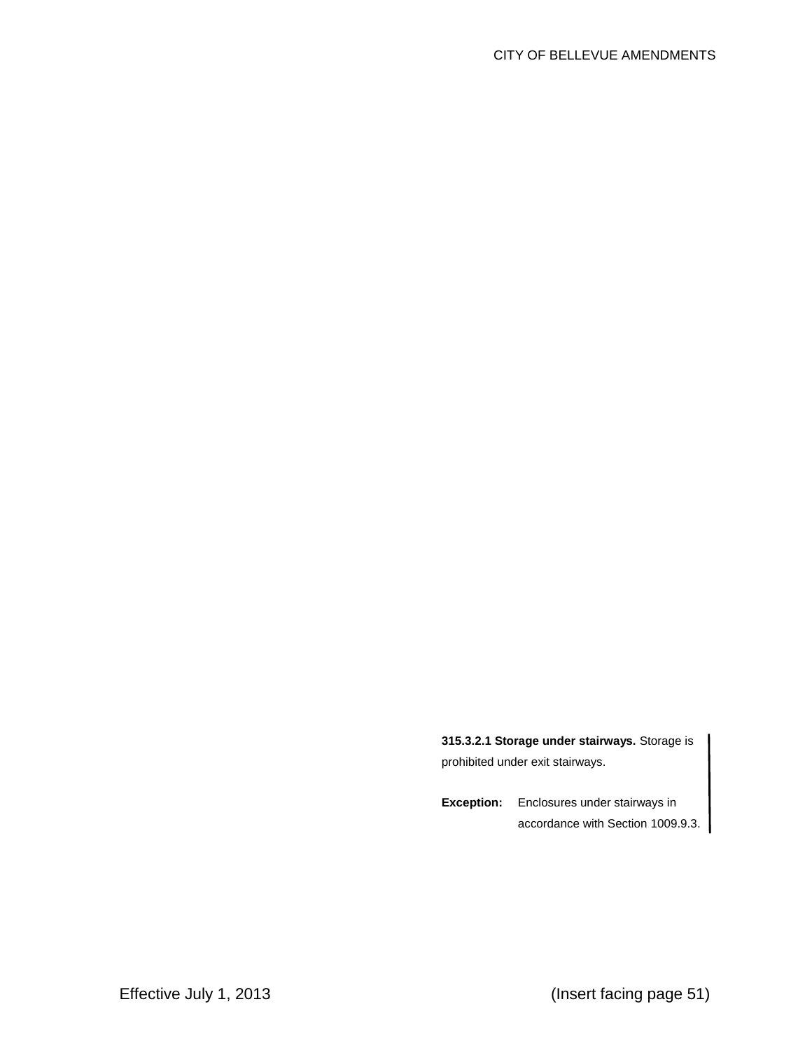**315.3.2.1 Storage under stairways.** Storage is prohibited under exit stairways.

**Exception:** Enclosures under stairways in accordance with Section 1009.9.3.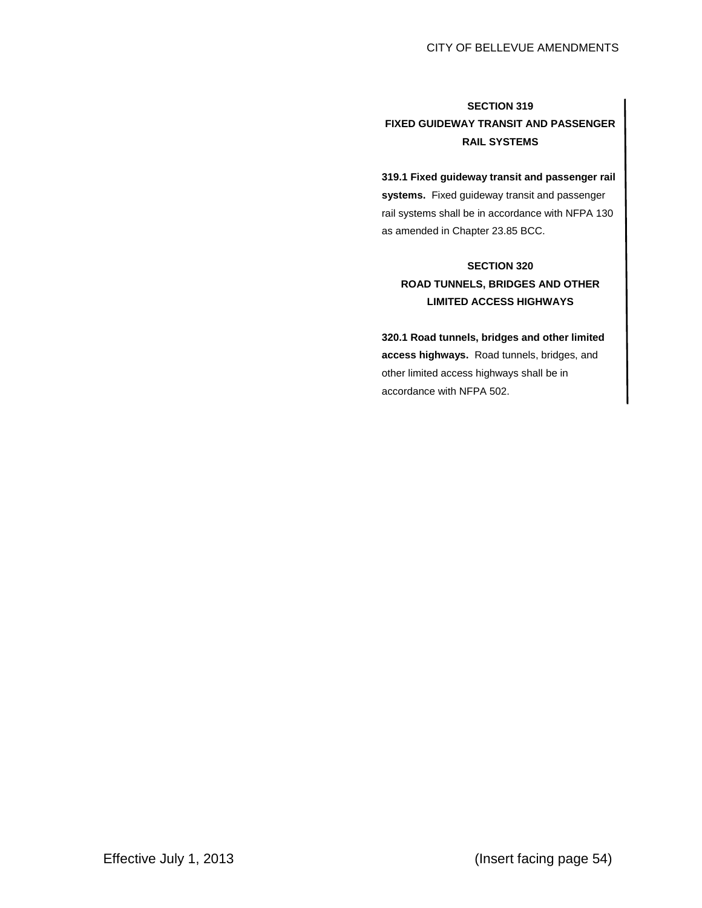## SECTION 319
## FIXED GUIDEWAY TRANSIT AND PASSENGER RAIL SYSTEMS

**319.1 Fixed guideway transit and passenger rail systems.** Fixed guideway transit and passenger rail systems shall be in accordance with NFPA 130 as amended in Chapter 23.85 BCC.

## SECTION 320
## ROAD TUNNELS, BRIDGES AND OTHER LIMITED ACCESS HIGHWAYS

**320.1 Road tunnels, bridges and other limited access highways.** Road tunnels, bridges, and other limited access highways shall be in accordance with NFPA 502.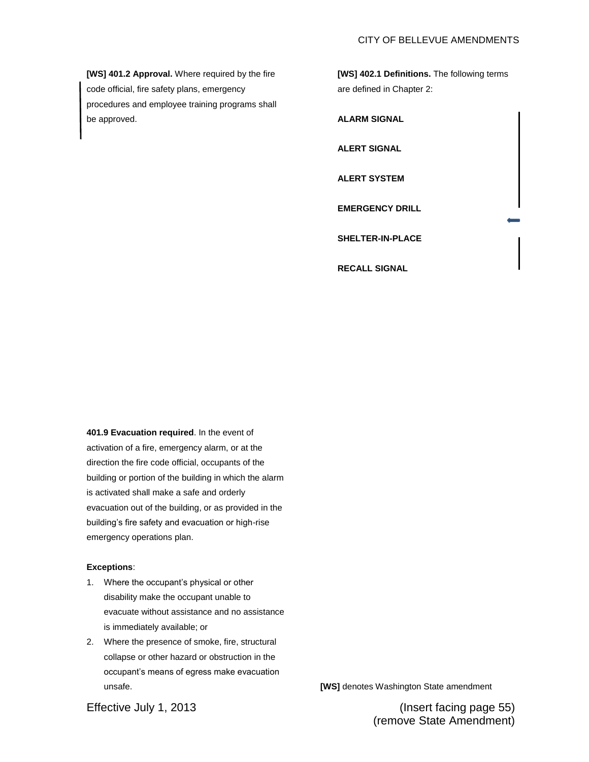**[WS] 401.2 Approval.** Where required by the fire code official, fire safety plans, emergency procedures and employee training programs shall be approved.

**401.9 Evacuation required**. In the event of activation of a fire, emergency alarm, or at the direction the fire code official, occupants of the building or portion of the building in which the alarm is activated shall make a safe and orderly evacuation out of the building, or as provided in the building's fire safety and evacuation or high-rise emergency operations plan.

**Exceptions**:

1. Where the occupant's physical or other disability make the occupant unable to evacuate without assistance and no assistance is immediately available; or
2. Where the presence of smoke, fire, structural collapse or other hazard or obstruction in the occupant's means of egress make evacuation unsafe.

**[WS] 402.1 Definitions.** The following terms are defined in Chapter 2:

**ALARM SIGNAL**

**ALERT SIGNAL**

**ALERT SYSTEM**

**EMERGENCY DRILL**

**SHELTER-IN-PLACE**

**RECALL SIGNAL**

**[WS]** denotes Washington State amendment

Effective July 1, 2013

(Insert facing page 55)
(remove State Amendment)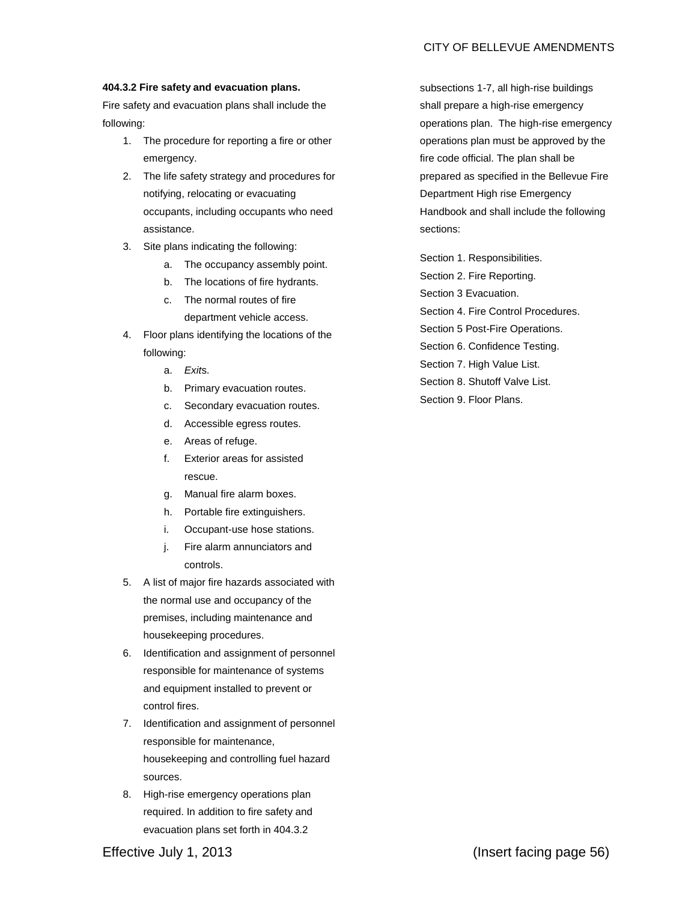**404.3.2 Fire safety and evacuation plans.**

Fire safety and evacuation plans shall include the following:

1. The procedure for reporting a fire or other emergency.
2. The life safety strategy and procedures for notifying, relocating or evacuating occupants, including occupants who need assistance.
3. Site plans indicating the following:
   a. The occupancy assembly point.
   b. The locations of fire hydrants.
   c. The normal routes of fire department vehicle access.
4. Floor plans identifying the locations of the following:
   a. *Exit*s.
   b. Primary evacuation routes.
   c. Secondary evacuation routes.
   d. Accessible egress routes.
   e. Areas of refuge.
   f. Exterior areas for assisted rescue.
   g. Manual fire alarm boxes.
   h. Portable fire extinguishers.
   i. Occupant-use hose stations.
   j. Fire alarm annunciators and controls.
5. A list of major fire hazards associated with the normal use and occupancy of the premises, including maintenance and housekeeping procedures.
6. Identification and assignment of personnel responsible for maintenance of systems and equipment installed to prevent or control fires.
7. Identification and assignment of personnel responsible for maintenance, housekeeping and controlling fuel hazard sources.
8. High-rise emergency operations plan required. In addition to fire safety and evacuation plans set forth in 404.3.2 subsections 1-7, all high-rise buildings shall prepare a high-rise emergency operations plan. The high-rise emergency operations plan must be approved by the fire code official. The plan shall be prepared as specified in the Bellevue Fire Department High rise Emergency Handbook and shall include the following sections:

Section 1. Responsibilities.
Section 2. Fire Reporting.
Section 3 Evacuation.
Section 4. Fire Control Procedures.
Section 5 Post-Fire Operations.
Section 6. Confidence Testing.
Section 7. High Value List.
Section 8. Shutoff Valve List.
Section 9. Floor Plans.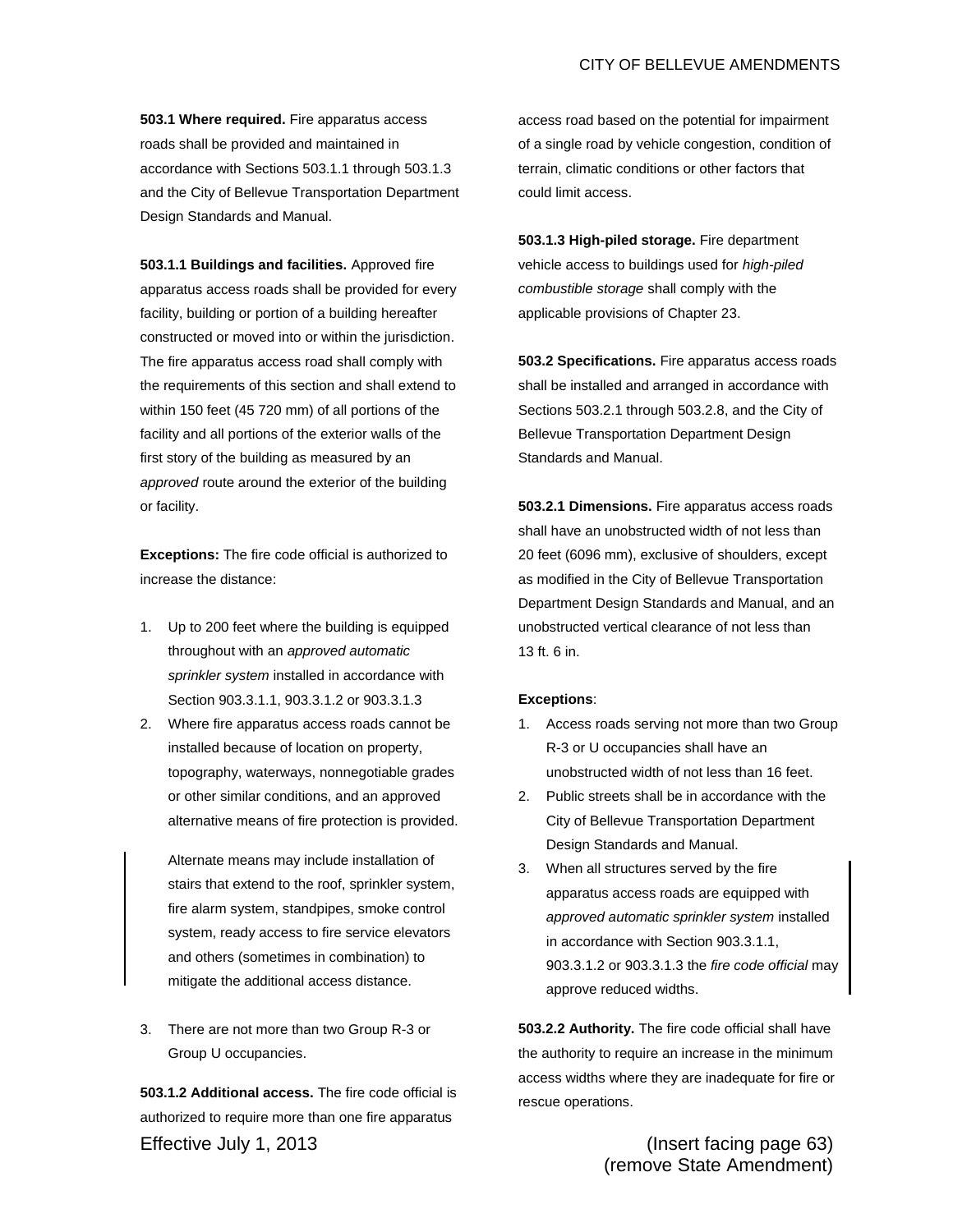**503.1 Where required.** Fire apparatus access roads shall be provided and maintained in accordance with Sections 503.1.1 through 503.1.3 and the City of Bellevue Transportation Department Design Standards and Manual.

**503.1.1 Buildings and facilities.** Approved fire apparatus access roads shall be provided for every facility, building or portion of a building hereafter constructed or moved into or within the jurisdiction. The fire apparatus access road shall comply with the requirements of this section and shall extend to within 150 feet (45 720 mm) of all portions of the facility and all portions of the exterior walls of the first story of the building as measured by an *approved* route around the exterior of the building or facility.

**Exceptions:** The fire code official is authorized to increase the distance:

1. Up to 200 feet where the building is equipped throughout with an *approved automatic sprinkler system* installed in accordance with Section 903.3.1.1, 903.3.1.2 or 903.3.1.3
2. Where fire apparatus access roads cannot be installed because of location on property, topography, waterways, nonnegotiable grades or other similar conditions, and an approved alternative means of fire protection is provided.

   Alternate means may include installation of stairs that extend to the roof, sprinkler system, fire alarm system, standpipes, smoke control system, ready access to fire service elevators and others (sometimes in combination) to mitigate the additional access distance.

3. There are not more than two Group R-3 or Group U occupancies.

**503.1.2 Additional access.** The fire code official is authorized to require more than one fire apparatus access road based on the potential for impairment of a single road by vehicle congestion, condition of terrain, climatic conditions or other factors that could limit access.

**503.1.3 High-piled storage.** Fire department vehicle access to buildings used for *high-piled combustible storage* shall comply with the applicable provisions of Chapter 23.

**503.2 Specifications.** Fire apparatus access roads shall be installed and arranged in accordance with Sections 503.2.1 through 503.2.8, and the City of Bellevue Transportation Department Design Standards and Manual.

**503.2.1 Dimensions.** Fire apparatus access roads shall have an unobstructed width of not less than 20 feet (6096 mm), exclusive of shoulders, except as modified in the City of Bellevue Transportation Department Design Standards and Manual, and an unobstructed vertical clearance of not less than 13 ft. 6 in.

**Exceptions**:

1. Access roads serving not more than two Group R-3 or U occupancies shall have an unobstructed width of not less than 16 feet.
2. Public streets shall be in accordance with the City of Bellevue Transportation Department Design Standards and Manual.
3. When all structures served by the fire apparatus access roads are equipped with *approved automatic sprinkler system* installed in accordance with Section 903.3.1.1, 903.3.1.2 or 903.3.1.3 the *fire code official* may approve reduced widths.

**503.2.2 Authority.** The fire code official shall have the authority to require an increase in the minimum access widths where they are inadequate for fire or rescue operations.

Effective July 1, 2013

(Insert facing page 63)
(remove State Amendment)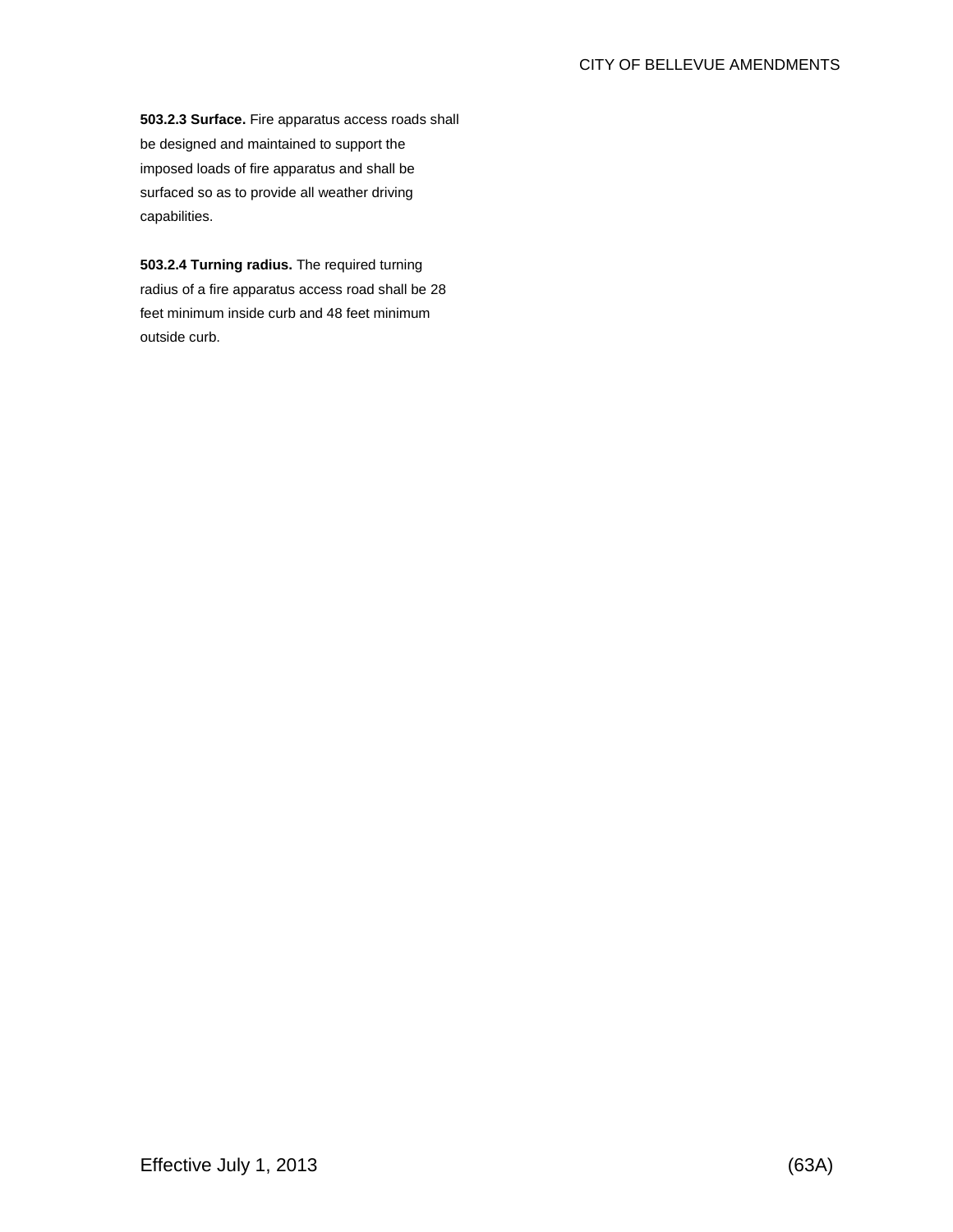**503.2.3 Surface.** Fire apparatus access roads shall be designed and maintained to support the imposed loads of fire apparatus and shall be surfaced so as to provide all weather driving capabilities.

**503.2.4 Turning radius.** The required turning radius of a fire apparatus access road shall be 28 feet minimum inside curb and 48 feet minimum outside curb.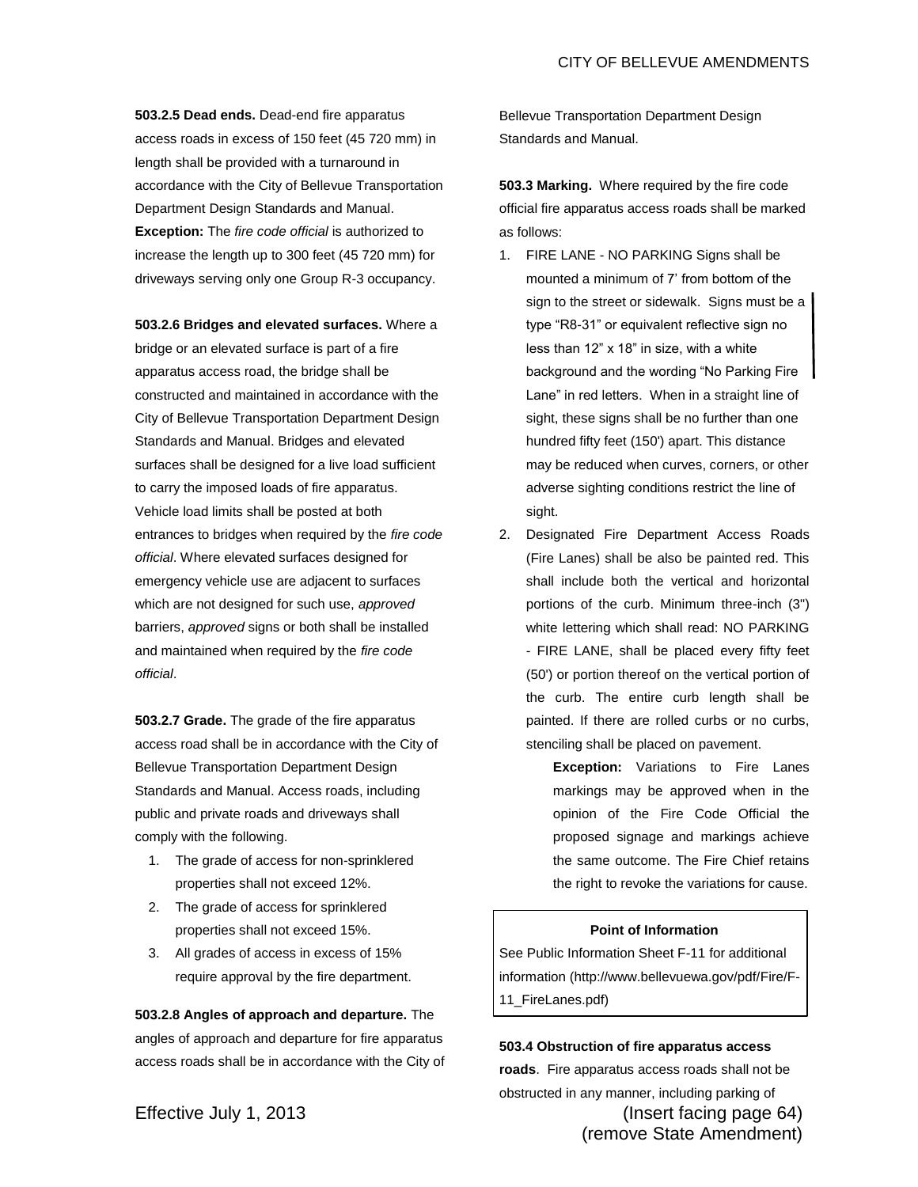**503.2.5 Dead ends.** Dead-end fire apparatus access roads in excess of 150 feet (45 720 mm) in length shall be provided with a turnaround in accordance with the City of Bellevue Transportation Department Design Standards and Manual.
**Exception:** The *fire code official* is authorized to increase the length up to 300 feet (45 720 mm) for driveways serving only one Group R-3 occupancy.

**503.2.6 Bridges and elevated surfaces.** Where a bridge or an elevated surface is part of a fire apparatus access road, the bridge shall be constructed and maintained in accordance with the City of Bellevue Transportation Department Design Standards and Manual. Bridges and elevated surfaces shall be designed for a live load sufficient to carry the imposed loads of fire apparatus. Vehicle load limits shall be posted at both entrances to bridges when required by the *fire code official*. Where elevated surfaces designed for emergency vehicle use are adjacent to surfaces which are not designed for such use, *approved* barriers, *approved* signs or both shall be installed and maintained when required by the *fire code official*.

**503.2.7 Grade.** The grade of the fire apparatus access road shall be in accordance with the City of Bellevue Transportation Department Design Standards and Manual. Access roads, including public and private roads and driveways shall comply with the following.

1. The grade of access for non-sprinklered properties shall not exceed 12%.
2. The grade of access for sprinklered properties shall not exceed 15%.
3. All grades of access in excess of 15% require approval by the fire department.

**503.2.8 Angles of approach and departure.** The angles of approach and departure for fire apparatus access roads shall be in accordance with the City of Bellevue Transportation Department Design Standards and Manual.

**503.3 Marking.** Where required by the fire code official fire apparatus access roads shall be marked as follows:

1. FIRE LANE - NO PARKING Signs shall be mounted a minimum of 7' from bottom of the sign to the street or sidewalk. Signs must be a type "R8-31" or equivalent reflective sign no less than 12" x 18" in size, with a white background and the wording "No Parking Fire Lane" in red letters. When in a straight line of sight, these signs shall be no further than one hundred fifty feet (150') apart. This distance may be reduced when curves, corners, or other adverse sighting conditions restrict the line of sight.
2. Designated Fire Department Access Roads (Fire Lanes) shall be also be painted red. This shall include both the vertical and horizontal portions of the curb. Minimum three-inch (3") white lettering which shall read: NO PARKING - FIRE LANE, shall be placed every fifty feet (50') or portion thereof on the vertical portion of the curb. The entire curb length shall be painted. If there are rolled curbs or no curbs, stenciling shall be placed on pavement.

    **Exception:** Variations to Fire Lanes markings may be approved when in the opinion of the Fire Code Official the proposed signage and markings achieve the same outcome. The Fire Chief retains the right to revoke the variations for cause.

**Point of Information**

See Public Information Sheet F-11 for additional information (http://www.bellevuewa.gov/pdf/Fire/F-11_FireLanes.pdf)

**503.4 Obstruction of fire apparatus access roads**. Fire apparatus access roads shall not be obstructed in any manner, including parking of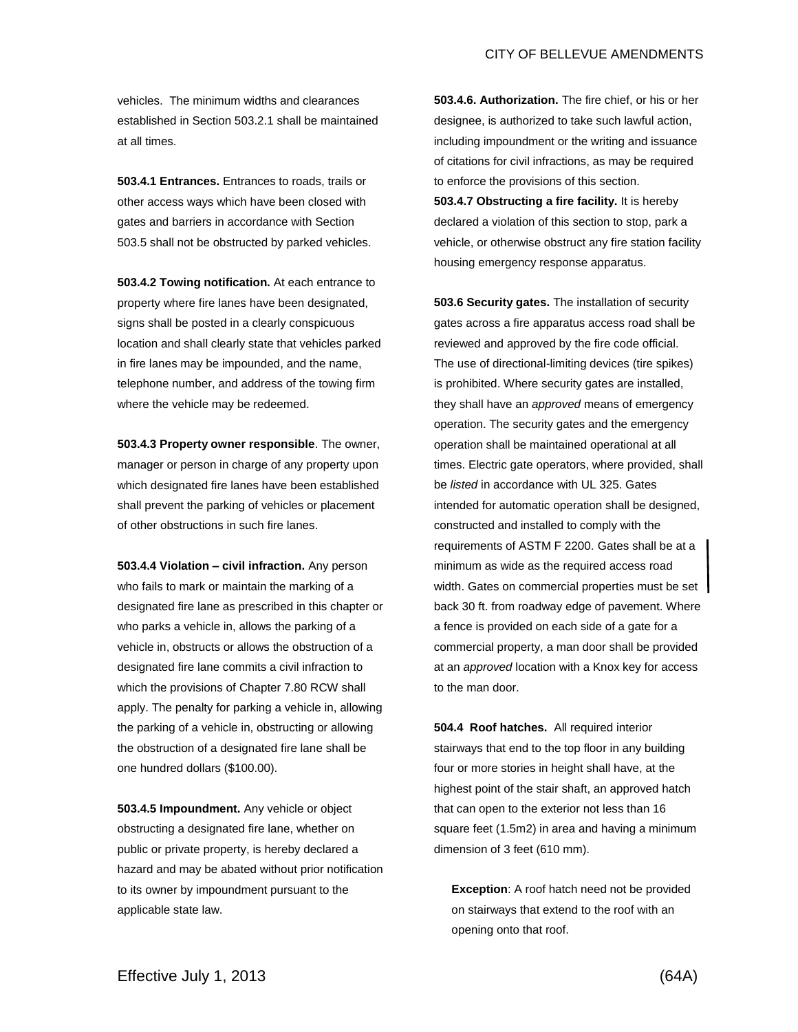vehicles. The minimum widths and clearances established in Section 503.2.1 shall be maintained at all times.

**503.4.1 Entrances.** Entrances to roads, trails or other access ways which have been closed with gates and barriers in accordance with Section 503.5 shall not be obstructed by parked vehicles.

**503.4.2 Towing notification.** At each entrance to property where fire lanes have been designated, signs shall be posted in a clearly conspicuous location and shall clearly state that vehicles parked in fire lanes may be impounded, and the name, telephone number, and address of the towing firm where the vehicle may be redeemed.

**503.4.3 Property owner responsible**. The owner, manager or person in charge of any property upon which designated fire lanes have been established shall prevent the parking of vehicles or placement of other obstructions in such fire lanes.

**503.4.4 Violation – civil infraction.** Any person who fails to mark or maintain the marking of a designated fire lane as prescribed in this chapter or who parks a vehicle in, allows the parking of a vehicle in, obstructs or allows the obstruction of a designated fire lane commits a civil infraction to which the provisions of Chapter 7.80 RCW shall apply. The penalty for parking a vehicle in, allowing the parking of a vehicle in, obstructing or allowing the obstruction of a designated fire lane shall be one hundred dollars ($100.00).

**503.4.5 Impoundment.** Any vehicle or object obstructing a designated fire lane, whether on public or private property, is hereby declared a hazard and may be abated without prior notification to its owner by impoundment pursuant to the applicable state law.

**503.4.6. Authorization.** The fire chief, or his or her designee, is authorized to take such lawful action, including impoundment or the writing and issuance of citations for civil infractions, as may be required to enforce the provisions of this section.

**503.4.7 Obstructing a fire facility.** It is hereby declared a violation of this section to stop, park a vehicle, or otherwise obstruct any fire station facility housing emergency response apparatus.

**503.6 Security gates.** The installation of security gates across a fire apparatus access road shall be reviewed and approved by the fire code official. The use of directional-limiting devices (tire spikes) is prohibited. Where security gates are installed, they shall have an *approved* means of emergency operation. The security gates and the emergency operation shall be maintained operational at all times. Electric gate operators, where provided, shall be *listed* in accordance with UL 325. Gates intended for automatic operation shall be designed, constructed and installed to comply with the requirements of ASTM F 2200. Gates shall be at a minimum as wide as the required access road width. Gates on commercial properties must be set back 30 ft. from roadway edge of pavement. Where a fence is provided on each side of a gate for a commercial property, a man door shall be provided at an *approved* location with a Knox key for access to the man door.

**504.4 Roof hatches.** All required interior stairways that end to the top floor in any building four or more stories in height shall have, at the highest point of the stair shaft, an approved hatch that can open to the exterior not less than 16 square feet (1.5m2) in area and having a minimum dimension of 3 feet (610 mm).

**Exception**: A roof hatch need not be provided on stairways that extend to the roof with an opening onto that roof.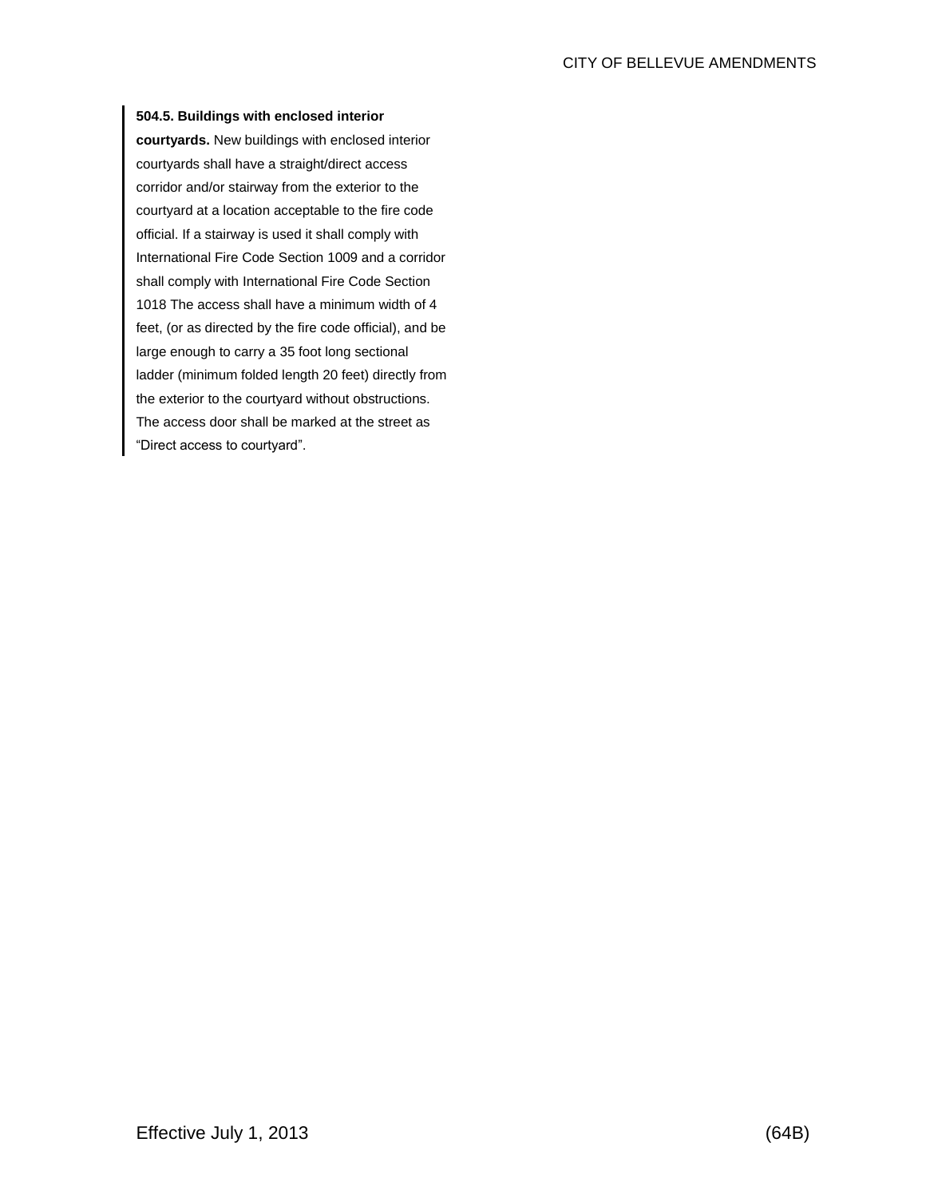**504.5. Buildings with enclosed interior courtyards.** New buildings with enclosed interior courtyards shall have a straight/direct access corridor and/or stairway from the exterior to the courtyard at a location acceptable to the fire code official. If a stairway is used it shall comply with International Fire Code Section 1009 and a corridor shall comply with International Fire Code Section 1018 The access shall have a minimum width of 4 feet, (or as directed by the fire code official), and be large enough to carry a 35 foot long sectional ladder (minimum folded length 20 feet) directly from the exterior to the courtyard without obstructions. The access door shall be marked at the street as "Direct access to courtyard".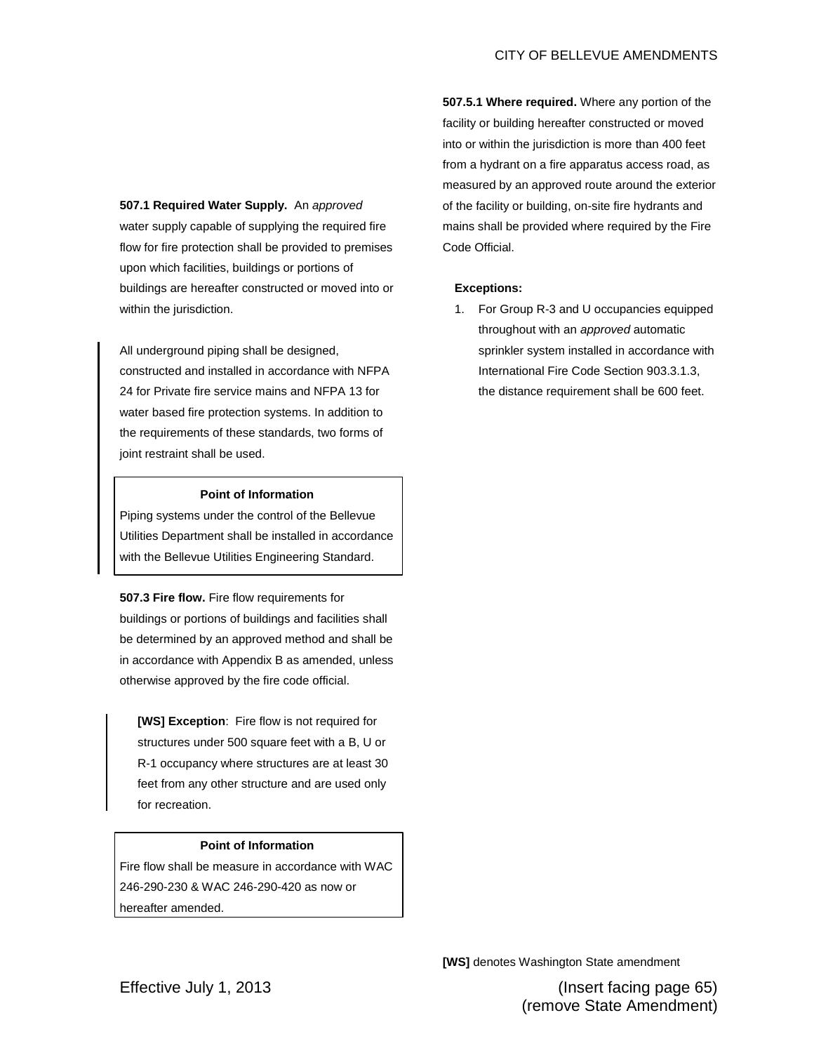**507.1 Required Water Supply.** An *approved* water supply capable of supplying the required fire flow for fire protection shall be provided to premises upon which facilities, buildings or portions of buildings are hereafter constructed or moved into or within the jurisdiction.

All underground piping shall be designed, constructed and installed in accordance with NFPA 24 for Private fire service mains and NFPA 13 for water based fire protection systems. In addition to the requirements of these standards, two forms of joint restraint shall be used.

> **Point of Information**
>
> Piping systems under the control of the Bellevue Utilities Department shall be installed in accordance with the Bellevue Utilities Engineering Standard.

**507.3 Fire flow.** Fire flow requirements for buildings or portions of buildings and facilities shall be determined by an approved method and shall be in accordance with Appendix B as amended, unless otherwise approved by the fire code official.

**[WS] Exception**: Fire flow is not required for structures under 500 square feet with a B, U or R-1 occupancy where structures are at least 30 feet from any other structure and are used only for recreation.

> **Point of Information**
>
> Fire flow shall be measure in accordance with WAC 246-290-230 & WAC 246-290-420 as now or hereafter amended.

**507.5.1 Where required.** Where any portion of the facility or building hereafter constructed or moved into or within the jurisdiction is more than 400 feet from a hydrant on a fire apparatus access road, as measured by an approved route around the exterior of the facility or building, on-site fire hydrants and mains shall be provided where required by the Fire Code Official.

**Exceptions:**

1. For Group R-3 and U occupancies equipped throughout with an *approved* automatic sprinkler system installed in accordance with International Fire Code Section 903.3.1.3, the distance requirement shall be 600 feet.

**[WS]** denotes Washington State amendment

Effective July 1, 2013

(Insert facing page 65)
(remove State Amendment)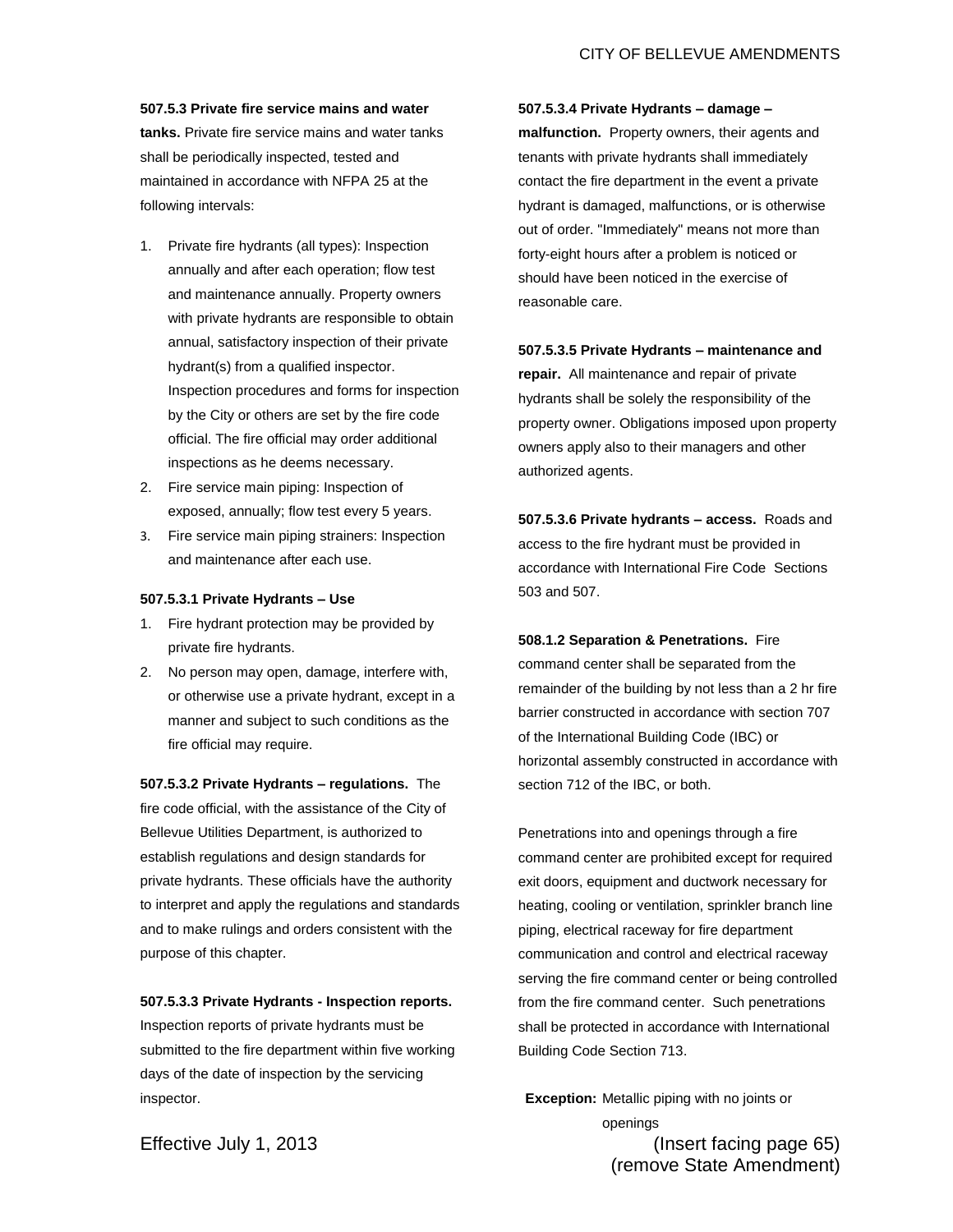**507.5.3 Private fire service mains and water tanks.** Private fire service mains and water tanks shall be periodically inspected, tested and maintained in accordance with NFPA 25 at the following intervals:

1. Private fire hydrants (all types): Inspection annually and after each operation; flow test and maintenance annually. Property owners with private hydrants are responsible to obtain annual, satisfactory inspection of their private hydrant(s) from a qualified inspector. Inspection procedures and forms for inspection by the City or others are set by the fire code official. The fire official may order additional inspections as he deems necessary.
2. Fire service main piping: Inspection of exposed, annually; flow test every 5 years.
3. Fire service main piping strainers: Inspection and maintenance after each use.

**507.5.3.1 Private Hydrants – Use**

1. Fire hydrant protection may be provided by private fire hydrants.
2. No person may open, damage, interfere with, or otherwise use a private hydrant, except in a manner and subject to such conditions as the fire official may require.

**507.5.3.2 Private Hydrants – regulations.** The fire code official, with the assistance of the City of Bellevue Utilities Department, is authorized to establish regulations and design standards for private hydrants. These officials have the authority to interpret and apply the regulations and standards and to make rulings and orders consistent with the purpose of this chapter.

**507.5.3.3 Private Hydrants - Inspection reports.** Inspection reports of private hydrants must be submitted to the fire department within five working days of the date of inspection by the servicing inspector.

**507.5.3.4 Private Hydrants – damage – malfunction.** Property owners, their agents and tenants with private hydrants shall immediately contact the fire department in the event a private hydrant is damaged, malfunctions, or is otherwise out of order. "Immediately" means not more than forty-eight hours after a problem is noticed or should have been noticed in the exercise of reasonable care.

**507.5.3.5 Private Hydrants – maintenance and repair.** All maintenance and repair of private hydrants shall be solely the responsibility of the property owner. Obligations imposed upon property owners apply also to their managers and other authorized agents.

**507.5.3.6 Private hydrants – access.** Roads and access to the fire hydrant must be provided in accordance with International Fire Code Sections 503 and 507.

**508.1.2 Separation & Penetrations.** Fire command center shall be separated from the remainder of the building by not less than a 2 hr fire barrier constructed in accordance with section 707 of the International Building Code (IBC) or horizontal assembly constructed in accordance with section 712 of the IBC, or both.

Penetrations into and openings through a fire command center are prohibited except for required exit doors, equipment and ductwork necessary for heating, cooling or ventilation, sprinkler branch line piping, electrical raceway for fire department communication and control and electrical raceway serving the fire command center or being controlled from the fire command center. Such penetrations shall be protected in accordance with International Building Code Section 713.

**Exception:** Metallic piping with no joints or openings

Effective July 1, 2013

(Insert facing page 65)
(remove State Amendment)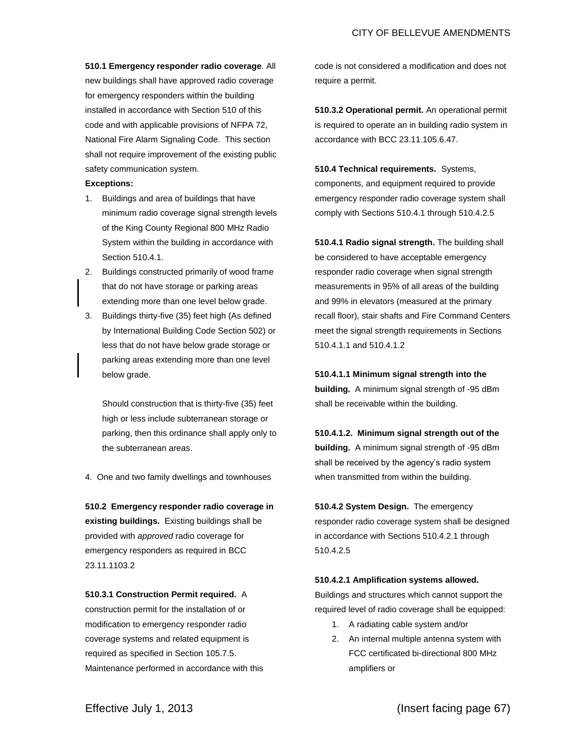**510.1 Emergency responder radio coverage**. All new buildings shall have approved radio coverage for emergency responders within the building installed in accordance with Section 510 of this code and with applicable provisions of NFPA 72, National Fire Alarm Signaling Code. This section shall not require improvement of the existing public safety communication system.

**Exceptions:**

1. Buildings and area of buildings that have minimum radio coverage signal strength levels of the King County Regional 800 MHz Radio System within the building in accordance with Section 510.4.1.
2. Buildings constructed primarily of wood frame that do not have storage or parking areas extending more than one level below grade.
3. Buildings thirty-five (35) feet high (As defined by International Building Code Section 502) or less that do not have below grade storage or parking areas extending more than one level below grade.

   Should construction that is thirty-five (35) feet high or less include subterranean storage or parking, then this ordinance shall apply only to the subterranean areas.

4. One and two family dwellings and townhouses

**510.2 Emergency responder radio coverage in existing buildings.** Existing buildings shall be provided with *approved* radio coverage for emergency responders as required in BCC 23.11.1103.2

**510.3.1 Construction Permit required.** A construction permit for the installation of or modification to emergency responder radio coverage systems and related equipment is required as specified in Section 105.7.5. Maintenance performed in accordance with this code is not considered a modification and does not require a permit.

**510.3.2 Operational permit.** An operational permit is required to operate an in building radio system in accordance with BCC 23.11.105.6.47.

**510.4 Technical requirements.** Systems, components, and equipment required to provide emergency responder radio coverage system shall comply with Sections 510.4.1 through 510.4.2.5

**510.4.1 Radio signal strength.** The building shall be considered to have acceptable emergency responder radio coverage when signal strength measurements in 95% of all areas of the building and 99% in elevators (measured at the primary recall floor), stair shafts and Fire Command Centers meet the signal strength requirements in Sections 510.4.1.1 and 510.4.1.2

**510.4.1.1 Minimum signal strength into the building.** A minimum signal strength of -95 dBm shall be receivable within the building.

**510.4.1.2. Minimum signal strength out of the building.** A minimum signal strength of -95 dBm shall be received by the agency's radio system when transmitted from within the building.

**510.4.2 System Design.** The emergency responder radio coverage system shall be designed in accordance with Sections 510.4.2.1 through 510.4.2.5

**510.4.2.1 Amplification systems allowed.** Buildings and structures which cannot support the required level of radio coverage shall be equipped:

1. A radiating cable system and/or
2. An internal multiple antenna system with FCC certificated bi-directional 800 MHz amplifiers or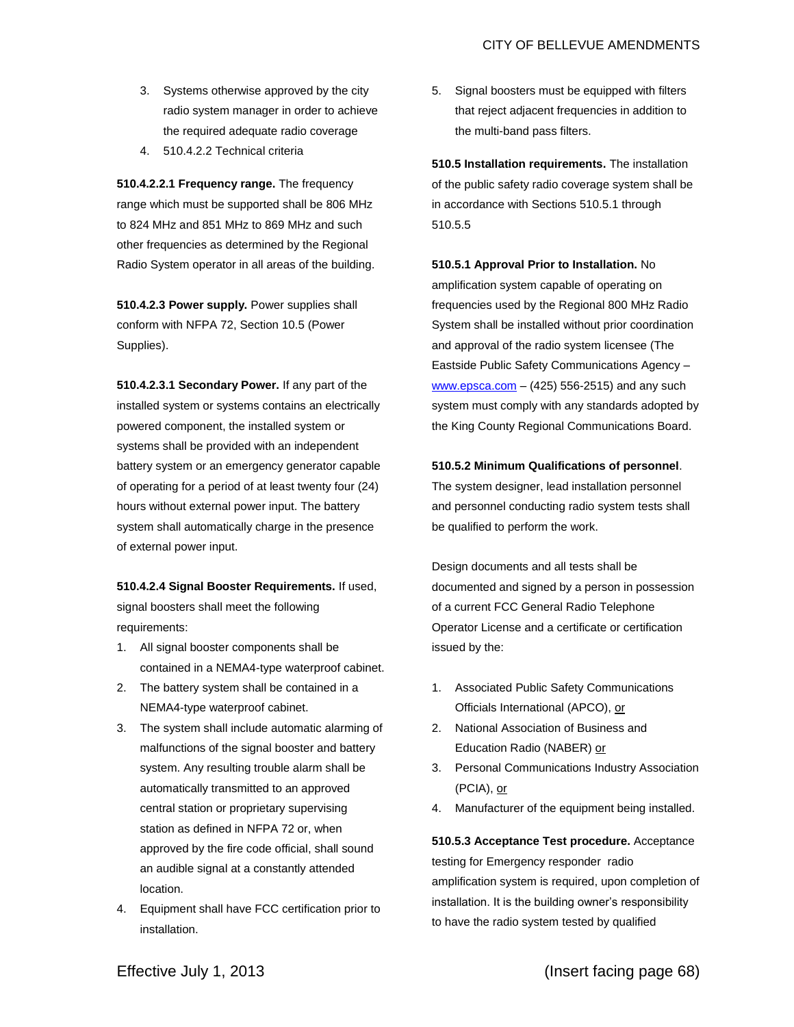3. Systems otherwise approved by the city radio system manager in order to achieve the required adequate radio coverage
4. 510.4.2.2 Technical criteria

**510.4.2.2.1 Frequency range.** The frequency range which must be supported shall be 806 MHz to 824 MHz and 851 MHz to 869 MHz and such other frequencies as determined by the Regional Radio System operator in all areas of the building.

**510.4.2.3 Power supply.** Power supplies shall conform with NFPA 72, Section 10.5 (Power Supplies).

**510.4.2.3.1 Secondary Power.** If any part of the installed system or systems contains an electrically powered component, the installed system or systems shall be provided with an independent battery system or an emergency generator capable of operating for a period of at least twenty four (24) hours without external power input. The battery system shall automatically charge in the presence of external power input.

**510.4.2.4 Signal Booster Requirements.** If used, signal boosters shall meet the following requirements:

1. All signal booster components shall be contained in a NEMA4-type waterproof cabinet.
2. The battery system shall be contained in a NEMA4-type waterproof cabinet.
3. The system shall include automatic alarming of malfunctions of the signal booster and battery system. Any resulting trouble alarm shall be automatically transmitted to an approved central station or proprietary supervising station as defined in NFPA 72 or, when approved by the fire code official, shall sound an audible signal at a constantly attended location.
4. Equipment shall have FCC certification prior to installation.
5. Signal boosters must be equipped with filters that reject adjacent frequencies in addition to the multi-band pass filters.

**510.5 Installation requirements.** The installation of the public safety radio coverage system shall be in accordance with Sections 510.5.1 through 510.5.5

**510.5.1 Approval Prior to Installation.** No amplification system capable of operating on frequencies used by the Regional 800 MHz Radio System shall be installed without prior coordination and approval of the radio system licensee (The Eastside Public Safety Communications Agency – www.epsca.com – (425) 556-2515) and any such system must comply with any standards adopted by the King County Regional Communications Board.

**510.5.2 Minimum Qualifications of personnel**. The system designer, lead installation personnel and personnel conducting radio system tests shall be qualified to perform the work.

Design documents and all tests shall be documented and signed by a person in possession of a current FCC General Radio Telephone Operator License and a certificate or certification issued by the:

1. Associated Public Safety Communications Officials International (APCO), or
2. National Association of Business and Education Radio (NABER) or
3. Personal Communications Industry Association (PCIA), or
4. Manufacturer of the equipment being installed.

**510.5.3 Acceptance Test procedure.** Acceptance testing for Emergency responder radio amplification system is required, upon completion of installation. It is the building owner's responsibility to have the radio system tested by qualified

Effective July 1, 2013 (Insert facing page 68)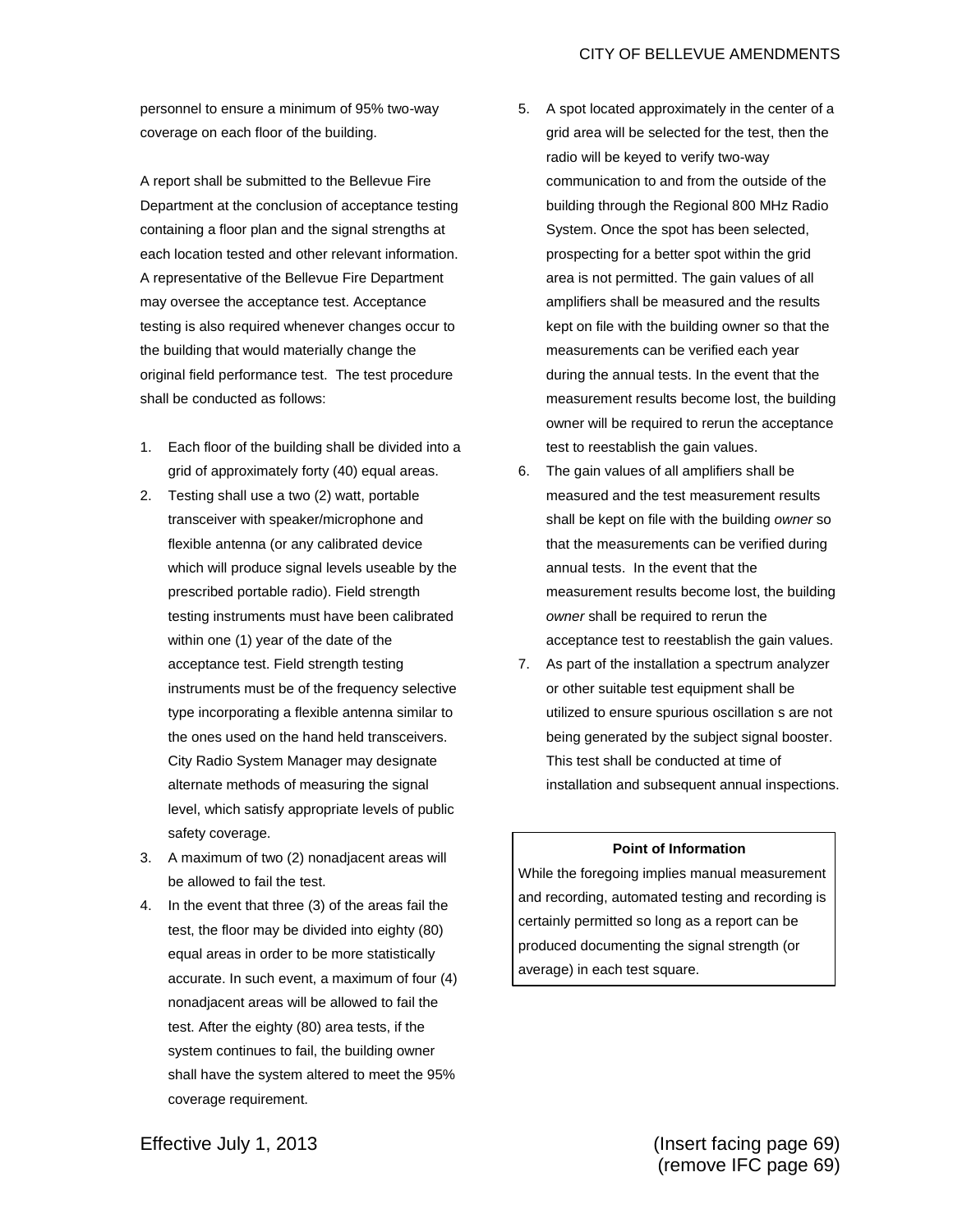personnel to ensure a minimum of 95% two-way coverage on each floor of the building.

A report shall be submitted to the Bellevue Fire Department at the conclusion of acceptance testing containing a floor plan and the signal strengths at each location tested and other relevant information. A representative of the Bellevue Fire Department may oversee the acceptance test. Acceptance testing is also required whenever changes occur to the building that would materially change the original field performance test. The test procedure shall be conducted as follows:

1. Each floor of the building shall be divided into a grid of approximately forty (40) equal areas.
2. Testing shall use a two (2) watt, portable transceiver with speaker/microphone and flexible antenna (or any calibrated device which will produce signal levels useable by the prescribed portable radio). Field strength testing instruments must have been calibrated within one (1) year of the date of the acceptance test. Field strength testing instruments must be of the frequency selective type incorporating a flexible antenna similar to the ones used on the hand held transceivers. City Radio System Manager may designate alternate methods of measuring the signal level, which satisfy appropriate levels of public safety coverage.
3. A maximum of two (2) nonadjacent areas will be allowed to fail the test.
4. In the event that three (3) of the areas fail the test, the floor may be divided into eighty (80) equal areas in order to be more statistically accurate. In such event, a maximum of four (4) nonadjacent areas will be allowed to fail the test. After the eighty (80) area tests, if the system continues to fail, the building owner shall have the system altered to meet the 95% coverage requirement.
5. A spot located approximately in the center of a grid area will be selected for the test, then the radio will be keyed to verify two-way communication to and from the outside of the building through the Regional 800 MHz Radio System. Once the spot has been selected, prospecting for a better spot within the grid area is not permitted. The gain values of all amplifiers shall be measured and the results kept on file with the building owner so that the measurements can be verified each year during the annual tests. In the event that the measurement results become lost, the building owner will be required to rerun the acceptance test to reestablish the gain values.
6. The gain values of all amplifiers shall be measured and the test measurement results shall be kept on file with the building *owner* so that the measurements can be verified during annual tests. In the event that the measurement results become lost, the building *owner* shall be required to rerun the acceptance test to reestablish the gain values.
7. As part of the installation a spectrum analyzer or other suitable test equipment shall be utilized to ensure spurious oscillation s are not being generated by the subject signal booster. This test shall be conducted at time of installation and subsequent annual inspections.

**Point of Information**

While the foregoing implies manual measurement and recording, automated testing and recording is certainly permitted so long as a report can be produced documenting the signal strength (or average) in each test square.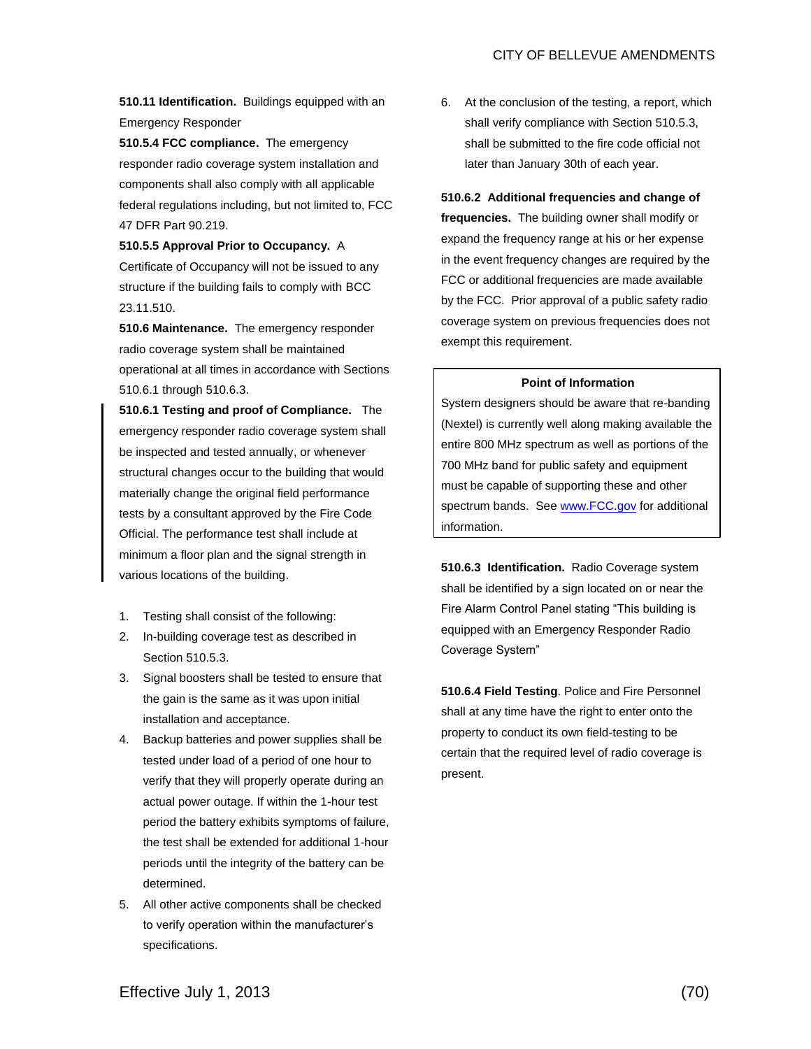**510.11 Identification.** Buildings equipped with an Emergency Responder

**510.5.4 FCC compliance.** The emergency responder radio coverage system installation and components shall also comply with all applicable federal regulations including, but not limited to, FCC 47 DFR Part 90.219.

**510.5.5 Approval Prior to Occupancy.** A Certificate of Occupancy will not be issued to any structure if the building fails to comply with BCC 23.11.510.

**510.6 Maintenance.** The emergency responder radio coverage system shall be maintained operational at all times in accordance with Sections 510.6.1 through 510.6.3.

**510.6.1 Testing and proof of Compliance.** The emergency responder radio coverage system shall be inspected and tested annually, or whenever structural changes occur to the building that would materially change the original field performance tests by a consultant approved by the Fire Code Official. The performance test shall include at minimum a floor plan and the signal strength in various locations of the building.

1. Testing shall consist of the following:
2. In-building coverage test as described in Section 510.5.3.
3. Signal boosters shall be tested to ensure that the gain is the same as it was upon initial installation and acceptance.
4. Backup batteries and power supplies shall be tested under load of a period of one hour to verify that they will properly operate during an actual power outage. If within the 1-hour test period the battery exhibits symptoms of failure, the test shall be extended for additional 1-hour periods until the integrity of the battery can be determined.
5. All other active components shall be checked to verify operation within the manufacturer's specifications.
6. At the conclusion of the testing, a report, which shall verify compliance with Section 510.5.3, shall be submitted to the fire code official not later than January 30th of each year.

**510.6.2 Additional frequencies and change of frequencies.** The building owner shall modify or expand the frequency range at his or her expense in the event frequency changes are required by the FCC or additional frequencies are made available by the FCC. Prior approval of a public safety radio coverage system on previous frequencies does not exempt this requirement.

> **Point of Information**
>
> System designers should be aware that re-banding (Nextel) is currently well along making available the entire 800 MHz spectrum as well as portions of the 700 MHz band for public safety and equipment must be capable of supporting these and other spectrum bands. See www.FCC.gov for additional information.

**510.6.3 Identification.** Radio Coverage system shall be identified by a sign located on or near the Fire Alarm Control Panel stating "This building is equipped with an Emergency Responder Radio Coverage System"

**510.6.4 Field Testing**. Police and Fire Personnel shall at any time have the right to enter onto the property to conduct its own field-testing to be certain that the required level of radio coverage is present.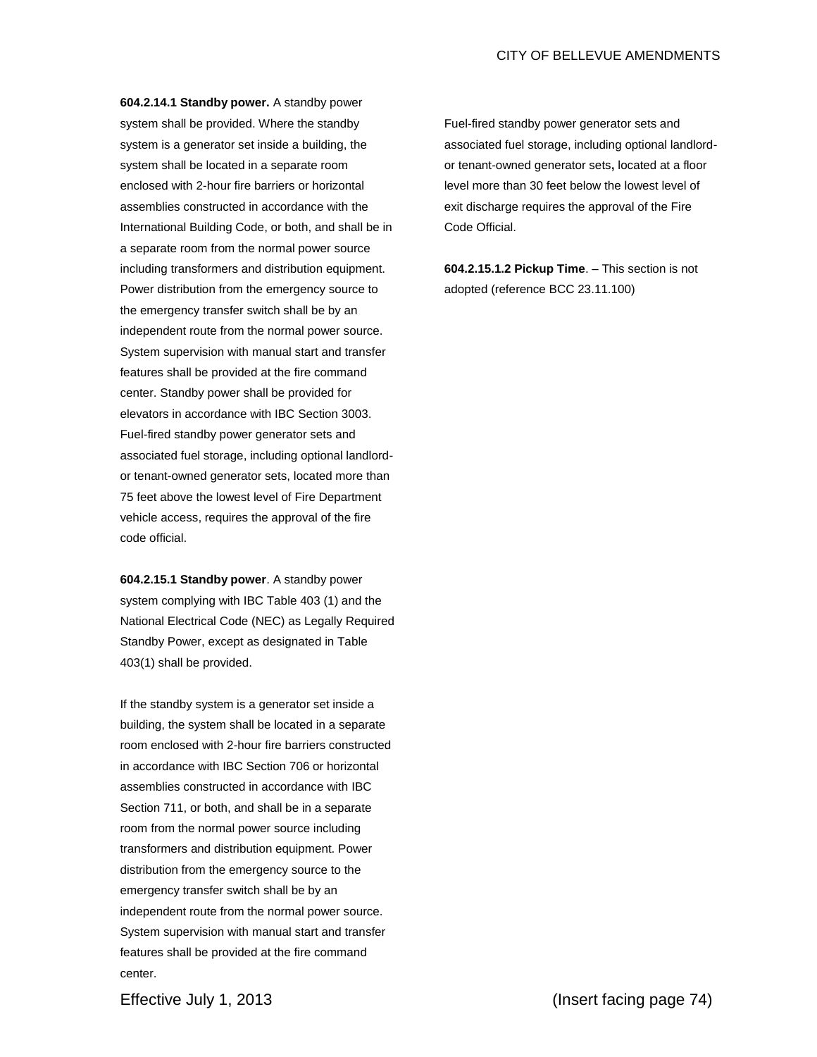**604.2.14.1 Standby power.** A standby power system shall be provided. Where the standby system is a generator set inside a building, the system shall be located in a separate room enclosed with 2-hour fire barriers or horizontal assemblies constructed in accordance with the International Building Code, or both, and shall be in a separate room from the normal power source including transformers and distribution equipment. Power distribution from the emergency source to the emergency transfer switch shall be by an independent route from the normal power source. System supervision with manual start and transfer features shall be provided at the fire command center. Standby power shall be provided for elevators in accordance with IBC Section 3003. Fuel-fired standby power generator sets and associated fuel storage, including optional landlord- or tenant-owned generator sets, located more than 75 feet above the lowest level of Fire Department vehicle access, requires the approval of the fire code official.

**604.2.15.1 Standby power**. A standby power system complying with IBC Table 403 (1) and the National Electrical Code (NEC) as Legally Required Standby Power, except as designated in Table 403(1) shall be provided.

If the standby system is a generator set inside a building, the system shall be located in a separate room enclosed with 2-hour fire barriers constructed in accordance with IBC Section 706 or horizontal assemblies constructed in accordance with IBC Section 711, or both, and shall be in a separate room from the normal power source including transformers and distribution equipment. Power distribution from the emergency source to the emergency transfer switch shall be by an independent route from the normal power source. System supervision with manual start and transfer features shall be provided at the fire command center.

Fuel-fired standby power generator sets and associated fuel storage, including optional landlord- or tenant-owned generator sets**,** located at a floor level more than 30 feet below the lowest level of exit discharge requires the approval of the Fire Code Official.

**604.2.15.1.2 Pickup Time**. – This section is not adopted (reference BCC 23.11.100)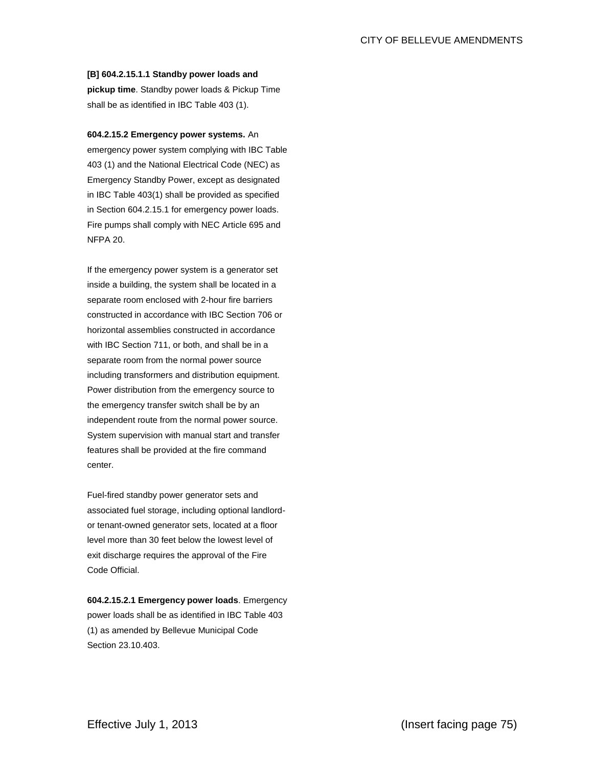**[B] 604.2.15.1.1 Standby power loads and pickup time**. Standby power loads & Pickup Time shall be as identified in IBC Table 403 (1).

**604.2.15.2 Emergency power systems.** An emergency power system complying with IBC Table 403 (1) and the National Electrical Code (NEC) as Emergency Standby Power, except as designated in IBC Table 403(1) shall be provided as specified in Section 604.2.15.1 for emergency power loads. Fire pumps shall comply with NEC Article 695 and NFPA 20.

If the emergency power system is a generator set inside a building, the system shall be located in a separate room enclosed with 2-hour fire barriers constructed in accordance with IBC Section 706 or horizontal assemblies constructed in accordance with IBC Section 711, or both, and shall be in a separate room from the normal power source including transformers and distribution equipment. Power distribution from the emergency source to the emergency transfer switch shall be by an independent route from the normal power source. System supervision with manual start and transfer features shall be provided at the fire command center.

Fuel-fired standby power generator sets and associated fuel storage, including optional landlord- or tenant-owned generator sets, located at a floor level more than 30 feet below the lowest level of exit discharge requires the approval of the Fire Code Official.

**604.2.15.2.1 Emergency power loads**. Emergency power loads shall be as identified in IBC Table 403 (1) as amended by Bellevue Municipal Code Section 23.10.403.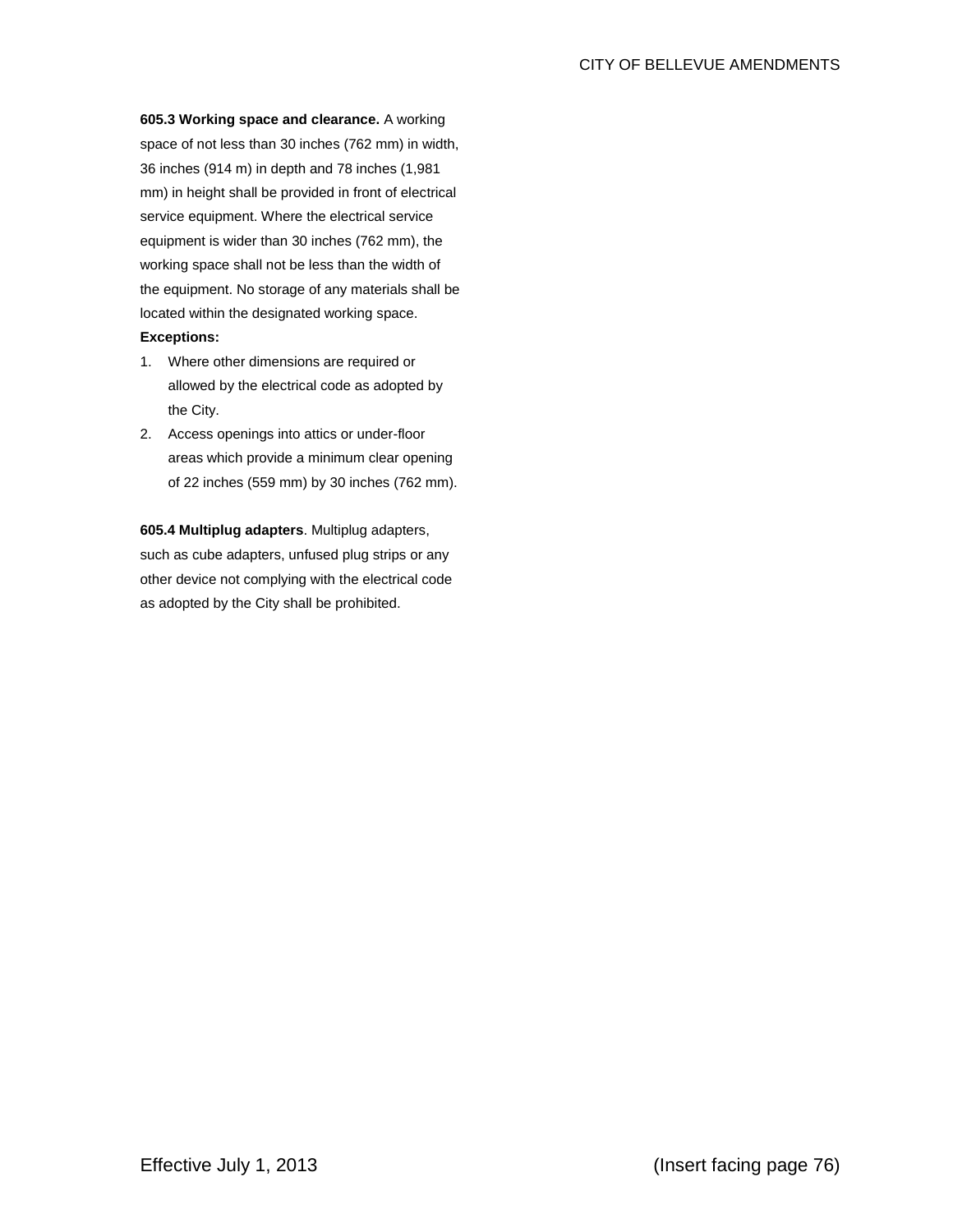**605.3 Working space and clearance.** A working space of not less than 30 inches (762 mm) in width, 36 inches (914 m) in depth and 78 inches (1,981 mm) in height shall be provided in front of electrical service equipment. Where the electrical service equipment is wider than 30 inches (762 mm), the working space shall not be less than the width of the equipment. No storage of any materials shall be located within the designated working space.

**Exceptions:**

1. Where other dimensions are required or allowed by the electrical code as adopted by the City.
2. Access openings into attics or under-floor areas which provide a minimum clear opening of 22 inches (559 mm) by 30 inches (762 mm).

**605.4 Multiplug adapters**. Multiplug adapters, such as cube adapters, unfused plug strips or any other device not complying with the electrical code as adopted by the City shall be prohibited.

Effective July 1, 2013 (Insert facing page 76)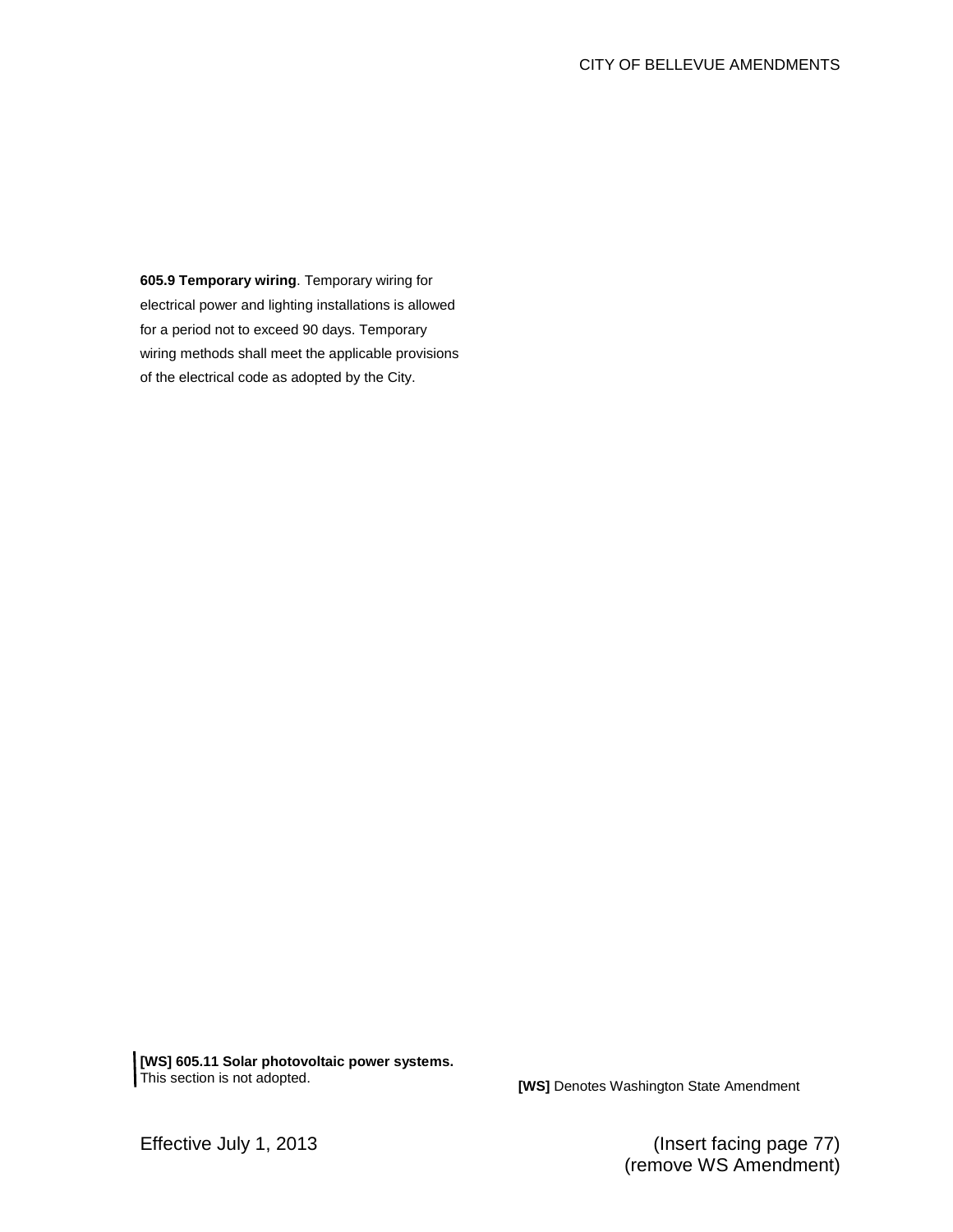**605.9 Temporary wiring**. Temporary wiring for electrical power and lighting installations is allowed for a period not to exceed 90 days. Temporary wiring methods shall meet the applicable provisions of the electrical code as adopted by the City.

**[WS] 605.11 Solar photovoltaic power systems.**
This section is not adopted.

**[WS]** Denotes Washington State Amendment

Effective July 1, 2013

(Insert facing page 77)
(remove WS Amendment)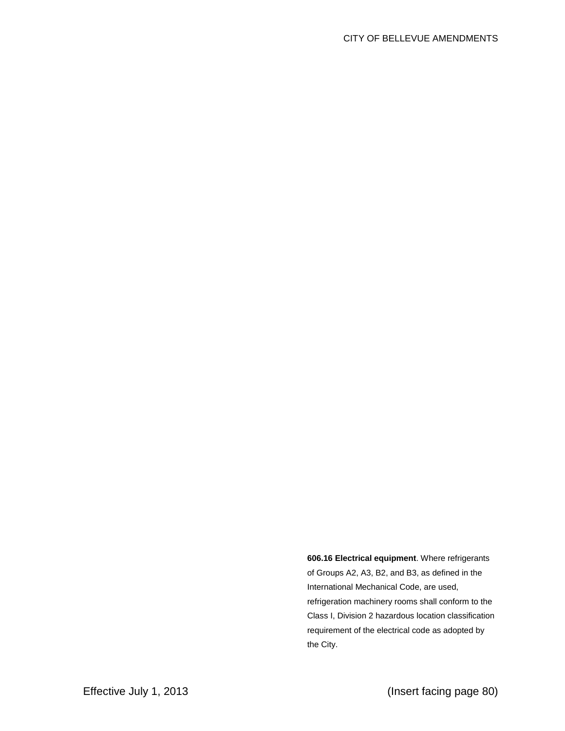**606.16 Electrical equipment**. Where refrigerants of Groups A2, A3, B2, and B3, as defined in the International Mechanical Code, are used, refrigeration machinery rooms shall conform to the Class I, Division 2 hazardous location classification requirement of the electrical code as adopted by the City.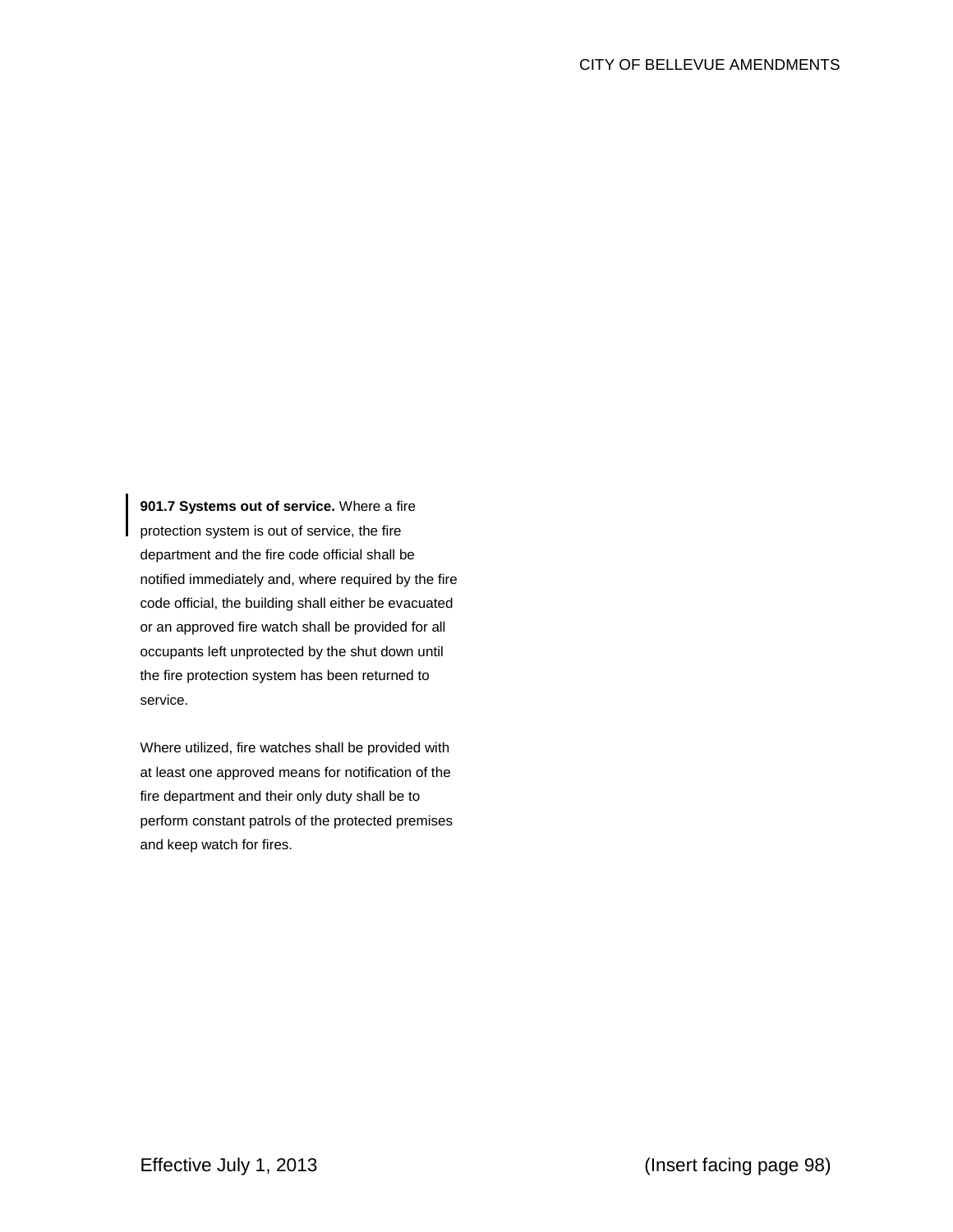**901.7 Systems out of service.** Where a fire protection system is out of service, the fire department and the fire code official shall be notified immediately and, where required by the fire code official, the building shall either be evacuated or an approved fire watch shall be provided for all occupants left unprotected by the shut down until the fire protection system has been returned to service.

Where utilized, fire watches shall be provided with at least one approved means for notification of the fire department and their only duty shall be to perform constant patrols of the protected premises and keep watch for fires.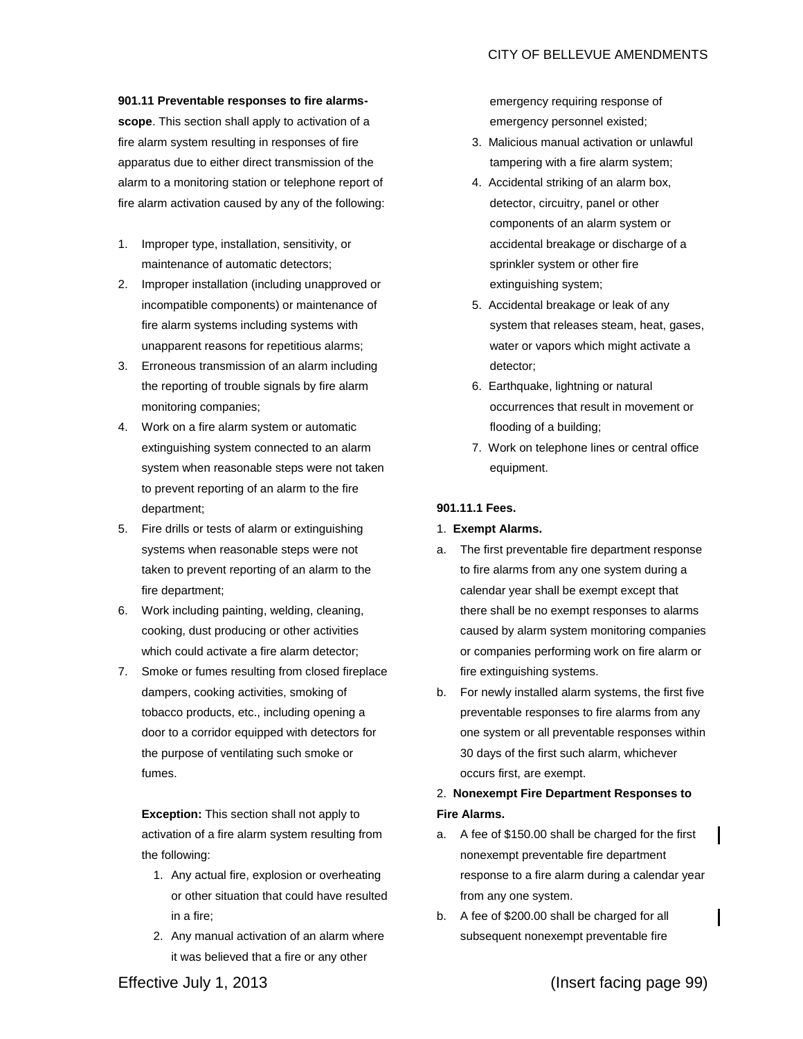**901.11 Preventable responses to fire alarms-scope**. This section shall apply to activation of a fire alarm system resulting in responses of fire apparatus due to either direct transmission of the alarm to a monitoring station or telephone report of fire alarm activation caused by any of the following:

1. Improper type, installation, sensitivity, or maintenance of automatic detectors;
2. Improper installation (including unapproved or incompatible components) or maintenance of fire alarm systems including systems with unapparent reasons for repetitious alarms;
3. Erroneous transmission of an alarm including the reporting of trouble signals by fire alarm monitoring companies;
4. Work on a fire alarm system or automatic extinguishing system connected to an alarm system when reasonable steps were not taken to prevent reporting of an alarm to the fire department;
5. Fire drills or tests of alarm or extinguishing systems when reasonable steps were not taken to prevent reporting of an alarm to the fire department;
6. Work including painting, welding, cleaning, cooking, dust producing or other activities which could activate a fire alarm detector;
7. Smoke or fumes resulting from closed fireplace dampers, cooking activities, smoking of tobacco products, etc., including opening a door to a corridor equipped with detectors for the purpose of ventilating such smoke or fumes.

**Exception:** This section shall not apply to activation of a fire alarm system resulting from the following:

1. Any actual fire, explosion or overheating or other situation that could have resulted in a fire;
2. Any manual activation of an alarm where it was believed that a fire or any other emergency requiring response of emergency personnel existed;
3. Malicious manual activation or unlawful tampering with a fire alarm system;
4. Accidental striking of an alarm box, detector, circuitry, panel or other components of an alarm system or accidental breakage or discharge of a sprinkler system or other fire extinguishing system;
5. Accidental breakage or leak of any system that releases steam, heat, gases, water or vapors which might activate a detector;
6. Earthquake, lightning or natural occurrences that result in movement or flooding of a building;
7. Work on telephone lines or central office equipment.

**901.11.1 Fees.**

1. **Exempt Alarms.**

a. The first preventable fire department response to fire alarms from any one system during a calendar year shall be exempt except that there shall be no exempt responses to alarms caused by alarm system monitoring companies or companies performing work on fire alarm or fire extinguishing systems.

b. For newly installed alarm systems, the first five preventable responses to fire alarms from any one system or all preventable responses within 30 days of the first such alarm, whichever occurs first, are exempt.

2. **Nonexempt Fire Department Responses to Fire Alarms.**

a. A fee of $150.00 shall be charged for the first nonexempt preventable fire department response to a fire alarm during a calendar year from any one system.

b. A fee of $200.00 shall be charged for all subsequent nonexempt preventable fire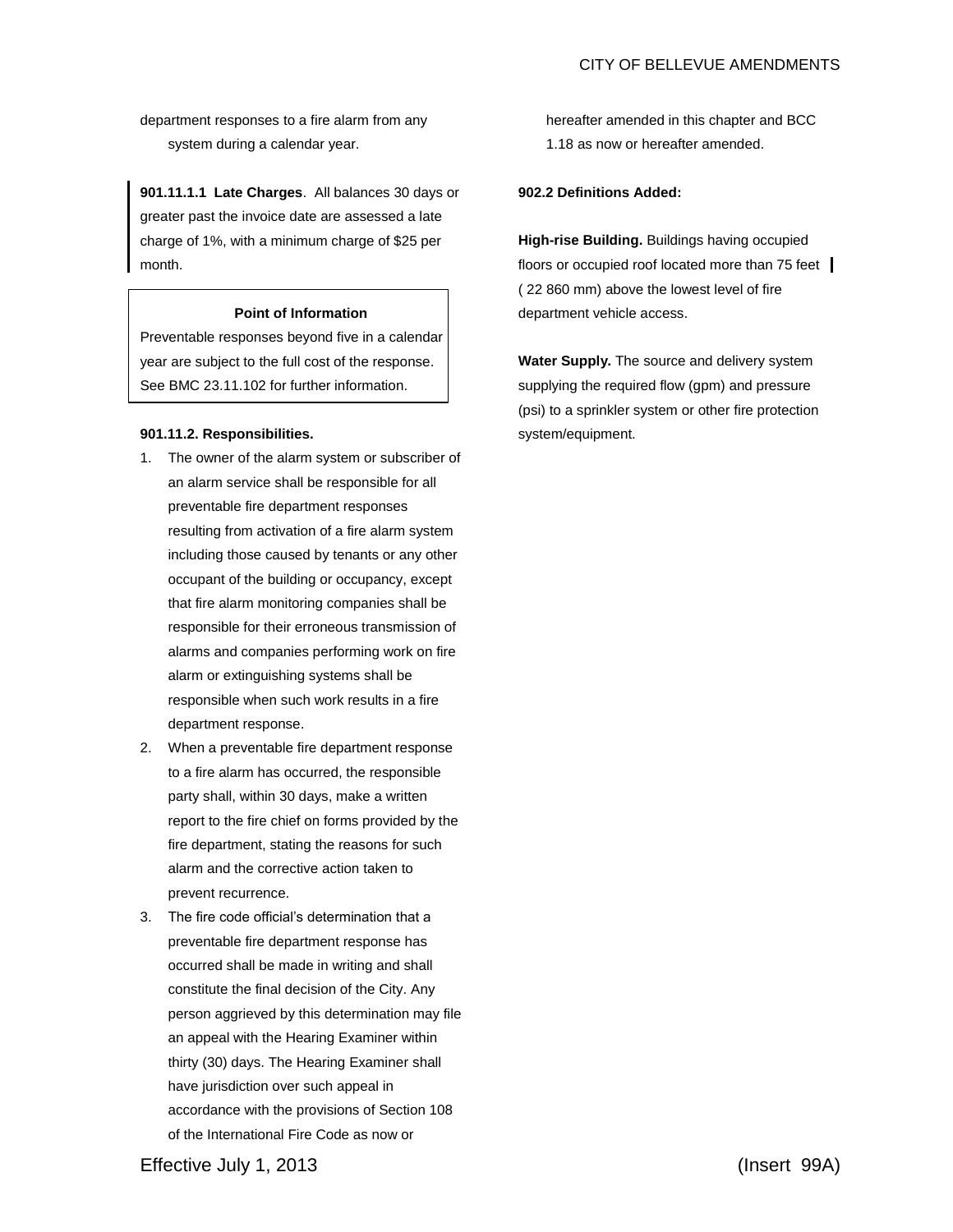department responses to a fire alarm from any system during a calendar year.

**901.11.1.1 Late Charges**. All balances 30 days or greater past the invoice date are assessed a late charge of 1%, with a minimum charge of $25 per month.

> **Point of Information**
>
> Preventable responses beyond five in a calendar year are subject to the full cost of the response. See BMC 23.11.102 for further information.

**901.11.2. Responsibilities.**

1. The owner of the alarm system or subscriber of an alarm service shall be responsible for all preventable fire department responses resulting from activation of a fire alarm system including those caused by tenants or any other occupant of the building or occupancy, except that fire alarm monitoring companies shall be responsible for their erroneous transmission of alarms and companies performing work on fire alarm or extinguishing systems shall be responsible when such work results in a fire department response.
2. When a preventable fire department response to a fire alarm has occurred, the responsible party shall, within 30 days, make a written report to the fire chief on forms provided by the fire department, stating the reasons for such alarm and the corrective action taken to prevent recurrence.
3. The fire code official's determination that a preventable fire department response has occurred shall be made in writing and shall constitute the final decision of the City. Any person aggrieved by this determination may file an appeal with the Hearing Examiner within thirty (30) days. The Hearing Examiner shall have jurisdiction over such appeal in accordance with the provisions of Section 108 of the International Fire Code as now or hereafter amended in this chapter and BCC 1.18 as now or hereafter amended.

**902.2 Definitions Added:**

**High-rise Building.** Buildings having occupied floors or occupied roof located more than 75 feet ( 22 860 mm) above the lowest level of fire department vehicle access.

**Water Supply.** The source and delivery system supplying the required flow (gpm) and pressure (psi) to a sprinkler system or other fire protection system/equipment.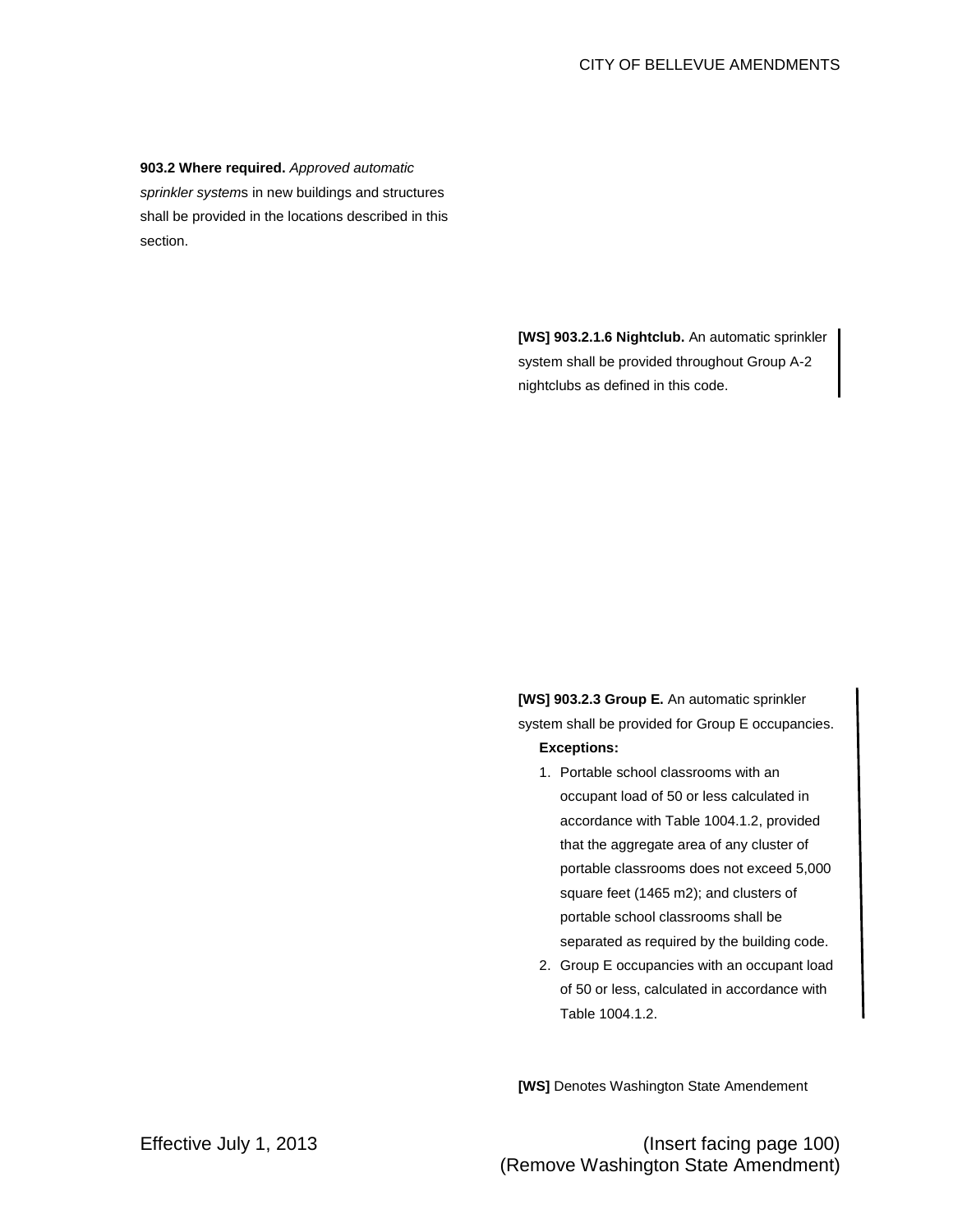**903.2 Where required.** *Approved automatic sprinkler system*s in new buildings and structures shall be provided in the locations described in this section.

**[WS] 903.2.1.6 Nightclub.** An automatic sprinkler system shall be provided throughout Group A-2 nightclubs as defined in this code.

**[WS] 903.2.3 Group E.** An automatic sprinkler system shall be provided for Group E occupancies.

**Exceptions:**

1. Portable school classrooms with an occupant load of 50 or less calculated in accordance with Table 1004.1.2, provided that the aggregate area of any cluster of portable classrooms does not exceed 5,000 square feet (1465 m2); and clusters of portable school classrooms shall be separated as required by the building code.
2. Group E occupancies with an occupant load of 50 or less, calculated in accordance with Table 1004.1.2.

**[WS]** Denotes Washington State Amendement

Effective July 1, 2013

(Insert facing page 100)
(Remove Washington State Amendment)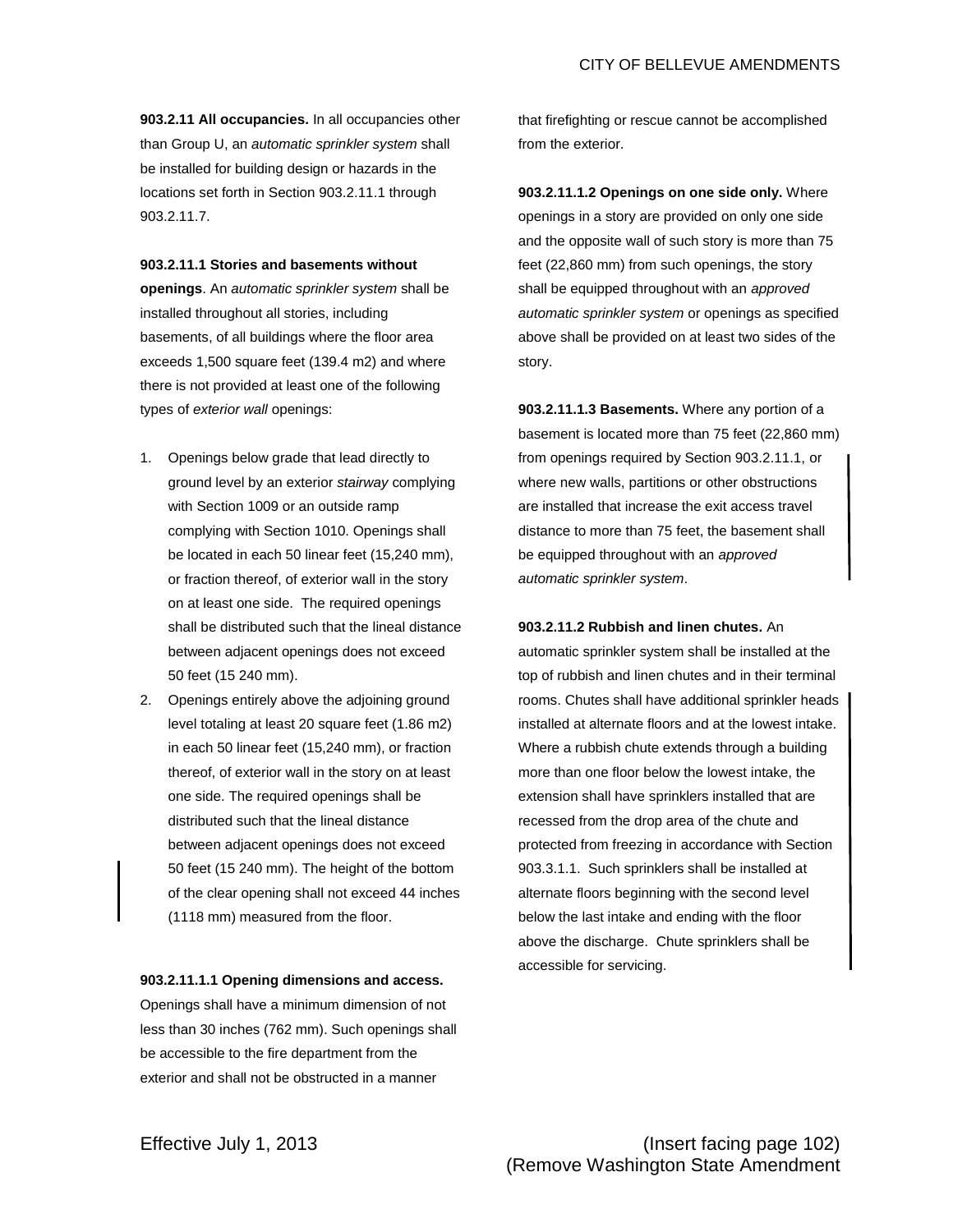**903.2.11 All occupancies.** In all occupancies other than Group U, an *automatic sprinkler system* shall be installed for building design or hazards in the locations set forth in Section 903.2.11.1 through 903.2.11.7.

**903.2.11.1 Stories and basements without openings**. An *automatic sprinkler system* shall be installed throughout all stories, including basements, of all buildings where the floor area exceeds 1,500 square feet (139.4 m2) and where there is not provided at least one of the following types of *exterior wall* openings:

1. Openings below grade that lead directly to ground level by an exterior *stairway* complying with Section 1009 or an outside ramp complying with Section 1010. Openings shall be located in each 50 linear feet (15,240 mm), or fraction thereof, of exterior wall in the story on at least one side. The required openings shall be distributed such that the lineal distance between adjacent openings does not exceed 50 feet (15 240 mm).
2. Openings entirely above the adjoining ground level totaling at least 20 square feet (1.86 m2) in each 50 linear feet (15,240 mm), or fraction thereof, of exterior wall in the story on at least one side. The required openings shall be distributed such that the lineal distance between adjacent openings does not exceed 50 feet (15 240 mm). The height of the bottom of the clear opening shall not exceed 44 inches (1118 mm) measured from the floor.

**903.2.11.1.1 Opening dimensions and access.** Openings shall have a minimum dimension of not less than 30 inches (762 mm). Such openings shall be accessible to the fire department from the exterior and shall not be obstructed in a manner that firefighting or rescue cannot be accomplished from the exterior.

**903.2.11.1.2 Openings on one side only.** Where openings in a story are provided on only one side and the opposite wall of such story is more than 75 feet (22,860 mm) from such openings, the story shall be equipped throughout with an *approved automatic sprinkler system* or openings as specified above shall be provided on at least two sides of the story.

**903.2.11.1.3 Basements.** Where any portion of a basement is located more than 75 feet (22,860 mm) from openings required by Section 903.2.11.1, or where new walls, partitions or other obstructions are installed that increase the exit access travel distance to more than 75 feet, the basement shall be equipped throughout with an *approved automatic sprinkler system*.

**903.2.11.2 Rubbish and linen chutes.** An automatic sprinkler system shall be installed at the top of rubbish and linen chutes and in their terminal rooms. Chutes shall have additional sprinkler heads installed at alternate floors and at the lowest intake. Where a rubbish chute extends through a building more than one floor below the lowest intake, the extension shall have sprinklers installed that are recessed from the drop area of the chute and protected from freezing in accordance with Section 903.3.1.1. Such sprinklers shall be installed at alternate floors beginning with the second level below the last intake and ending with the floor above the discharge. Chute sprinklers shall be accessible for servicing.

Effective July 1, 2013

(Insert facing page 102)
(Remove Washington State Amendment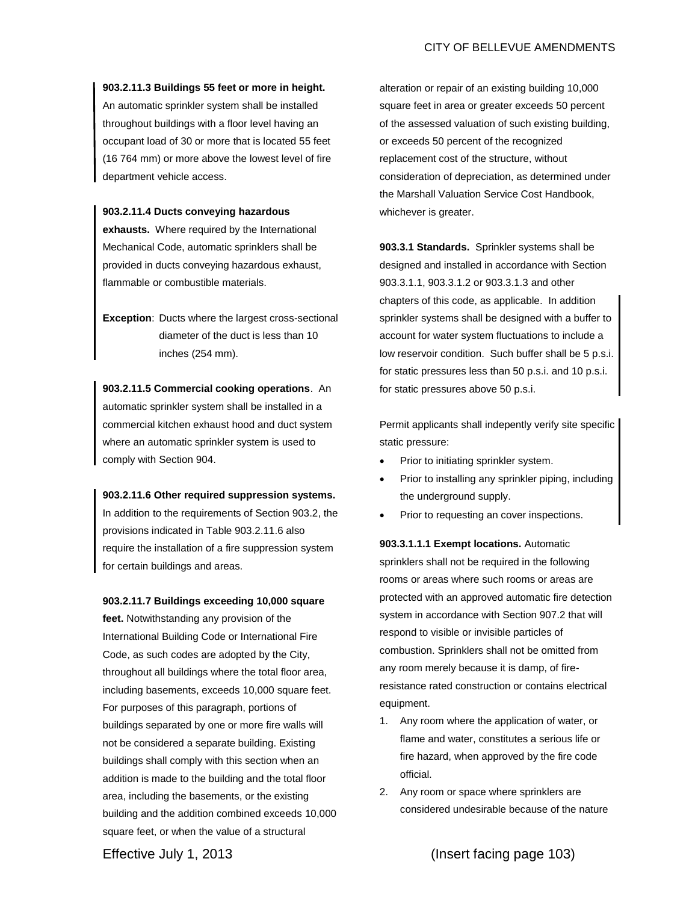**903.2.11.3 Buildings 55 feet or more in height.** An automatic sprinkler system shall be installed throughout buildings with a floor level having an occupant load of 30 or more that is located 55 feet (16 764 mm) or more above the lowest level of fire department vehicle access.

**903.2.11.4 Ducts conveying hazardous exhausts.** Where required by the International Mechanical Code, automatic sprinklers shall be provided in ducts conveying hazardous exhaust, flammable or combustible materials.

**Exception**: Ducts where the largest cross-sectional diameter of the duct is less than 10 inches (254 mm).

**903.2.11.5 Commercial cooking operations**. An automatic sprinkler system shall be installed in a commercial kitchen exhaust hood and duct system where an automatic sprinkler system is used to comply with Section 904.

**903.2.11.6 Other required suppression systems.** In addition to the requirements of Section 903.2, the provisions indicated in Table 903.2.11.6 also require the installation of a fire suppression system for certain buildings and areas.

**903.2.11.7 Buildings exceeding 10,000 square feet.** Notwithstanding any provision of the International Building Code or International Fire Code, as such codes are adopted by the City, throughout all buildings where the total floor area, including basements, exceeds 10,000 square feet. For purposes of this paragraph, portions of buildings separated by one or more fire walls will not be considered a separate building. Existing buildings shall comply with this section when an addition is made to the building and the total floor area, including the basements, or the existing building and the addition combined exceeds 10,000 square feet, or when the value of a structural alteration or repair of an existing building 10,000 square feet in area or greater exceeds 50 percent of the assessed valuation of such existing building, or exceeds 50 percent of the recognized replacement cost of the structure, without consideration of depreciation, as determined under the Marshall Valuation Service Cost Handbook, whichever is greater.

**903.3.1 Standards.** Sprinkler systems shall be designed and installed in accordance with Section 903.3.1.1, 903.3.1.2 or 903.3.1.3 and other chapters of this code, as applicable. In addition sprinkler systems shall be designed with a buffer to account for water system fluctuations to include a low reservoir condition. Such buffer shall be 5 p.s.i. for static pressures less than 50 p.s.i. and 10 p.s.i. for static pressures above 50 p.s.i.

Permit applicants shall indepently verify site specific static pressure:

- Prior to initiating sprinkler system.
- Prior to installing any sprinkler piping, including the underground supply.
- Prior to requesting an cover inspections.

**903.3.1.1.1 Exempt locations.** Automatic sprinklers shall not be required in the following rooms or areas where such rooms or areas are protected with an approved automatic fire detection system in accordance with Section 907.2 that will respond to visible or invisible particles of combustion. Sprinklers shall not be omitted from any room merely because it is damp, of fire-resistance rated construction or contains electrical equipment.

1. Any room where the application of water, or flame and water, constitutes a serious life or fire hazard, when approved by the fire code official.
2. Any room or space where sprinklers are considered undesirable because of the nature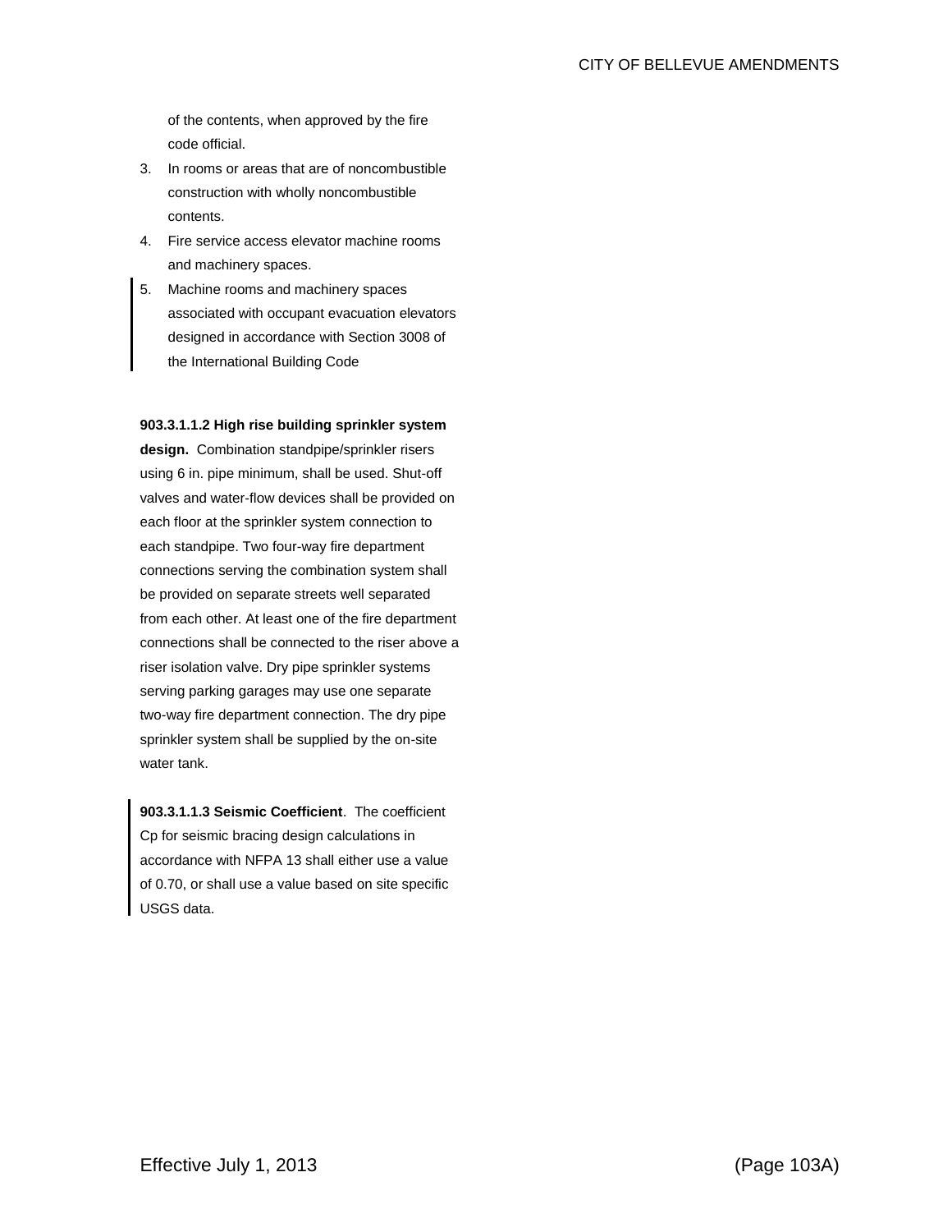of the contents, when approved by the fire code official.

3. In rooms or areas that are of noncombustible construction with wholly noncombustible contents.
4. Fire service access elevator machine rooms and machinery spaces.
5. Machine rooms and machinery spaces associated with occupant evacuation elevators designed in accordance with Section 3008 of the International Building Code

**903.3.1.1.2 High rise building sprinkler system design.** Combination standpipe/sprinkler risers using 6 in. pipe minimum, shall be used. Shut-off valves and water-flow devices shall be provided on each floor at the sprinkler system connection to each standpipe. Two four-way fire department connections serving the combination system shall be provided on separate streets well separated from each other. At least one of the fire department connections shall be connected to the riser above a riser isolation valve. Dry pipe sprinkler systems serving parking garages may use one separate two-way fire department connection. The dry pipe sprinkler system shall be supplied by the on-site water tank.

**903.3.1.1.3 Seismic Coefficient**. The coefficient Cp for seismic bracing design calculations in accordance with NFPA 13 shall either use a value of 0.70, or shall use a value based on site specific USGS data.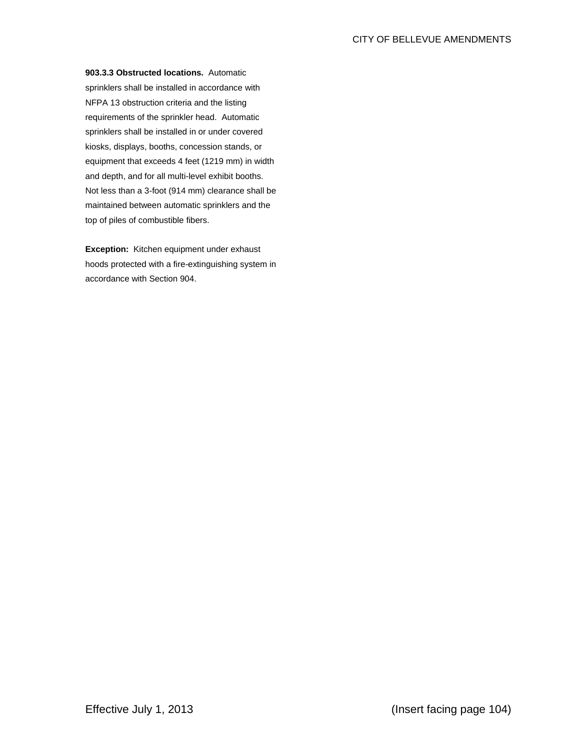**903.3.3 Obstructed locations.** Automatic sprinklers shall be installed in accordance with NFPA 13 obstruction criteria and the listing requirements of the sprinkler head. Automatic sprinklers shall be installed in or under covered kiosks, displays, booths, concession stands, or equipment that exceeds 4 feet (1219 mm) in width and depth, and for all multi-level exhibit booths. Not less than a 3-foot (914 mm) clearance shall be maintained between automatic sprinklers and the top of piles of combustible fibers.

**Exception:** Kitchen equipment under exhaust hoods protected with a fire-extinguishing system in accordance with Section 904.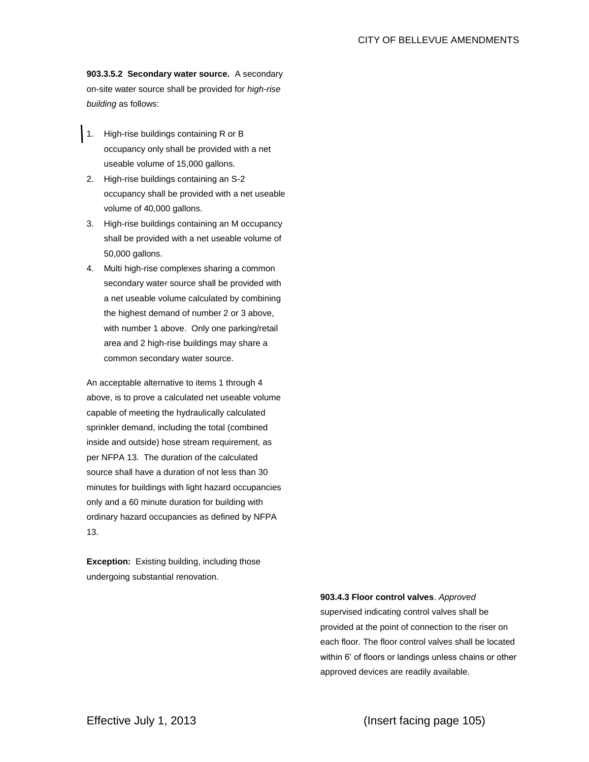**903.3.5.2 Secondary water source.** A secondary on-site water source shall be provided for *high-rise building* as follows:

1. High-rise buildings containing R or B occupancy only shall be provided with a net useable volume of 15,000 gallons.
2. High-rise buildings containing an S-2 occupancy shall be provided with a net useable volume of 40,000 gallons.
3. High-rise buildings containing an M occupancy shall be provided with a net useable volume of 50,000 gallons.
4. Multi high-rise complexes sharing a common secondary water source shall be provided with a net useable volume calculated by combining the highest demand of number 2 or 3 above, with number 1 above. Only one parking/retail area and 2 high-rise buildings may share a common secondary water source.

An acceptable alternative to items 1 through 4 above, is to prove a calculated net useable volume capable of meeting the hydraulically calculated sprinkler demand, including the total (combined inside and outside) hose stream requirement, as per NFPA 13. The duration of the calculated source shall have a duration of not less than 30 minutes for buildings with light hazard occupancies only and a 60 minute duration for building with ordinary hazard occupancies as defined by NFPA 13.

**Exception:** Existing building, including those undergoing substantial renovation.

**903.4.3 Floor control valves**. *Approved* supervised indicating control valves shall be provided at the point of connection to the riser on each floor. The floor control valves shall be located within 6' of floors or landings unless chains or other approved devices are readily available.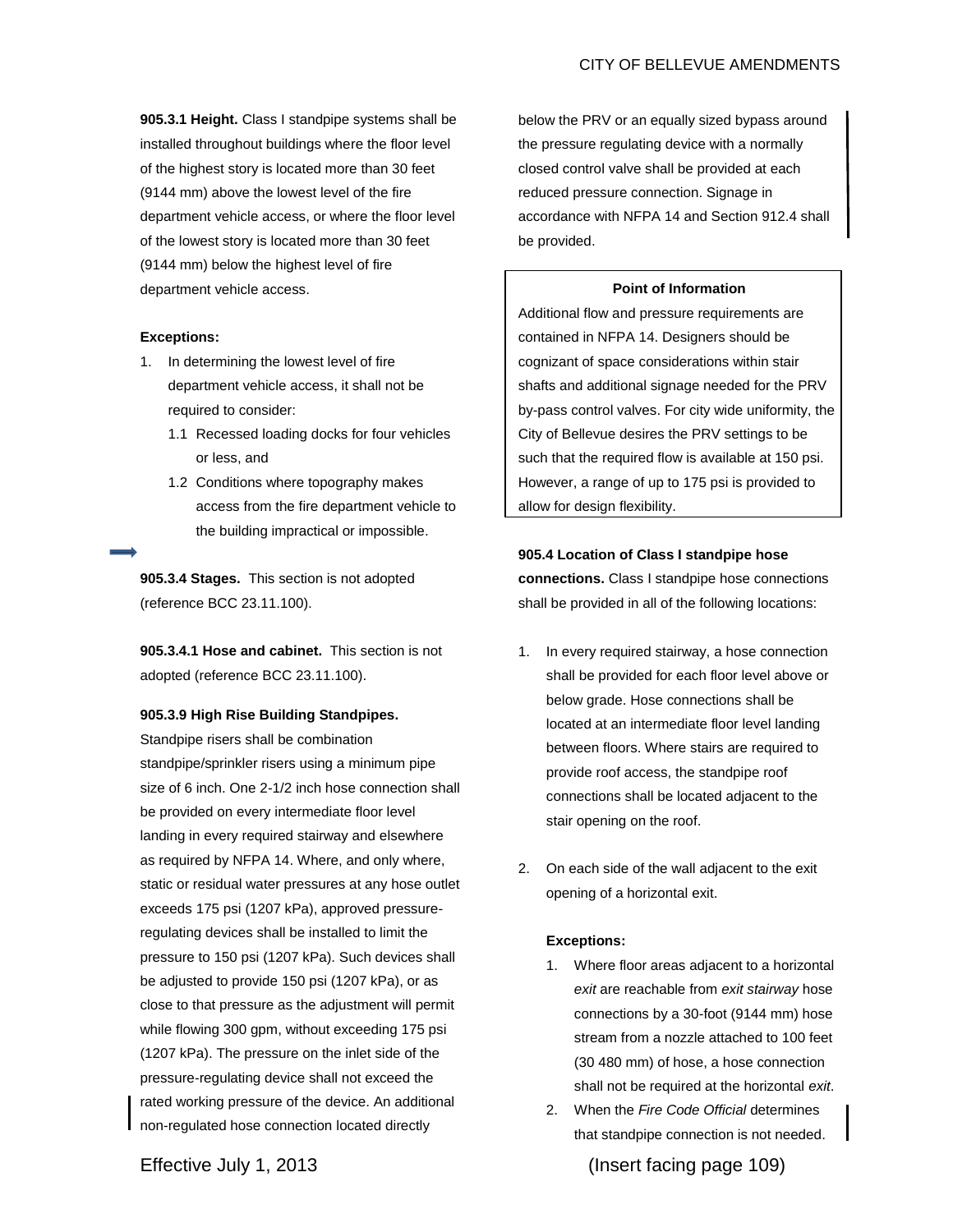**905.3.1 Height.** Class I standpipe systems shall be installed throughout buildings where the floor level of the highest story is located more than 30 feet (9144 mm) above the lowest level of the fire department vehicle access, or where the floor level of the lowest story is located more than 30 feet (9144 mm) below the highest level of fire department vehicle access.

**Exceptions:**

1. In determining the lowest level of fire department vehicle access, it shall not be required to consider:
   - 1.1 Recessed loading docks for four vehicles or less, and
   - 1.2 Conditions where topography makes access from the fire department vehicle to the building impractical or impossible.

**905.3.4 Stages.** This section is not adopted (reference BCC 23.11.100).

**905.3.4.1 Hose and cabinet.** This section is not adopted (reference BCC 23.11.100).

**905.3.9 High Rise Building Standpipes.** Standpipe risers shall be combination standpipe/sprinkler risers using a minimum pipe size of 6 inch. One 2-1/2 inch hose connection shall be provided on every intermediate floor level landing in every required stairway and elsewhere as required by NFPA 14. Where, and only where, static or residual water pressures at any hose outlet exceeds 175 psi (1207 kPa), approved pressure-regulating devices shall be installed to limit the pressure to 150 psi (1207 kPa). Such devices shall be adjusted to provide 150 psi (1207 kPa), or as close to that pressure as the adjustment will permit while flowing 300 gpm, without exceeding 175 psi (1207 kPa). The pressure on the inlet side of the pressure-regulating device shall not exceed the rated working pressure of the device. An additional non-regulated hose connection located directly below the PRV or an equally sized bypass around the pressure regulating device with a normally closed control valve shall be provided at each reduced pressure connection. Signage in accordance with NFPA 14 and Section 912.4 shall be provided.

> **Point of Information**
>
> Additional flow and pressure requirements are contained in NFPA 14. Designers should be cognizant of space considerations within stair shafts and additional signage needed for the PRV by-pass control valves. For city wide uniformity, the City of Bellevue desires the PRV settings to be such that the required flow is available at 150 psi. However, a range of up to 175 psi is provided to allow for design flexibility.

**905.4 Location of Class I standpipe hose connections.** Class I standpipe hose connections shall be provided in all of the following locations:

1. In every required stairway, a hose connection shall be provided for each floor level above or below grade. Hose connections shall be located at an intermediate floor level landing between floors. Where stairs are required to provide roof access, the standpipe roof connections shall be located adjacent to the stair opening on the roof.

2. On each side of the wall adjacent to the exit opening of a horizontal exit.

   **Exceptions:**

   1. Where floor areas adjacent to a horizontal *exit* are reachable from *exit stairway* hose connections by a 30-foot (9144 mm) hose stream from a nozzle attached to 100 feet (30 480 mm) of hose, a hose connection shall not be required at the horizontal *exit*.
   2. When the *Fire Code Official* determines that standpipe connection is not needed.

Effective July 1, 2013 (Insert facing page 109)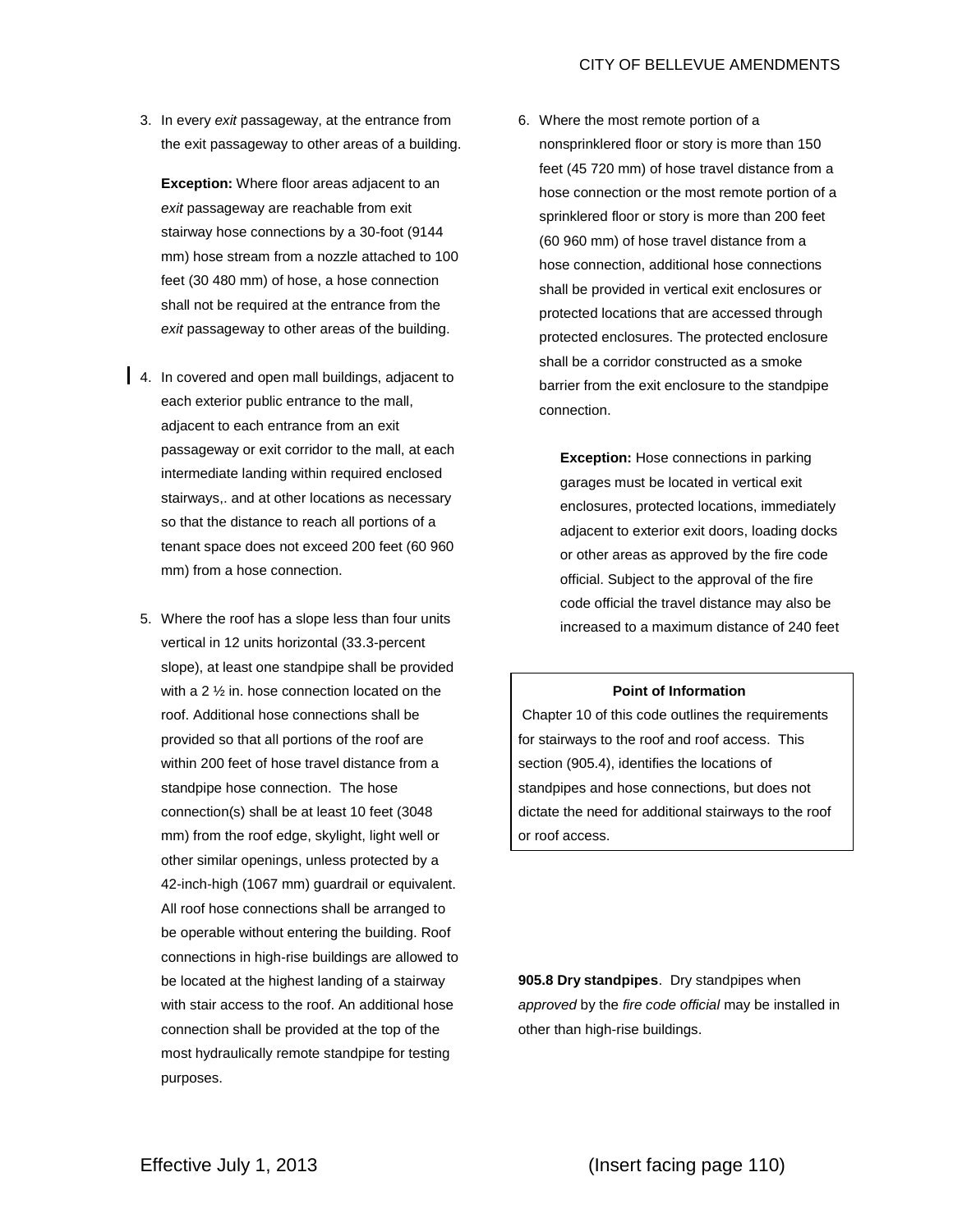3. In every *exit* passageway, at the entrance from the exit passageway to other areas of a building.

   **Exception:** Where floor areas adjacent to an *exit* passageway are reachable from exit stairway hose connections by a 30-foot (9144 mm) hose stream from a nozzle attached to 100 feet (30 480 mm) of hose, a hose connection shall not be required at the entrance from the *exit* passageway to other areas of the building.

4. In covered and open mall buildings, adjacent to each exterior public entrance to the mall, adjacent to each entrance from an exit passageway or exit corridor to the mall, at each intermediate landing within required enclosed stairways,. and at other locations as necessary so that the distance to reach all portions of a tenant space does not exceed 200 feet (60 960 mm) from a hose connection.

5. Where the roof has a slope less than four units vertical in 12 units horizontal (33.3-percent slope), at least one standpipe shall be provided with a 2 ½ in. hose connection located on the roof. Additional hose connections shall be provided so that all portions of the roof are within 200 feet of hose travel distance from a standpipe hose connection. The hose connection(s) shall be at least 10 feet (3048 mm) from the roof edge, skylight, light well or other similar openings, unless protected by a 42-inch-high (1067 mm) guardrail or equivalent. All roof hose connections shall be arranged to be operable without entering the building. Roof connections in high-rise buildings are allowed to be located at the highest landing of a stairway with stair access to the roof. An additional hose connection shall be provided at the top of the most hydraulically remote standpipe for testing purposes.

6. Where the most remote portion of a nonsprinklered floor or story is more than 150 feet (45 720 mm) of hose travel distance from a hose connection or the most remote portion of a sprinklered floor or story is more than 200 feet (60 960 mm) of hose travel distance from a hose connection, additional hose connections shall be provided in vertical exit enclosures or protected locations that are accessed through protected enclosures. The protected enclosure shall be a corridor constructed as a smoke barrier from the exit enclosure to the standpipe connection.

   **Exception:** Hose connections in parking garages must be located in vertical exit enclosures, protected locations, immediately adjacent to exterior exit doors, loading docks or other areas as approved by the fire code official. Subject to the approval of the fire code official the travel distance may also be increased to a maximum distance of 240 feet

> **Point of Information**
>
> Chapter 10 of this code outlines the requirements for stairways to the roof and roof access. This section (905.4), identifies the locations of standpipes and hose connections, but does not dictate the need for additional stairways to the roof or roof access.

**905.8 Dry standpipes**. Dry standpipes when *approved* by the *fire code official* may be installed in other than high-rise buildings.

Effective July 1, 2013 (Insert facing page 110)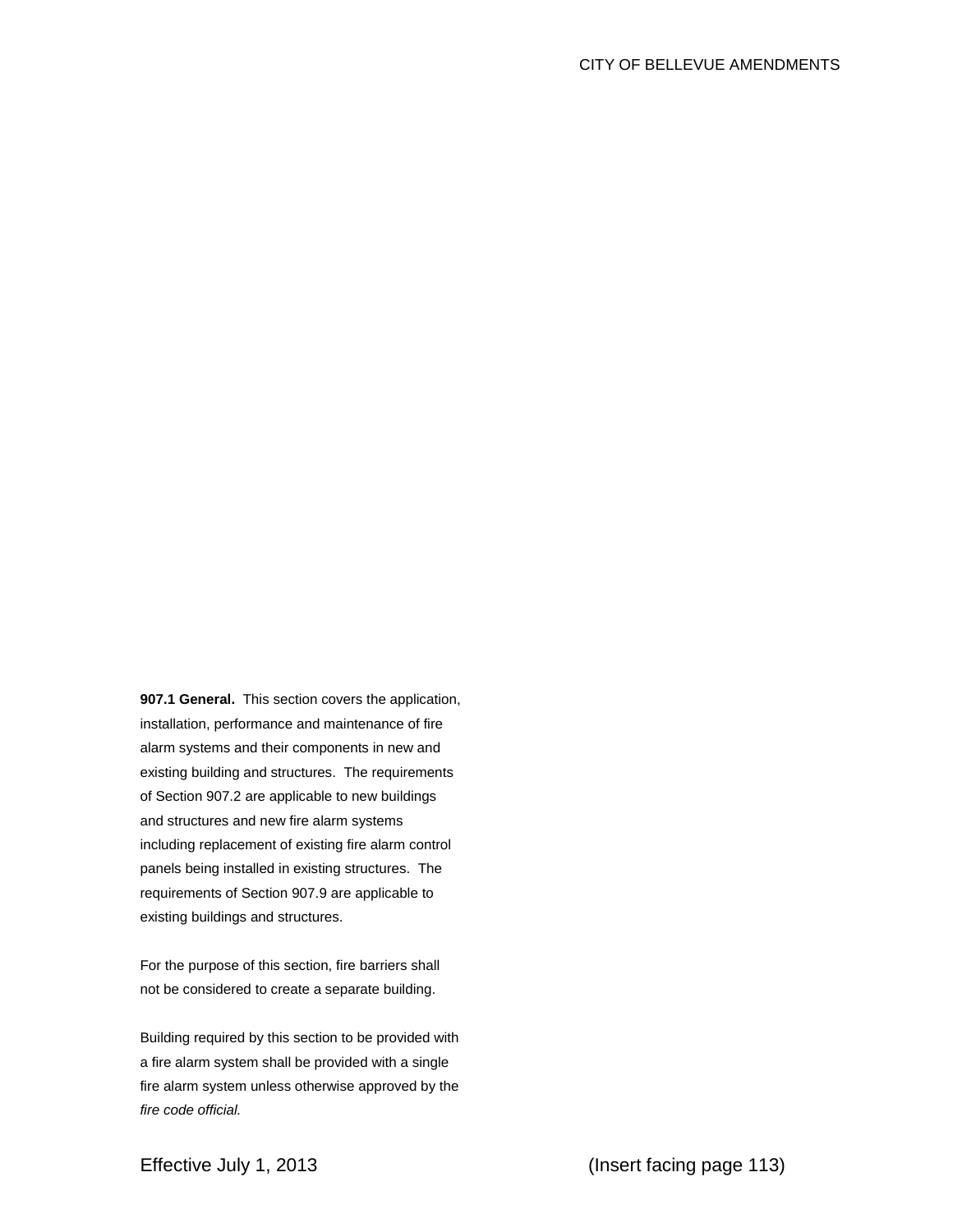**907.1 General.** This section covers the application, installation, performance and maintenance of fire alarm systems and their components in new and existing building and structures. The requirements of Section 907.2 are applicable to new buildings and structures and new fire alarm systems including replacement of existing fire alarm control panels being installed in existing structures. The requirements of Section 907.9 are applicable to existing buildings and structures.

For the purpose of this section, fire barriers shall not be considered to create a separate building.

Building required by this section to be provided with a fire alarm system shall be provided with a single fire alarm system unless otherwise approved by the *fire code official.*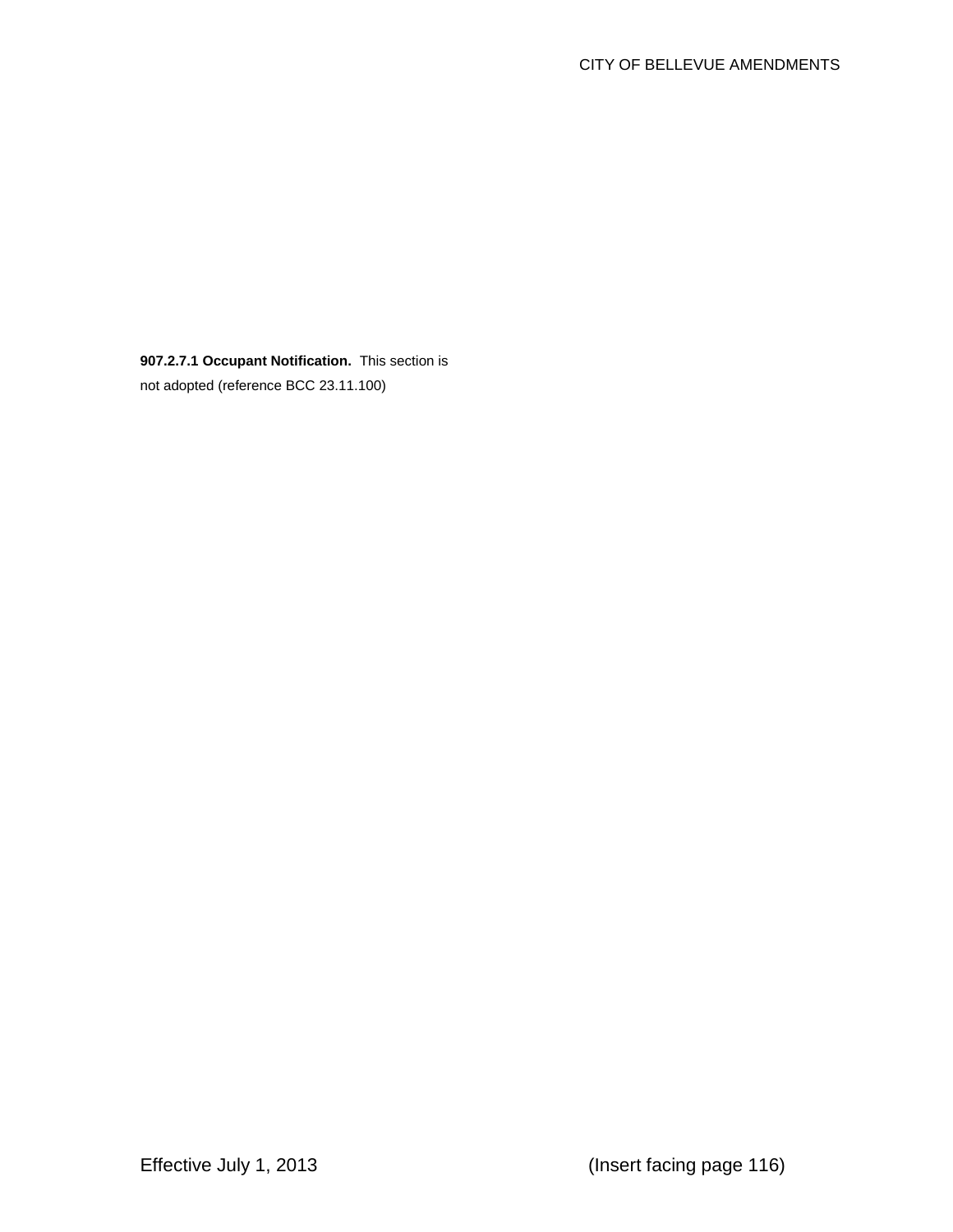**907.2.7.1 Occupant Notification.** This section is not adopted (reference BCC 23.11.100)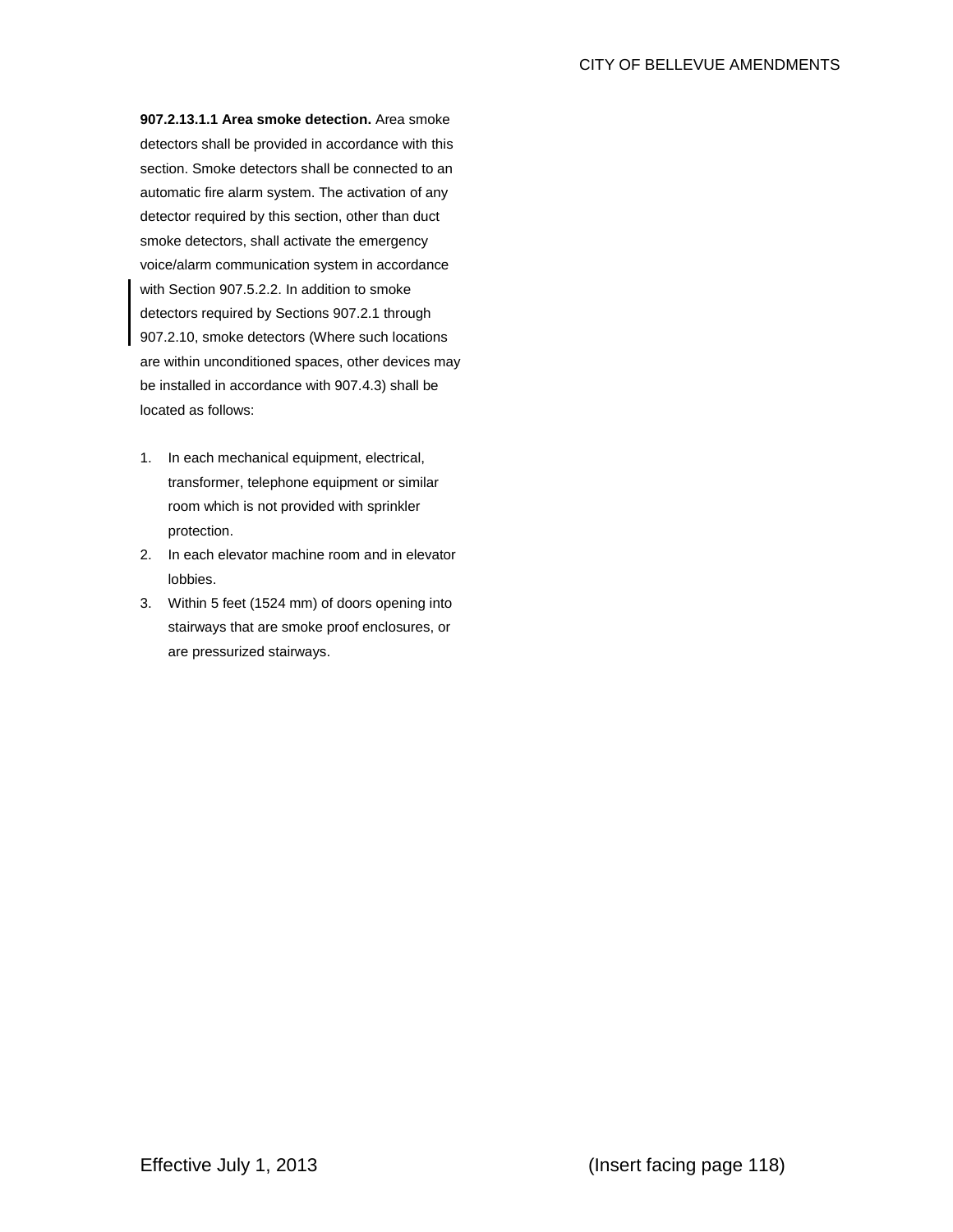**907.2.13.1.1 Area smoke detection.** Area smoke detectors shall be provided in accordance with this section. Smoke detectors shall be connected to an automatic fire alarm system. The activation of any detector required by this section, other than duct smoke detectors, shall activate the emergency voice/alarm communication system in accordance with Section 907.5.2.2. In addition to smoke detectors required by Sections 907.2.1 through 907.2.10, smoke detectors (Where such locations are within unconditioned spaces, other devices may be installed in accordance with 907.4.3) shall be located as follows:

1. In each mechanical equipment, electrical, transformer, telephone equipment or similar room which is not provided with sprinkler protection.
2. In each elevator machine room and in elevator lobbies.
3. Within 5 feet (1524 mm) of doors opening into stairways that are smoke proof enclosures, or are pressurized stairways.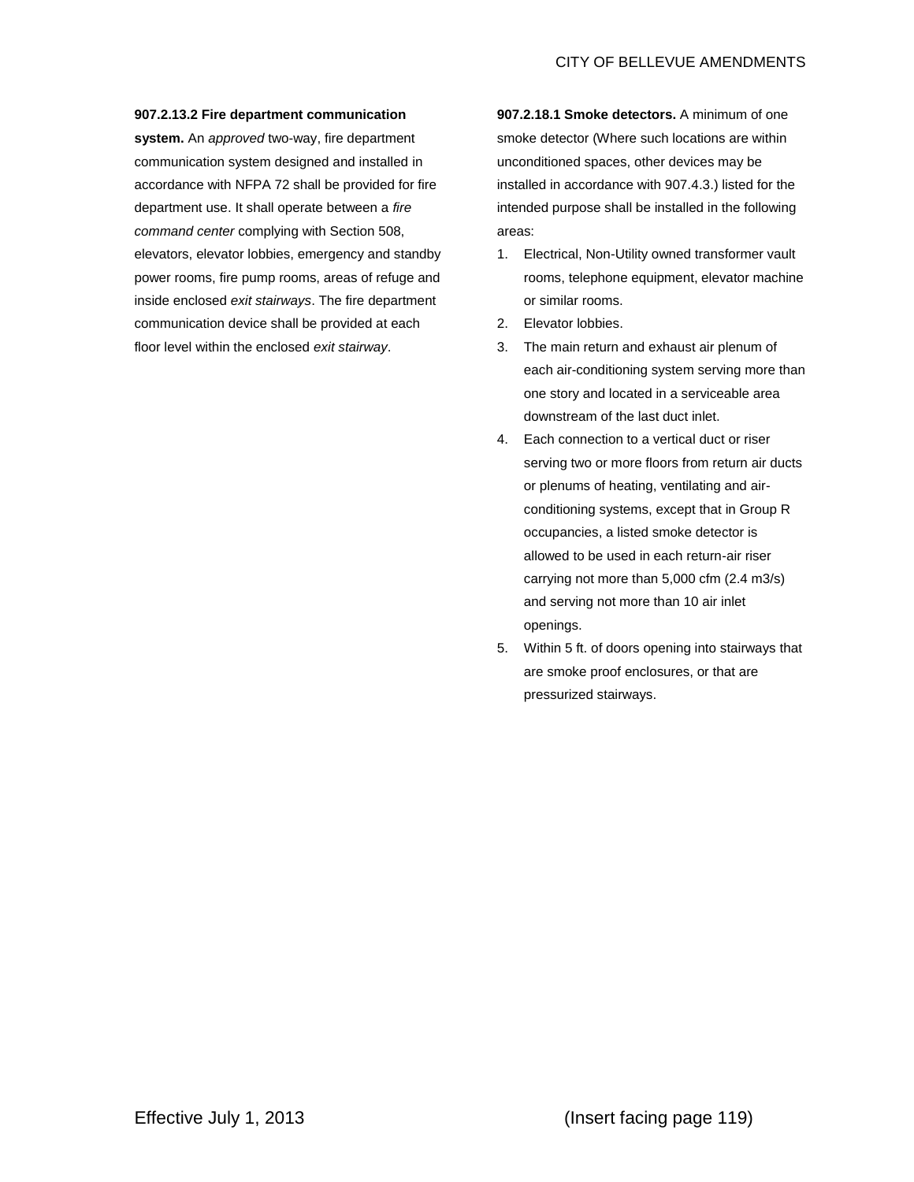**907.2.13.2 Fire department communication system.** An *approved* two-way, fire department communication system designed and installed in accordance with NFPA 72 shall be provided for fire department use. It shall operate between a *fire command center* complying with Section 508, elevators, elevator lobbies, emergency and standby power rooms, fire pump rooms, areas of refuge and inside enclosed *exit stairways*. The fire department communication device shall be provided at each floor level within the enclosed *exit stairway*.

**907.2.18.1 Smoke detectors.** A minimum of one smoke detector (Where such locations are within unconditioned spaces, other devices may be installed in accordance with 907.4.3.) listed for the intended purpose shall be installed in the following areas:

1. Electrical, Non-Utility owned transformer vault rooms, telephone equipment, elevator machine or similar rooms.
2. Elevator lobbies.
3. The main return and exhaust air plenum of each air-conditioning system serving more than one story and located in a serviceable area downstream of the last duct inlet.
4. Each connection to a vertical duct or riser serving two or more floors from return air ducts or plenums of heating, ventilating and air-conditioning systems, except that in Group R occupancies, a listed smoke detector is allowed to be used in each return-air riser carrying not more than 5,000 cfm (2.4 m3/s) and serving not more than 10 air inlet openings.
5. Within 5 ft. of doors opening into stairways that are smoke proof enclosures, or that are pressurized stairways.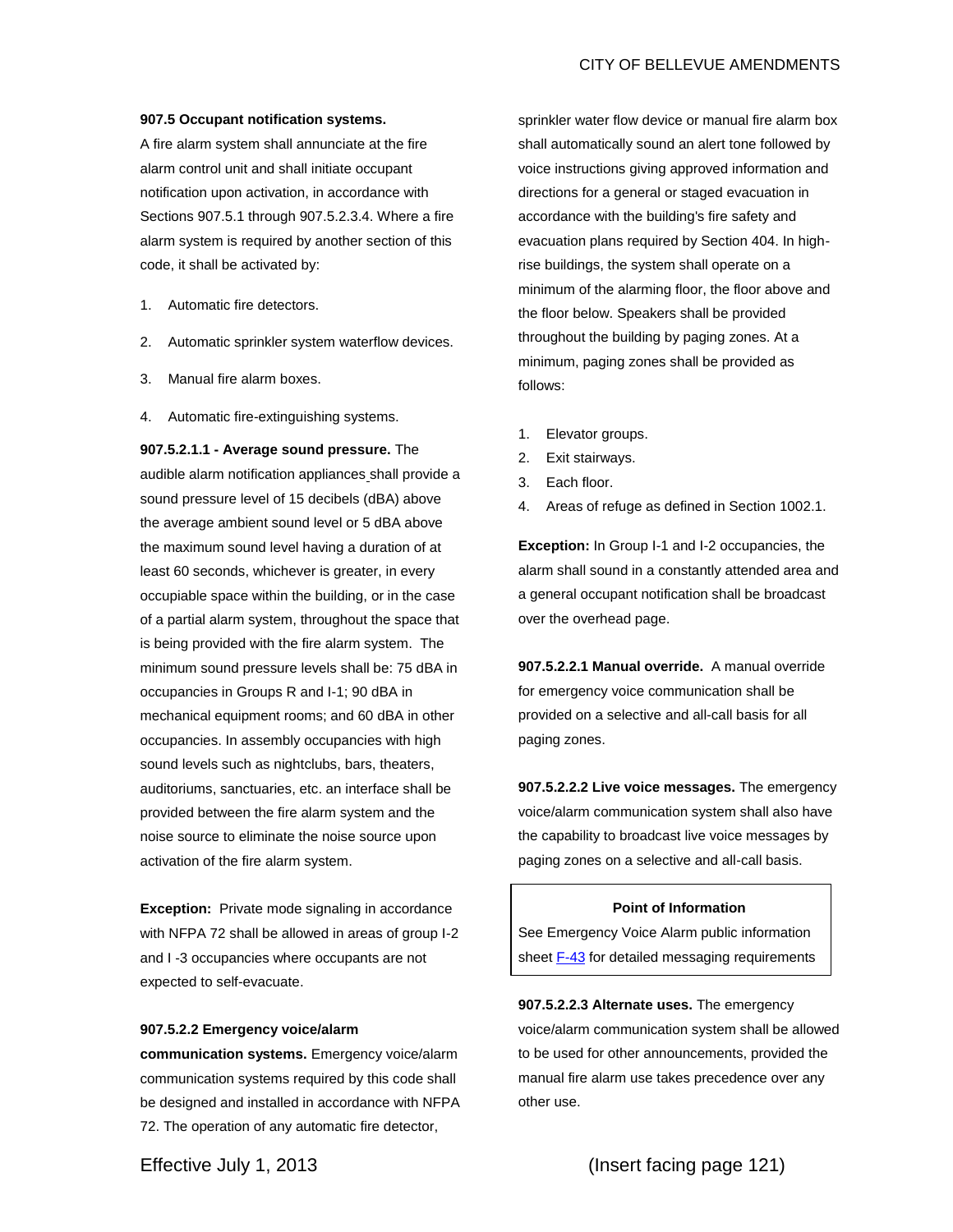**907.5 Occupant notification systems.**

A fire alarm system shall annunciate at the fire alarm control unit and shall initiate occupant notification upon activation, in accordance with Sections 907.5.1 through 907.5.2.3.4. Where a fire alarm system is required by another section of this code, it shall be activated by:

1. Automatic fire detectors.
2. Automatic sprinkler system waterflow devices.
3. Manual fire alarm boxes.
4. Automatic fire-extinguishing systems.

**907.5.2.1.1 - Average sound pressure.** The audible alarm notification appliances shall provide a sound pressure level of 15 decibels (dBA) above the average ambient sound level or 5 dBA above the maximum sound level having a duration of at least 60 seconds, whichever is greater, in every occupiable space within the building, or in the case of a partial alarm system, throughout the space that is being provided with the fire alarm system. The minimum sound pressure levels shall be: 75 dBA in occupancies in Groups R and I-1; 90 dBA in mechanical equipment rooms; and 60 dBA in other occupancies. In assembly occupancies with high sound levels such as nightclubs, bars, theaters, auditoriums, sanctuaries, etc. an interface shall be provided between the fire alarm system and the noise source to eliminate the noise source upon activation of the fire alarm system.

**Exception:** Private mode signaling in accordance with NFPA 72 shall be allowed in areas of group I-2 and I -3 occupancies where occupants are not expected to self-evacuate.

**907.5.2.2 Emergency voice/alarm communication systems.** Emergency voice/alarm communication systems required by this code shall be designed and installed in accordance with NFPA 72. The operation of any automatic fire detector, sprinkler water flow device or manual fire alarm box shall automatically sound an alert tone followed by voice instructions giving approved information and directions for a general or staged evacuation in accordance with the building's fire safety and evacuation plans required by Section 404. In high-rise buildings, the system shall operate on a minimum of the alarming floor, the floor above and the floor below. Speakers shall be provided throughout the building by paging zones. At a minimum, paging zones shall be provided as follows:

1. Elevator groups.
2. Exit stairways.
3. Each floor.
4. Areas of refuge as defined in Section 1002.1.

**Exception:** In Group I-1 and I-2 occupancies, the alarm shall sound in a constantly attended area and a general occupant notification shall be broadcast over the overhead page.

**907.5.2.2.1 Manual override.** A manual override for emergency voice communication shall be provided on a selective and all-call basis for all paging zones.

**907.5.2.2.2 Live voice messages.** The emergency voice/alarm communication system shall also have the capability to broadcast live voice messages by paging zones on a selective and all-call basis.

**Point of Information**

See Emergency Voice Alarm public information sheet F-43 for detailed messaging requirements

**907.5.2.2.3 Alternate uses.** The emergency voice/alarm communication system shall be allowed to be used for other announcements, provided the manual fire alarm use takes precedence over any other use.

Effective July 1, 2013 (Insert facing page 121)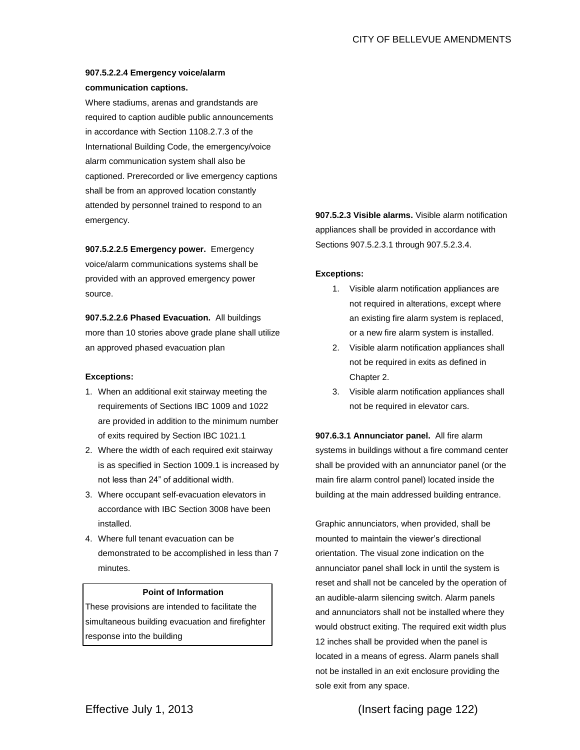**907.5.2.2.4 Emergency voice/alarm communication captions.**

Where stadiums, arenas and grandstands are required to caption audible public announcements in accordance with Section 1108.2.7.3 of the International Building Code, the emergency/voice alarm communication system shall also be captioned. Prerecorded or live emergency captions shall be from an approved location constantly attended by personnel trained to respond to an emergency.

**907.5.2.2.5 Emergency power.** Emergency voice/alarm communications systems shall be provided with an approved emergency power source.

**907.5.2.2.6 Phased Evacuation.** All buildings more than 10 stories above grade plane shall utilize an approved phased evacuation plan

**Exceptions:**

1. When an additional exit stairway meeting the requirements of Sections IBC 1009 and 1022 are provided in addition to the minimum number of exits required by Section IBC 1021.1
2. Where the width of each required exit stairway is as specified in Section 1009.1 is increased by not less than 24" of additional width.
3. Where occupant self-evacuation elevators in accordance with IBC Section 3008 have been installed.
4. Where full tenant evacuation can be demonstrated to be accomplished in less than 7 minutes.

**Point of Information**

These provisions are intended to facilitate the simultaneous building evacuation and firefighter response into the building

**907.5.2.3 Visible alarms.** Visible alarm notification appliances shall be provided in accordance with Sections 907.5.2.3.1 through 907.5.2.3.4.

**Exceptions:**

1. Visible alarm notification appliances are not required in alterations, except where an existing fire alarm system is replaced, or a new fire alarm system is installed.
2. Visible alarm notification appliances shall not be required in exits as defined in Chapter 2.
3. Visible alarm notification appliances shall not be required in elevator cars.

**907.6.3.1 Annunciator panel.** All fire alarm systems in buildings without a fire command center shall be provided with an annunciator panel (or the main fire alarm control panel) located inside the building at the main addressed building entrance.

Graphic annunciators, when provided, shall be mounted to maintain the viewer's directional orientation. The visual zone indication on the annunciator panel shall lock in until the system is reset and shall not be canceled by the operation of an audible-alarm silencing switch. Alarm panels and annunciators shall not be installed where they would obstruct exiting. The required exit width plus 12 inches shall be provided when the panel is located in a means of egress. Alarm panels shall not be installed in an exit enclosure providing the sole exit from any space.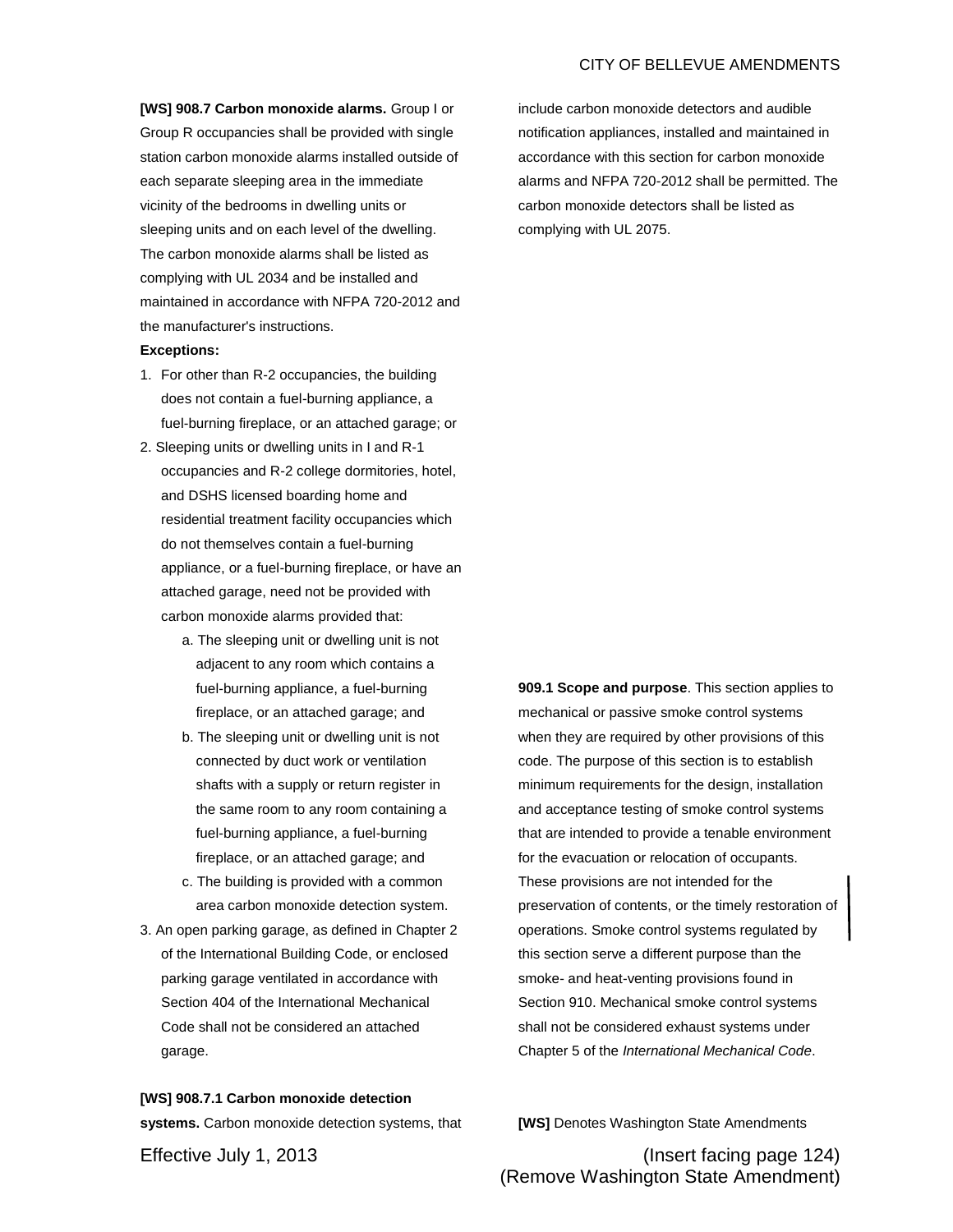**[WS] 908.7 Carbon monoxide alarms.** Group I or Group R occupancies shall be provided with single station carbon monoxide alarms installed outside of each separate sleeping area in the immediate vicinity of the bedrooms in dwelling units or sleeping units and on each level of the dwelling. The carbon monoxide alarms shall be listed as complying with UL 2034 and be installed and maintained in accordance with NFPA 720-2012 and the manufacturer's instructions.

**Exceptions:**

1. For other than R-2 occupancies, the building does not contain a fuel-burning appliance, a fuel-burning fireplace, or an attached garage; or
2. Sleeping units or dwelling units in I and R-1 occupancies and R-2 college dormitories, hotel, and DSHS licensed boarding home and residential treatment facility occupancies which do not themselves contain a fuel-burning appliance, or a fuel-burning fireplace, or have an attached garage, need not be provided with carbon monoxide alarms provided that:
   a. The sleeping unit or dwelling unit is not adjacent to any room which contains a fuel-burning appliance, a fuel-burning fireplace, or an attached garage; and
   b. The sleeping unit or dwelling unit is not connected by duct work or ventilation shafts with a supply or return register in the same room to any room containing a fuel-burning appliance, a fuel-burning fireplace, or an attached garage; and
   c. The building is provided with a common area carbon monoxide detection system.
3. An open parking garage, as defined in Chapter 2 of the International Building Code, or enclosed parking garage ventilated in accordance with Section 404 of the International Mechanical Code shall not be considered an attached garage.

**[WS] 908.7.1 Carbon monoxide detection systems.** Carbon monoxide detection systems, that include carbon monoxide detectors and audible notification appliances, installed and maintained in accordance with this section for carbon monoxide alarms and NFPA 720-2012 shall be permitted. The carbon monoxide detectors shall be listed as complying with UL 2075.

**909.1 Scope and purpose**. This section applies to mechanical or passive smoke control systems when they are required by other provisions of this code. The purpose of this section is to establish minimum requirements for the design, installation and acceptance testing of smoke control systems that are intended to provide a tenable environment for the evacuation or relocation of occupants. These provisions are not intended for the preservation of contents, or the timely restoration of operations. Smoke control systems regulated by this section serve a different purpose than the smoke- and heat-venting provisions found in Section 910. Mechanical smoke control systems shall not be considered exhaust systems under Chapter 5 of the *International Mechanical Code*.

**[WS]** Denotes Washington State Amendments

Effective July 1, 2013

(Insert facing page 124)
(Remove Washington State Amendment)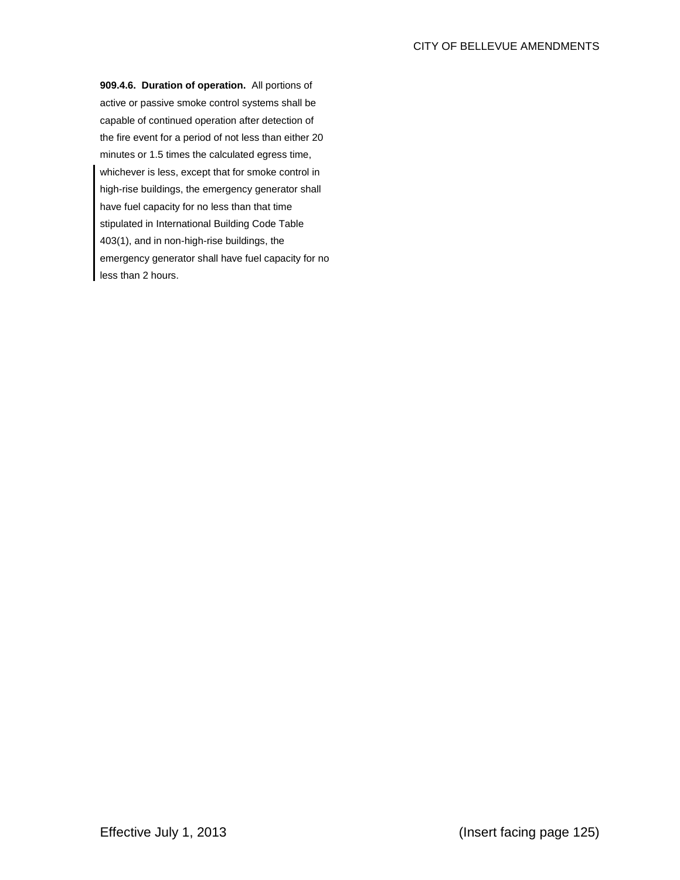**909.4.6. Duration of operation.** All portions of active or passive smoke control systems shall be capable of continued operation after detection of the fire event for a period of not less than either 20 minutes or 1.5 times the calculated egress time, whichever is less, except that for smoke control in high-rise buildings, the emergency generator shall have fuel capacity for no less than that time stipulated in International Building Code Table 403(1), and in non-high-rise buildings, the emergency generator shall have fuel capacity for no less than 2 hours.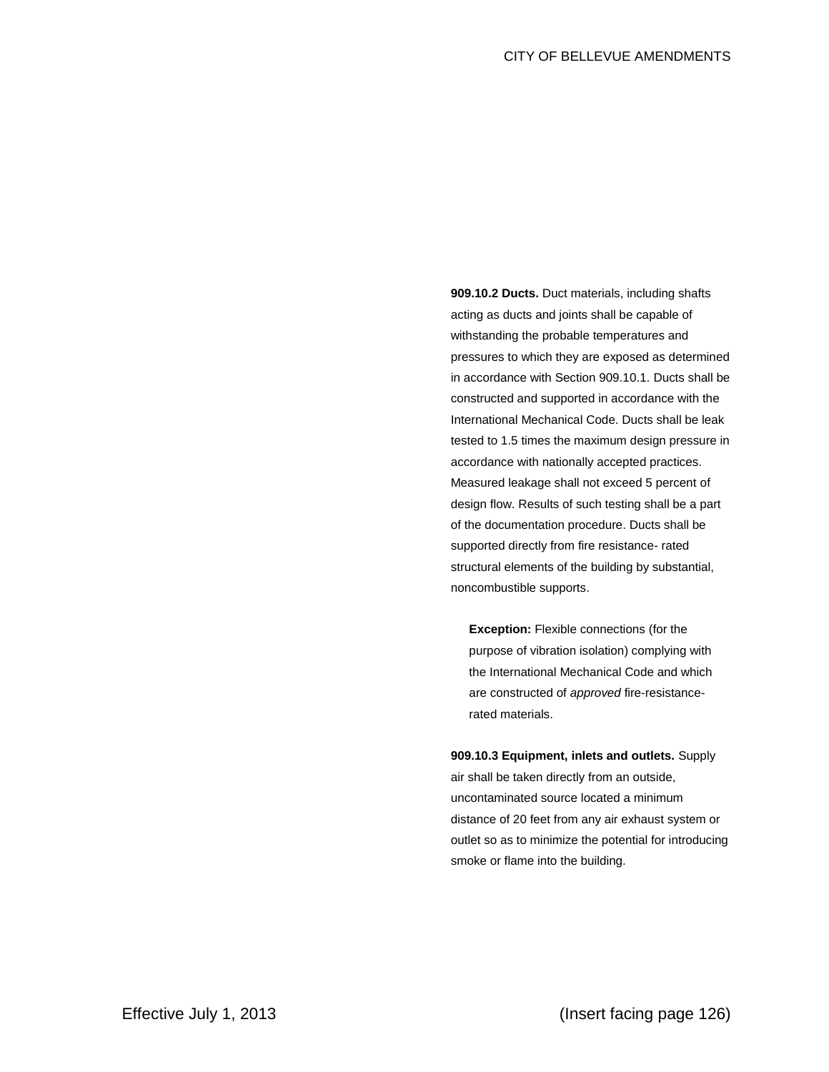**909.10.2 Ducts.** Duct materials, including shafts acting as ducts and joints shall be capable of withstanding the probable temperatures and pressures to which they are exposed as determined in accordance with Section 909.10.1. Ducts shall be constructed and supported in accordance with the International Mechanical Code. Ducts shall be leak tested to 1.5 times the maximum design pressure in accordance with nationally accepted practices. Measured leakage shall not exceed 5 percent of design flow. Results of such testing shall be a part of the documentation procedure. Ducts shall be supported directly from fire resistance- rated structural elements of the building by substantial, noncombustible supports.

> **Exception:** Flexible connections (for the purpose of vibration isolation) complying with the International Mechanical Code and which are constructed of *approved* fire-resistance-rated materials.

**909.10.3 Equipment, inlets and outlets.** Supply air shall be taken directly from an outside, uncontaminated source located a minimum distance of 20 feet from any air exhaust system or outlet so as to minimize the potential for introducing smoke or flame into the building.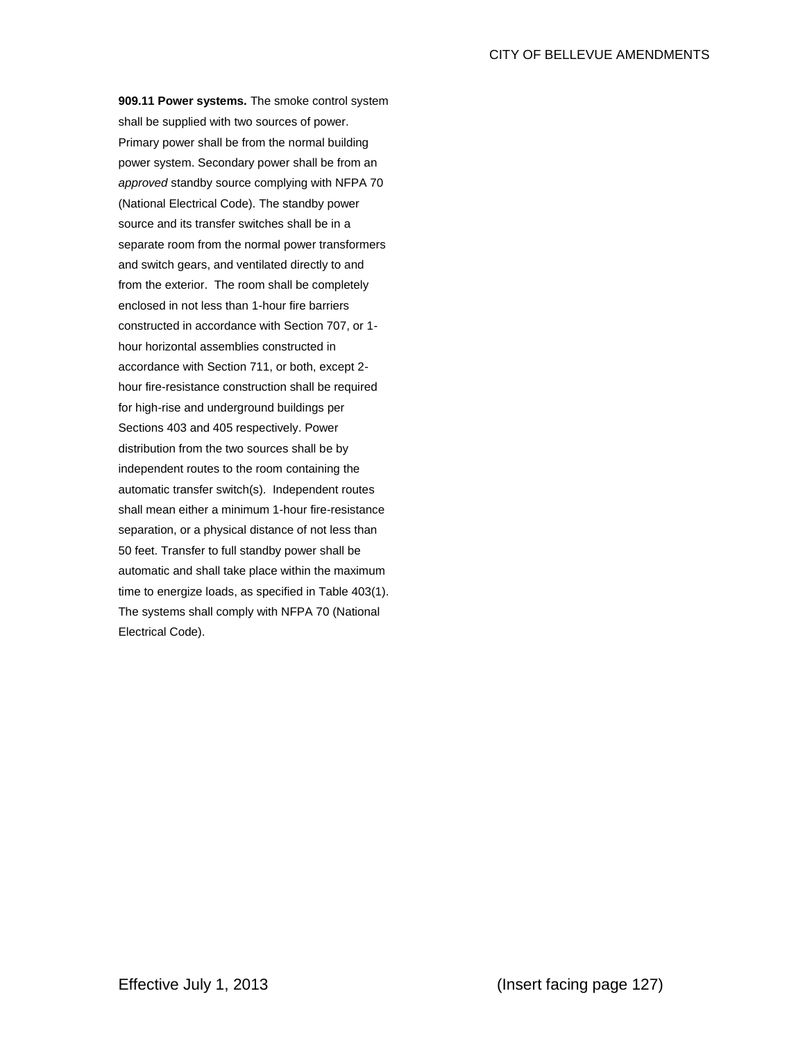**909.11 Power systems.** The smoke control system shall be supplied with two sources of power. Primary power shall be from the normal building power system. Secondary power shall be from an *approved* standby source complying with NFPA 70 (National Electrical Code). The standby power source and its transfer switches shall be in a separate room from the normal power transformers and switch gears, and ventilated directly to and from the exterior. The room shall be completely enclosed in not less than 1-hour fire barriers constructed in accordance with Section 707, or 1-hour horizontal assemblies constructed in accordance with Section 711, or both, except 2-hour fire-resistance construction shall be required for high-rise and underground buildings per Sections 403 and 405 respectively. Power distribution from the two sources shall be by independent routes to the room containing the automatic transfer switch(s). Independent routes shall mean either a minimum 1-hour fire-resistance separation, or a physical distance of not less than 50 feet. Transfer to full standby power shall be automatic and shall take place within the maximum time to energize loads, as specified in Table 403(1). The systems shall comply with NFPA 70 (National Electrical Code).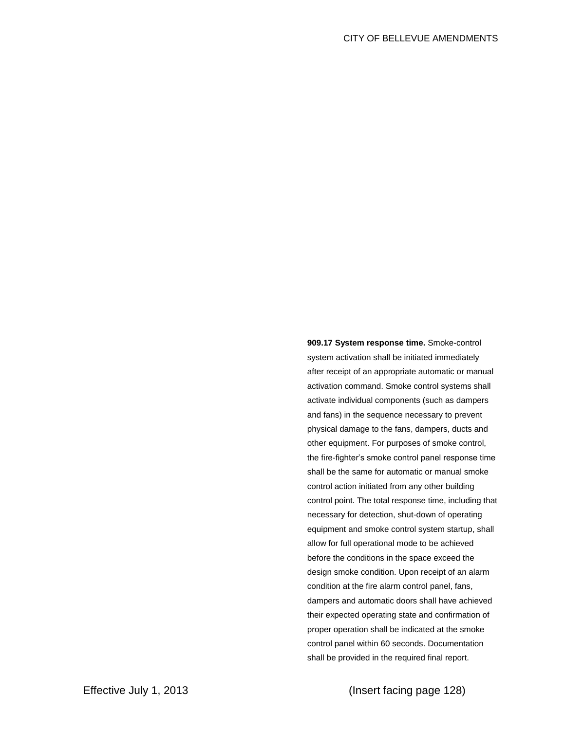**909.17 System response time.** Smoke-control system activation shall be initiated immediately after receipt of an appropriate automatic or manual activation command. Smoke control systems shall activate individual components (such as dampers and fans) in the sequence necessary to prevent physical damage to the fans, dampers, ducts and other equipment. For purposes of smoke control, the fire-fighter's smoke control panel response time shall be the same for automatic or manual smoke control action initiated from any other building control point. The total response time, including that necessary for detection, shut-down of operating equipment and smoke control system startup, shall allow for full operational mode to be achieved before the conditions in the space exceed the design smoke condition. Upon receipt of an alarm condition at the fire alarm control panel, fans, dampers and automatic doors shall have achieved their expected operating state and confirmation of proper operation shall be indicated at the smoke control panel within 60 seconds. Documentation shall be provided in the required final report.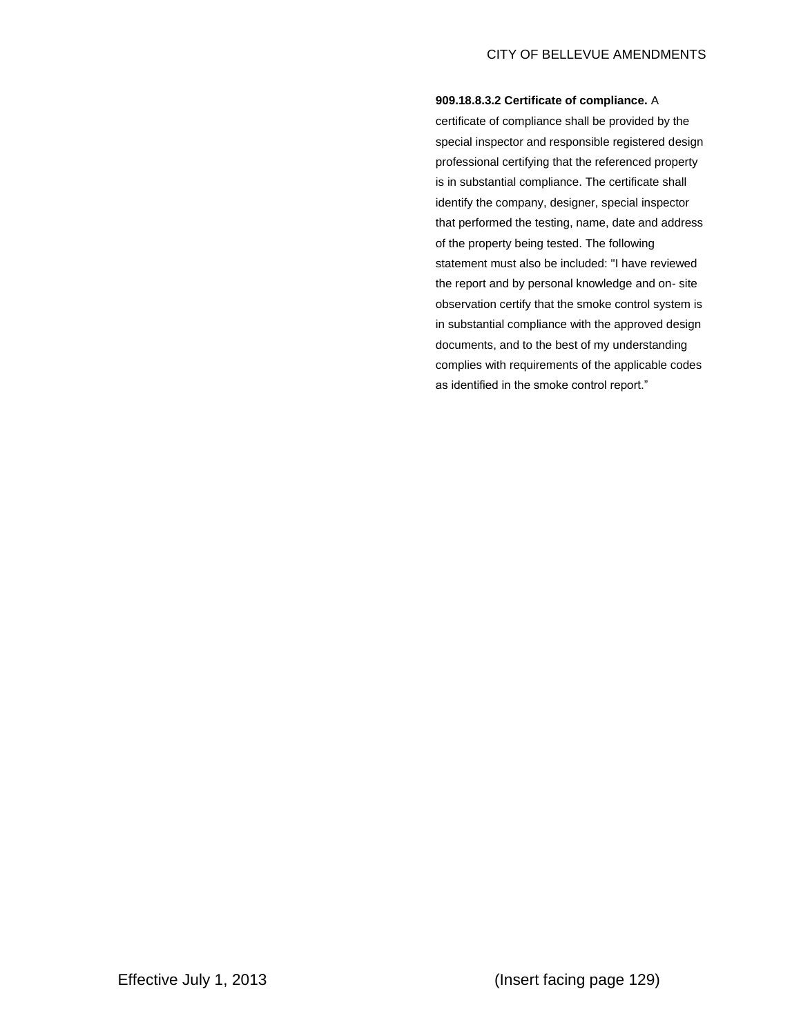**909.18.8.3.2 Certificate of compliance.** A certificate of compliance shall be provided by the special inspector and responsible registered design professional certifying that the referenced property is in substantial compliance. The certificate shall identify the company, designer, special inspector that performed the testing, name, date and address of the property being tested. The following statement must also be included: "I have reviewed the report and by personal knowledge and on- site observation certify that the smoke control system is in substantial compliance with the approved design documents, and to the best of my understanding complies with requirements of the applicable codes as identified in the smoke control report."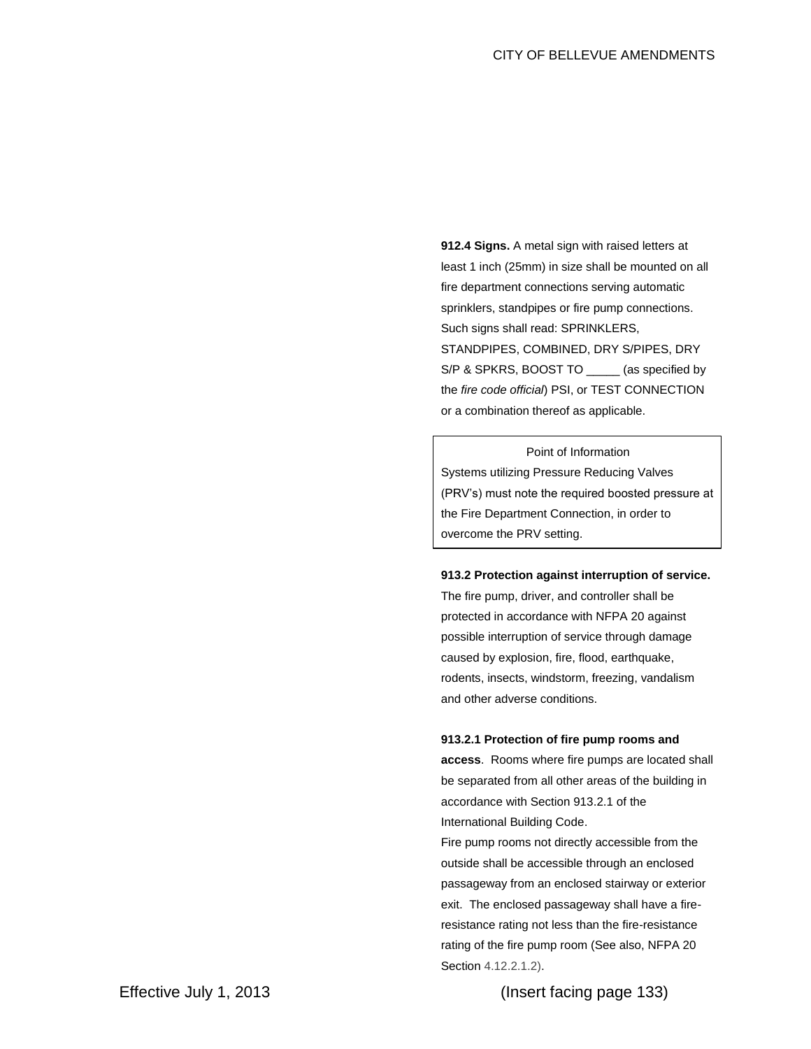**912.4 Signs.** A metal sign with raised letters at least 1 inch (25mm) in size shall be mounted on all fire department connections serving automatic sprinklers, standpipes or fire pump connections. Such signs shall read: SPRINKLERS, STANDPIPES, COMBINED, DRY S/PIPES, DRY S/P & SPKRS, BOOST TO _____ (as specified by the *fire code official*) PSI, or TEST CONNECTION or a combination thereof as applicable.

> Point of Information
>
> Systems utilizing Pressure Reducing Valves (PRV's) must note the required boosted pressure at the Fire Department Connection, in order to overcome the PRV setting.

**913.2 Protection against interruption of service.** The fire pump, driver, and controller shall be protected in accordance with NFPA 20 against possible interruption of service through damage caused by explosion, fire, flood, earthquake, rodents, insects, windstorm, freezing, vandalism and other adverse conditions.

**913.2.1 Protection of fire pump rooms and access**. Rooms where fire pumps are located shall be separated from all other areas of the building in accordance with Section 913.2.1 of the International Building Code.

Fire pump rooms not directly accessible from the outside shall be accessible through an enclosed passageway from an enclosed stairway or exterior exit. The enclosed passageway shall have a fire-resistance rating not less than the fire-resistance rating of the fire pump room (See also, NFPA 20 Section 4.12.2.1.2).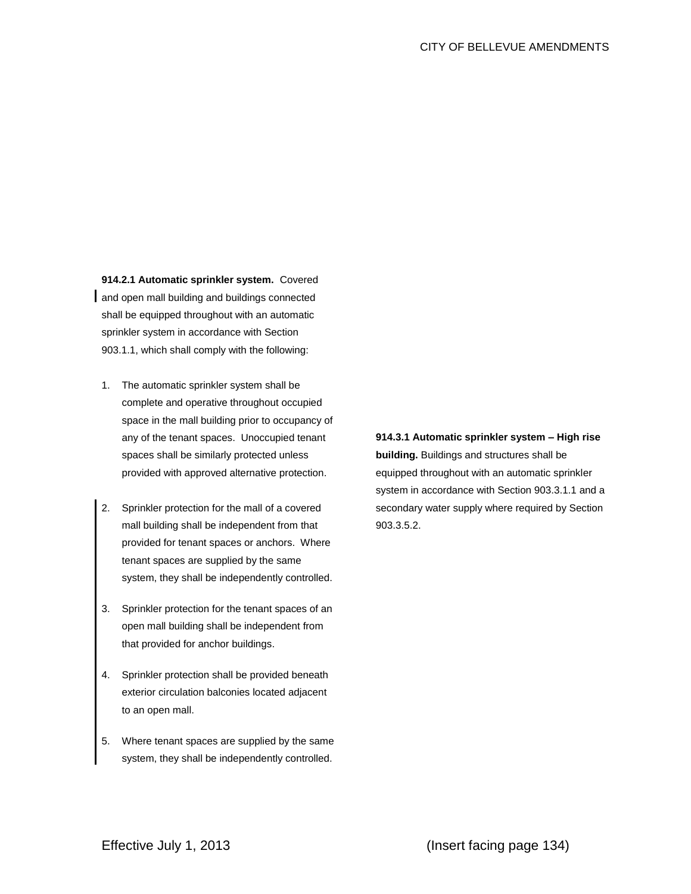**914.2.1 Automatic sprinkler system.** Covered and open mall building and buildings connected shall be equipped throughout with an automatic sprinkler system in accordance with Section 903.1.1, which shall comply with the following:

1. The automatic sprinkler system shall be complete and operative throughout occupied space in the mall building prior to occupancy of any of the tenant spaces. Unoccupied tenant spaces shall be similarly protected unless provided with approved alternative protection.

2. Sprinkler protection for the mall of a covered mall building shall be independent from that provided for tenant spaces or anchors. Where tenant spaces are supplied by the same system, they shall be independently controlled.

3. Sprinkler protection for the tenant spaces of an open mall building shall be independent from that provided for anchor buildings.

4. Sprinkler protection shall be provided beneath exterior circulation balconies located adjacent to an open mall.

5. Where tenant spaces are supplied by the same system, they shall be independently controlled.

**914.3.1 Automatic sprinkler system – High rise building.** Buildings and structures shall be equipped throughout with an automatic sprinkler system in accordance with Section 903.3.1.1 and a secondary water supply where required by Section 903.3.5.2.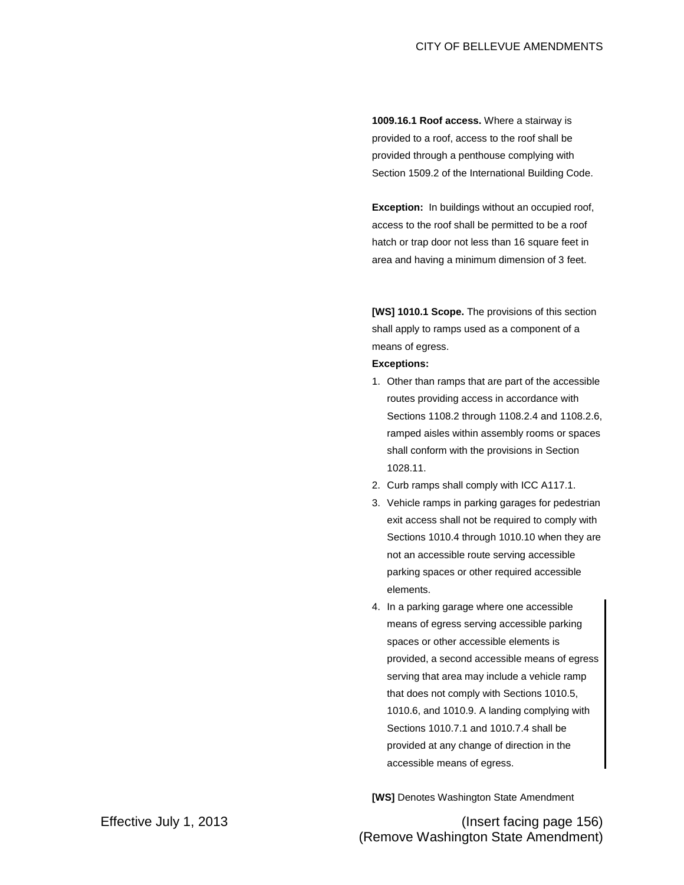**1009.16.1 Roof access.** Where a stairway is provided to a roof, access to the roof shall be provided through a penthouse complying with Section 1509.2 of the International Building Code.

**Exception:** In buildings without an occupied roof, access to the roof shall be permitted to be a roof hatch or trap door not less than 16 square feet in area and having a minimum dimension of 3 feet.

**[WS] 1010.1 Scope.** The provisions of this section shall apply to ramps used as a component of a means of egress.

**Exceptions:**

1. Other than ramps that are part of the accessible routes providing access in accordance with Sections 1108.2 through 1108.2.4 and 1108.2.6, ramped aisles within assembly rooms or spaces shall conform with the provisions in Section 1028.11.
2. Curb ramps shall comply with ICC A117.1.
3. Vehicle ramps in parking garages for pedestrian exit access shall not be required to comply with Sections 1010.4 through 1010.10 when they are not an accessible route serving accessible parking spaces or other required accessible elements.
4. In a parking garage where one accessible means of egress serving accessible parking spaces or other accessible elements is provided, a second accessible means of egress serving that area may include a vehicle ramp that does not comply with Sections 1010.5, 1010.6, and 1010.9. A landing complying with Sections 1010.7.1 and 1010.7.4 shall be provided at any change of direction in the accessible means of egress.

**[WS]** Denotes Washington State Amendment

Effective July 1, 2013

(Insert facing page 156)
(Remove Washington State Amendment)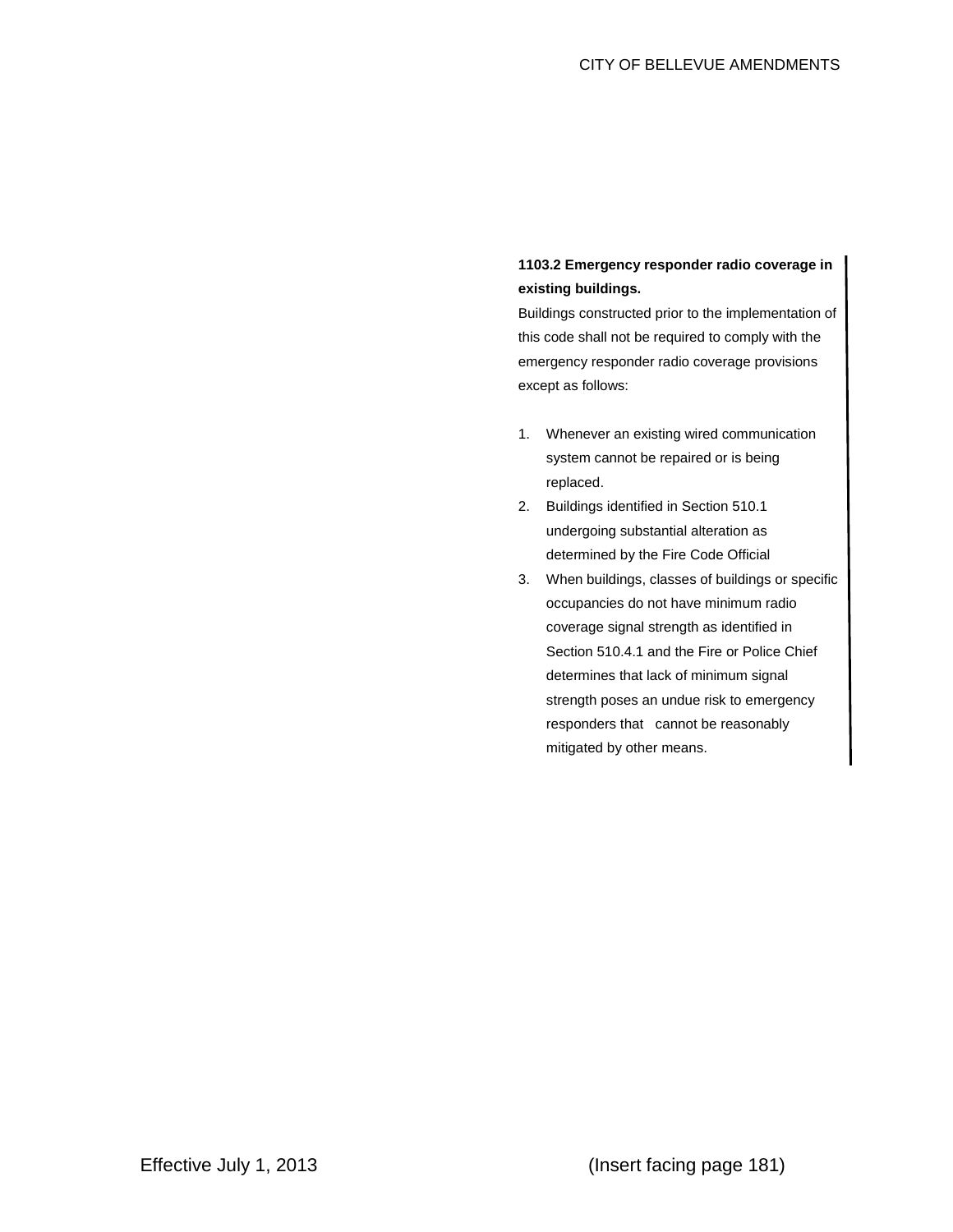**1103.2 Emergency responder radio coverage in existing buildings.**

Buildings constructed prior to the implementation of this code shall not be required to comply with the emergency responder radio coverage provisions except as follows:

1. Whenever an existing wired communication system cannot be repaired or is being replaced.
2. Buildings identified in Section 510.1 undergoing substantial alteration as determined by the Fire Code Official
3. When buildings, classes of buildings or specific occupancies do not have minimum radio coverage signal strength as identified in Section 510.4.1 and the Fire or Police Chief determines that lack of minimum signal strength poses an undue risk to emergency responders that cannot be reasonably mitigated by other means.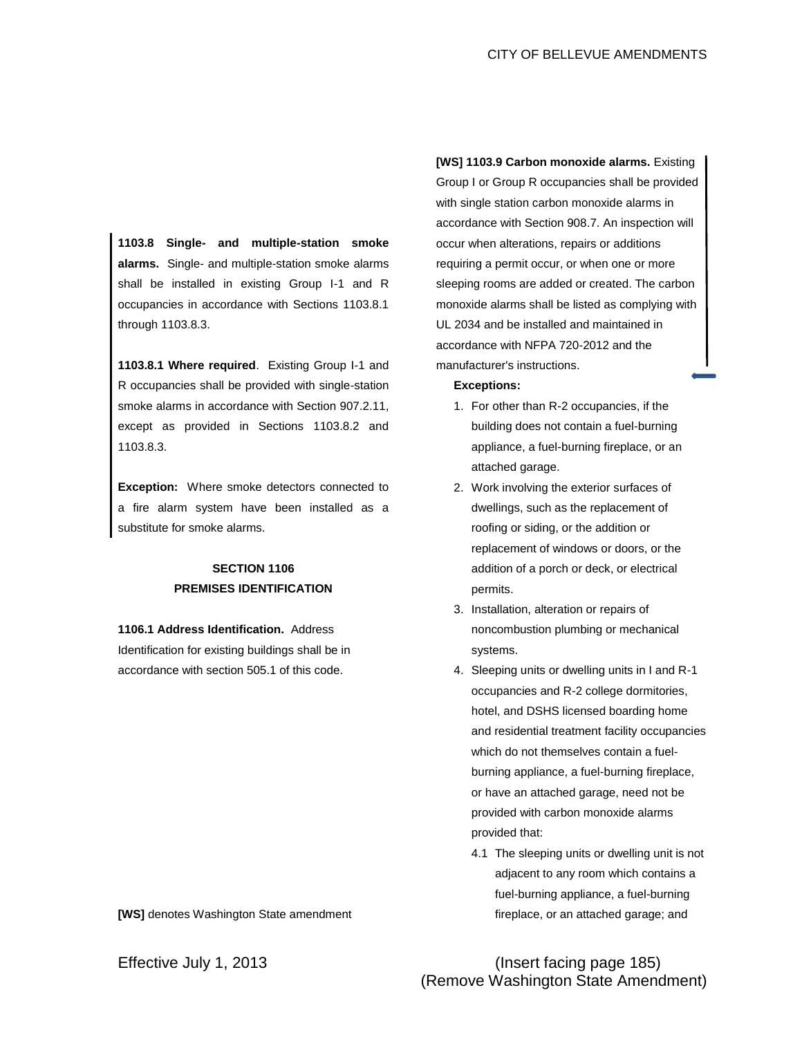**1103.8 Single- and multiple-station smoke alarms.** Single- and multiple-station smoke alarms shall be installed in existing Group I-1 and R occupancies in accordance with Sections 1103.8.1 through 1103.8.3.

**1103.8.1 Where required**. Existing Group I-1 and R occupancies shall be provided with single-station smoke alarms in accordance with Section 907.2.11, except as provided in Sections 1103.8.2 and 1103.8.3.

**Exception:** Where smoke detectors connected to a fire alarm system have been installed as a substitute for smoke alarms.

## SECTION 1106
## PREMISES IDENTIFICATION

**1106.1 Address Identification.** Address Identification for existing buildings shall be in accordance with section 505.1 of this code.

**[WS] 1103.9 Carbon monoxide alarms.** Existing Group I or Group R occupancies shall be provided with single station carbon monoxide alarms in accordance with Section 908.7. An inspection will occur when alterations, repairs or additions requiring a permit occur, or when one or more sleeping rooms are added or created. The carbon monoxide alarms shall be listed as complying with UL 2034 and be installed and maintained in accordance with NFPA 720-2012 and the manufacturer's instructions.

**Exceptions:**

1. For other than R-2 occupancies, if the building does not contain a fuel-burning appliance, a fuel-burning fireplace, or an attached garage.
2. Work involving the exterior surfaces of dwellings, such as the replacement of roofing or siding, or the addition or replacement of windows or doors, or the addition of a porch or deck, or electrical permits.
3. Installation, alteration or repairs of noncombustion plumbing or mechanical systems.
4. Sleeping units or dwelling units in I and R-1 occupancies and R-2 college dormitories, hotel, and DSHS licensed boarding home and residential treatment facility occupancies which do not themselves contain a fuel-burning appliance, a fuel-burning fireplace, or have an attached garage, need not be provided with carbon monoxide alarms provided that:
   - 4.1 The sleeping units or dwelling unit is not adjacent to any room which contains a fuel-burning appliance, a fuel-burning fireplace, or an attached garage; and

**[WS]** denotes Washington State amendment

Effective July 1, 2013

(Insert facing page 185)
(Remove Washington State Amendment)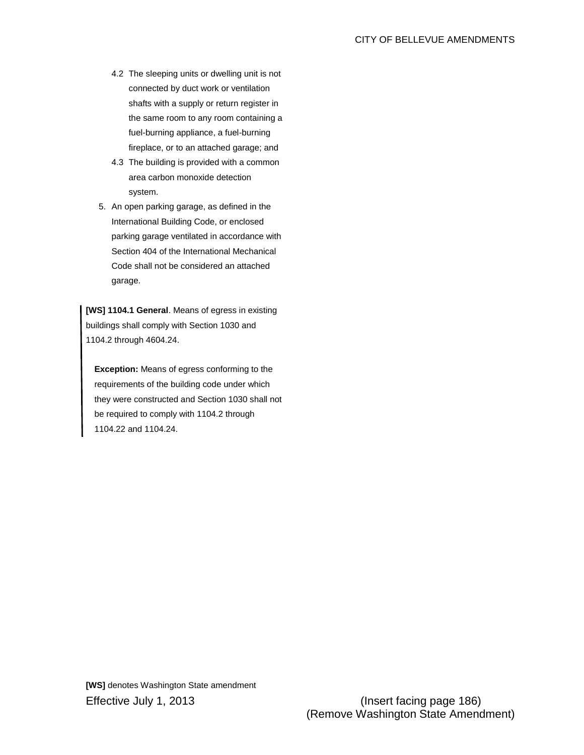4.2 The sleeping units or dwelling unit is not connected by duct work or ventilation shafts with a supply or return register in the same room to any room containing a fuel-burning appliance, a fuel-burning fireplace, or to an attached garage; and

4.3 The building is provided with a common area carbon monoxide detection system.

5. An open parking garage, as defined in the International Building Code, or enclosed parking garage ventilated in accordance with Section 404 of the International Mechanical Code shall not be considered an attached garage.

**[WS] 1104.1 General**. Means of egress in existing buildings shall comply with Section 1030 and 1104.2 through 4604.24.

**Exception:** Means of egress conforming to the requirements of the building code under which they were constructed and Section 1030 shall not be required to comply with 1104.2 through 1104.22 and 1104.24.

**[WS]** denotes Washington State amendment

Effective July 1, 2013

(Insert facing page 186)
(Remove Washington State Amendment)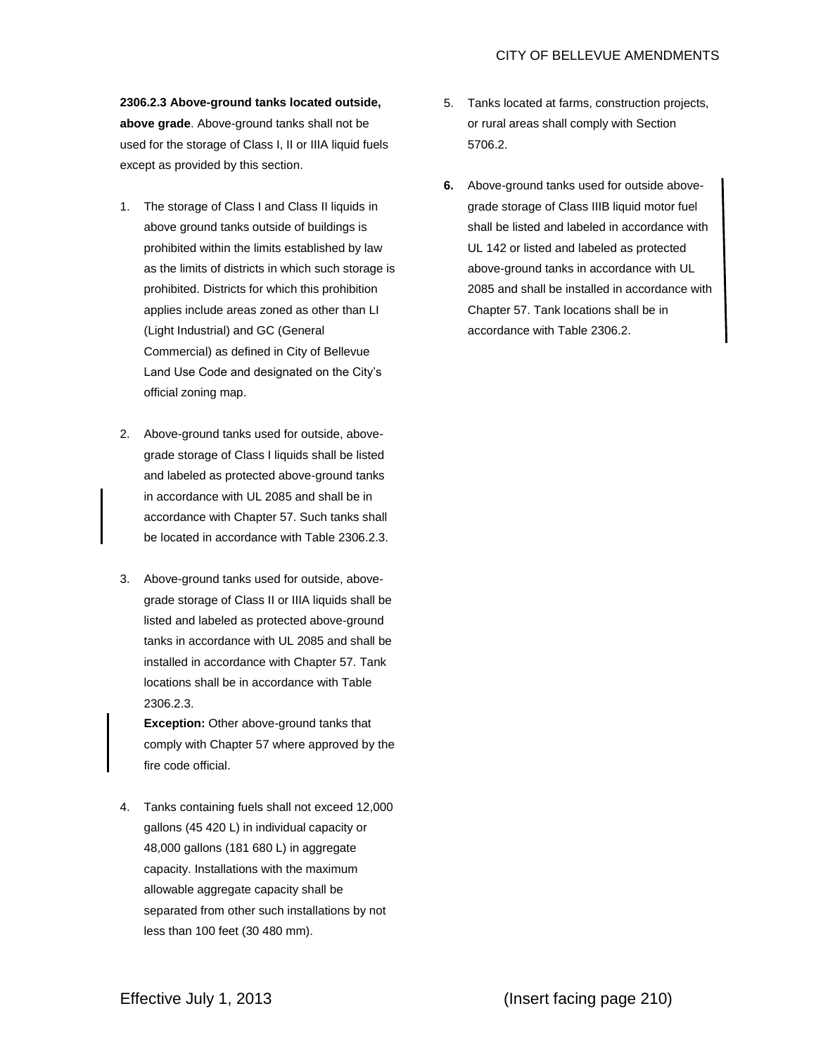**2306.2.3 Above-ground tanks located outside, above grade**. Above-ground tanks shall not be used for the storage of Class I, II or IIIA liquid fuels except as provided by this section.

1. The storage of Class I and Class II liquids in above ground tanks outside of buildings is prohibited within the limits established by law as the limits of districts in which such storage is prohibited. Districts for which this prohibition applies include areas zoned as other than LI (Light Industrial) and GC (General Commercial) as defined in City of Bellevue Land Use Code and designated on the City's official zoning map.

2. Above-ground tanks used for outside, above-grade storage of Class I liquids shall be listed and labeled as protected above-ground tanks in accordance with UL 2085 and shall be in accordance with Chapter 57. Such tanks shall be located in accordance with Table 2306.2.3.

3. Above-ground tanks used for outside, above-grade storage of Class II or IIIA liquids shall be listed and labeled as protected above-ground tanks in accordance with UL 2085 and shall be installed in accordance with Chapter 57. Tank locations shall be in accordance with Table 2306.2.3.

   **Exception:** Other above-ground tanks that comply with Chapter 57 where approved by the fire code official.

4. Tanks containing fuels shall not exceed 12,000 gallons (45 420 L) in individual capacity or 48,000 gallons (181 680 L) in aggregate capacity. Installations with the maximum allowable aggregate capacity shall be separated from other such installations by not less than 100 feet (30 480 mm).

5. Tanks located at farms, construction projects, or rural areas shall comply with Section 5706.2.

6. Above-ground tanks used for outside above-grade storage of Class IIIB liquid motor fuel shall be listed and labeled in accordance with UL 142 or listed and labeled as protected above-ground tanks in accordance with UL 2085 and shall be installed in accordance with Chapter 57. Tank locations shall be in accordance with Table 2306.2.

Effective July 1, 2013 (Insert facing page 210)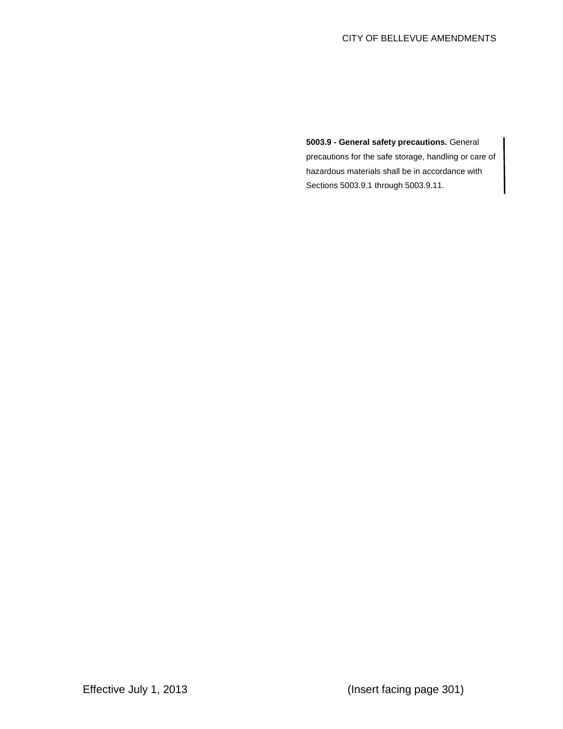**5003.9 - General safety precautions.** General precautions for the safe storage, handling or care of hazardous materials shall be in accordance with Sections 5003.9.1 through 5003.9.11.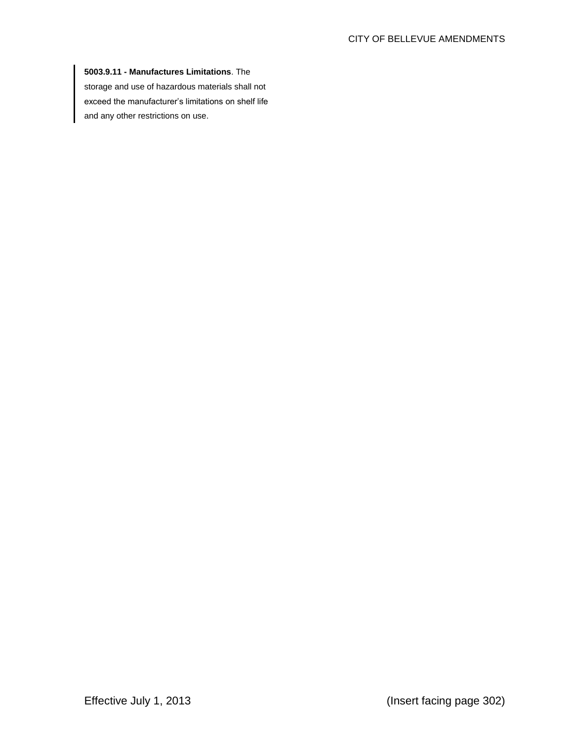**5003.9.11 - Manufactures Limitations**. The storage and use of hazardous materials shall not exceed the manufacturer's limitations on shelf life and any other restrictions on use.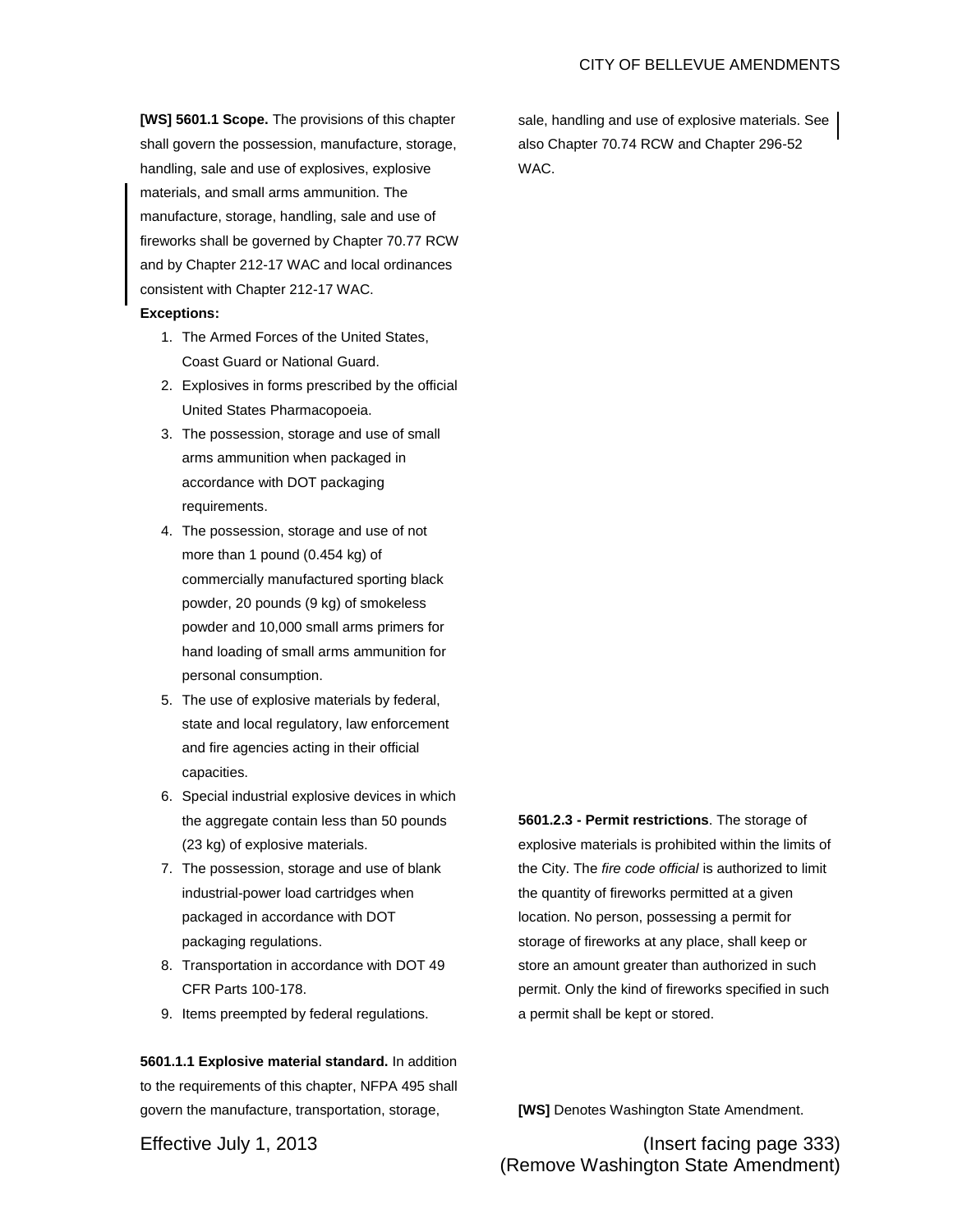**[WS] 5601.1 Scope.** The provisions of this chapter shall govern the possession, manufacture, storage, handling, sale and use of explosives, explosive materials, and small arms ammunition. The manufacture, storage, handling, sale and use of fireworks shall be governed by Chapter 70.77 RCW and by Chapter 212-17 WAC and local ordinances consistent with Chapter 212-17 WAC.

**Exceptions:**

1. The Armed Forces of the United States, Coast Guard or National Guard.
2. Explosives in forms prescribed by the official United States Pharmacopoeia.
3. The possession, storage and use of small arms ammunition when packaged in accordance with DOT packaging requirements.
4. The possession, storage and use of not more than 1 pound (0.454 kg) of commercially manufactured sporting black powder, 20 pounds (9 kg) of smokeless powder and 10,000 small arms primers for hand loading of small arms ammunition for personal consumption.
5. The use of explosive materials by federal, state and local regulatory, law enforcement and fire agencies acting in their official capacities.
6. Special industrial explosive devices in which the aggregate contain less than 50 pounds (23 kg) of explosive materials.
7. The possession, storage and use of blank industrial-power load cartridges when packaged in accordance with DOT packaging regulations.
8. Transportation in accordance with DOT 49 CFR Parts 100-178.
9. Items preempted by federal regulations.

**5601.1.1 Explosive material standard.** In addition to the requirements of this chapter, NFPA 495 shall govern the manufacture, transportation, storage, sale, handling and use of explosive materials. See also Chapter 70.74 RCW and Chapter 296-52 WAC.

**5601.2.3 - Permit restrictions**. The storage of explosive materials is prohibited within the limits of the City. The *fire code official* is authorized to limit the quantity of fireworks permitted at a given location. No person, possessing a permit for storage of fireworks at any place, shall keep or store an amount greater than authorized in such permit. Only the kind of fireworks specified in such a permit shall be kept or stored.

**[WS]** Denotes Washington State Amendment.

Effective July 1, 2013

(Insert facing page 333)
(Remove Washington State Amendment)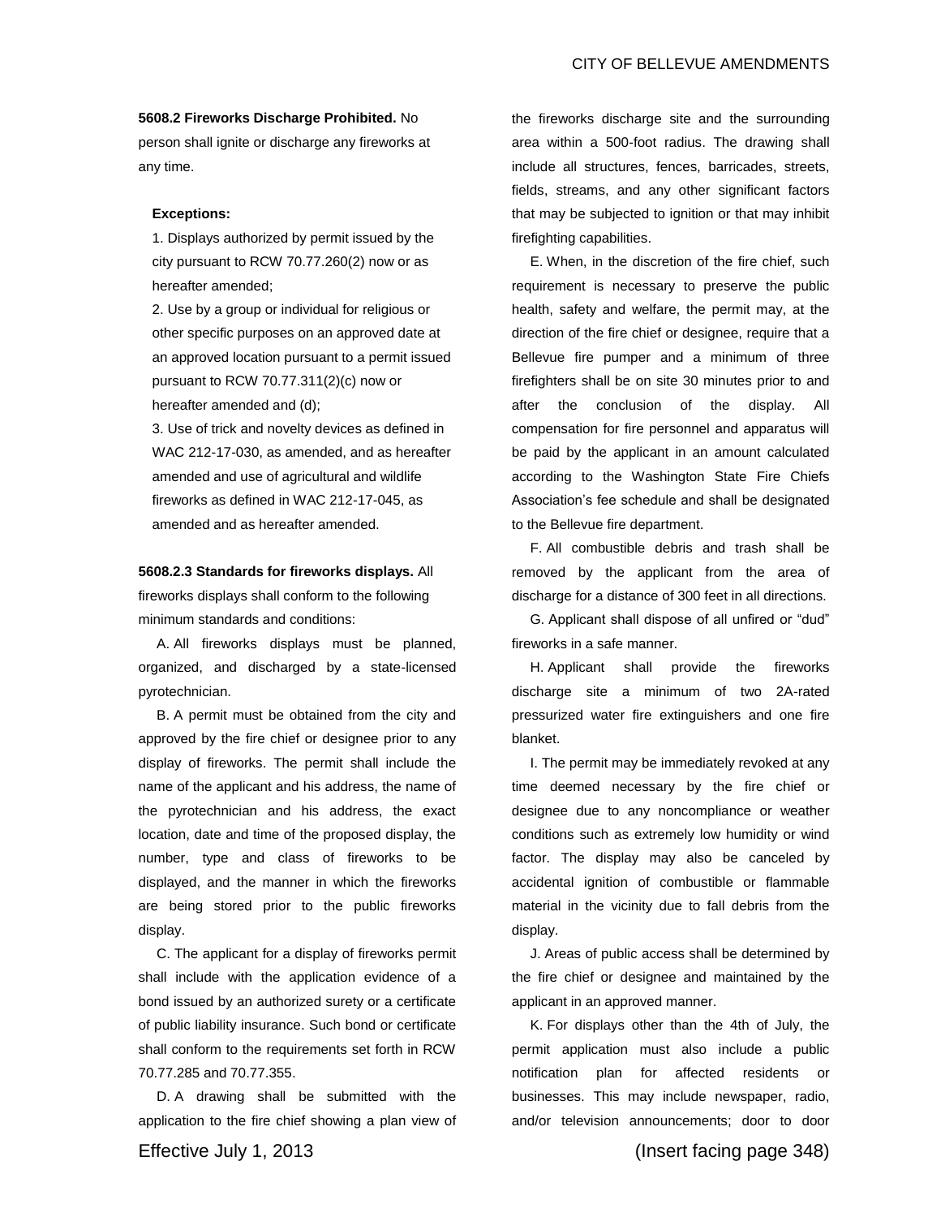**5608.2 Fireworks Discharge Prohibited.** No person shall ignite or discharge any fireworks at any time.

**Exceptions:**

1. Displays authorized by permit issued by the city pursuant to RCW 70.77.260(2) now or as hereafter amended;
2. Use by a group or individual for religious or other specific purposes on an approved date at an approved location pursuant to a permit issued pursuant to RCW 70.77.311(2)(c) now or hereafter amended and (d);
3. Use of trick and novelty devices as defined in WAC 212-17-030, as amended, and as hereafter amended and use of agricultural and wildlife fireworks as defined in WAC 212-17-045, as amended and as hereafter amended.

**5608.2.3 Standards for fireworks displays.** All fireworks displays shall conform to the following minimum standards and conditions:

A. All fireworks displays must be planned, organized, and discharged by a state-licensed pyrotechnician.

B. A permit must be obtained from the city and approved by the fire chief or designee prior to any display of fireworks. The permit shall include the name of the applicant and his address, the name of the pyrotechnician and his address, the exact location, date and time of the proposed display, the number, type and class of fireworks to be displayed, and the manner in which the fireworks are being stored prior to the public fireworks display.

C. The applicant for a display of fireworks permit shall include with the application evidence of a bond issued by an authorized surety or a certificate of public liability insurance. Such bond or certificate shall conform to the requirements set forth in RCW 70.77.285 and 70.77.355.

D. A drawing shall be submitted with the application to the fire chief showing a plan view of the fireworks discharge site and the surrounding area within a 500-foot radius. The drawing shall include all structures, fences, barricades, streets, fields, streams, and any other significant factors that may be subjected to ignition or that may inhibit firefighting capabilities.

E. When, in the discretion of the fire chief, such requirement is necessary to preserve the public health, safety and welfare, the permit may, at the direction of the fire chief or designee, require that a Bellevue fire pumper and a minimum of three firefighters shall be on site 30 minutes prior to and after the conclusion of the display. All compensation for fire personnel and apparatus will be paid by the applicant in an amount calculated according to the Washington State Fire Chiefs Association's fee schedule and shall be designated to the Bellevue fire department.

F. All combustible debris and trash shall be removed by the applicant from the area of discharge for a distance of 300 feet in all directions.

G. Applicant shall dispose of all unfired or "dud" fireworks in a safe manner.

H. Applicant shall provide the fireworks discharge site a minimum of two 2A-rated pressurized water fire extinguishers and one fire blanket.

I. The permit may be immediately revoked at any time deemed necessary by the fire chief or designee due to any noncompliance or weather conditions such as extremely low humidity or wind factor. The display may also be canceled by accidental ignition of combustible or flammable material in the vicinity due to fall debris from the display.

J. Areas of public access shall be determined by the fire chief or designee and maintained by the applicant in an approved manner.

K. For displays other than the 4th of July, the permit application must also include a public notification plan for affected residents or businesses. This may include newspaper, radio, and/or television announcements; door to door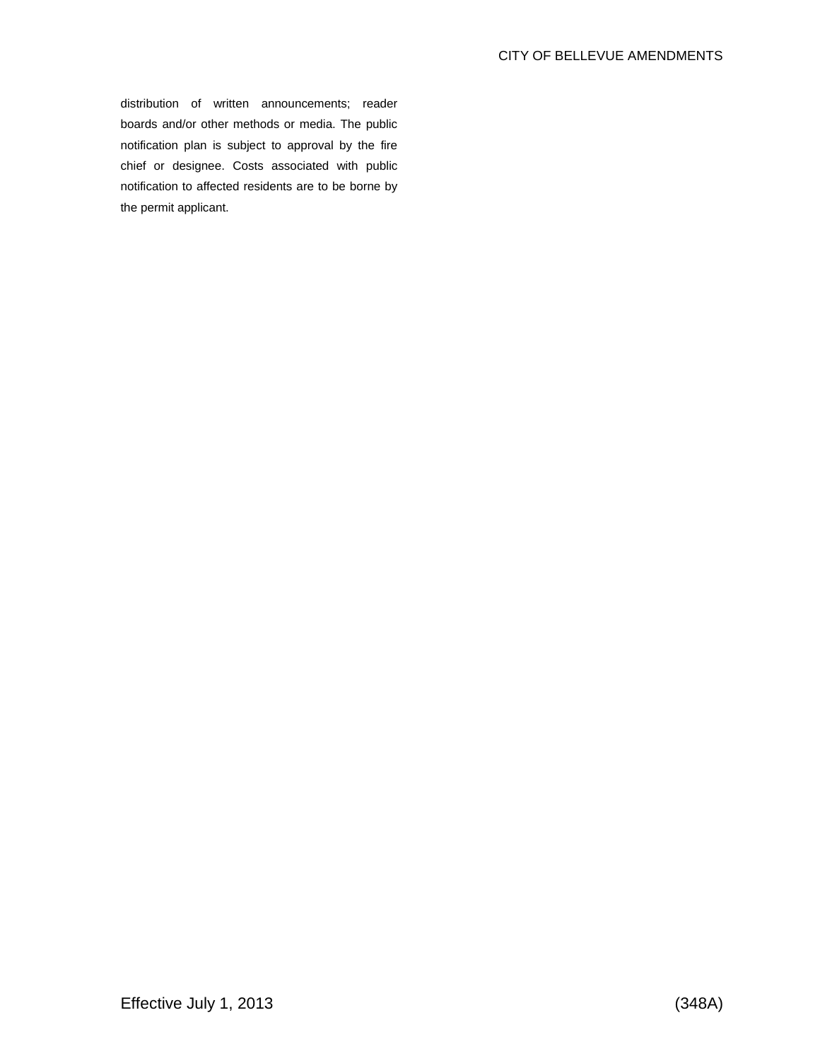distribution of written announcements; reader boards and/or other methods or media. The public notification plan is subject to approval by the fire chief or designee. Costs associated with public notification to affected residents are to be borne by the permit applicant.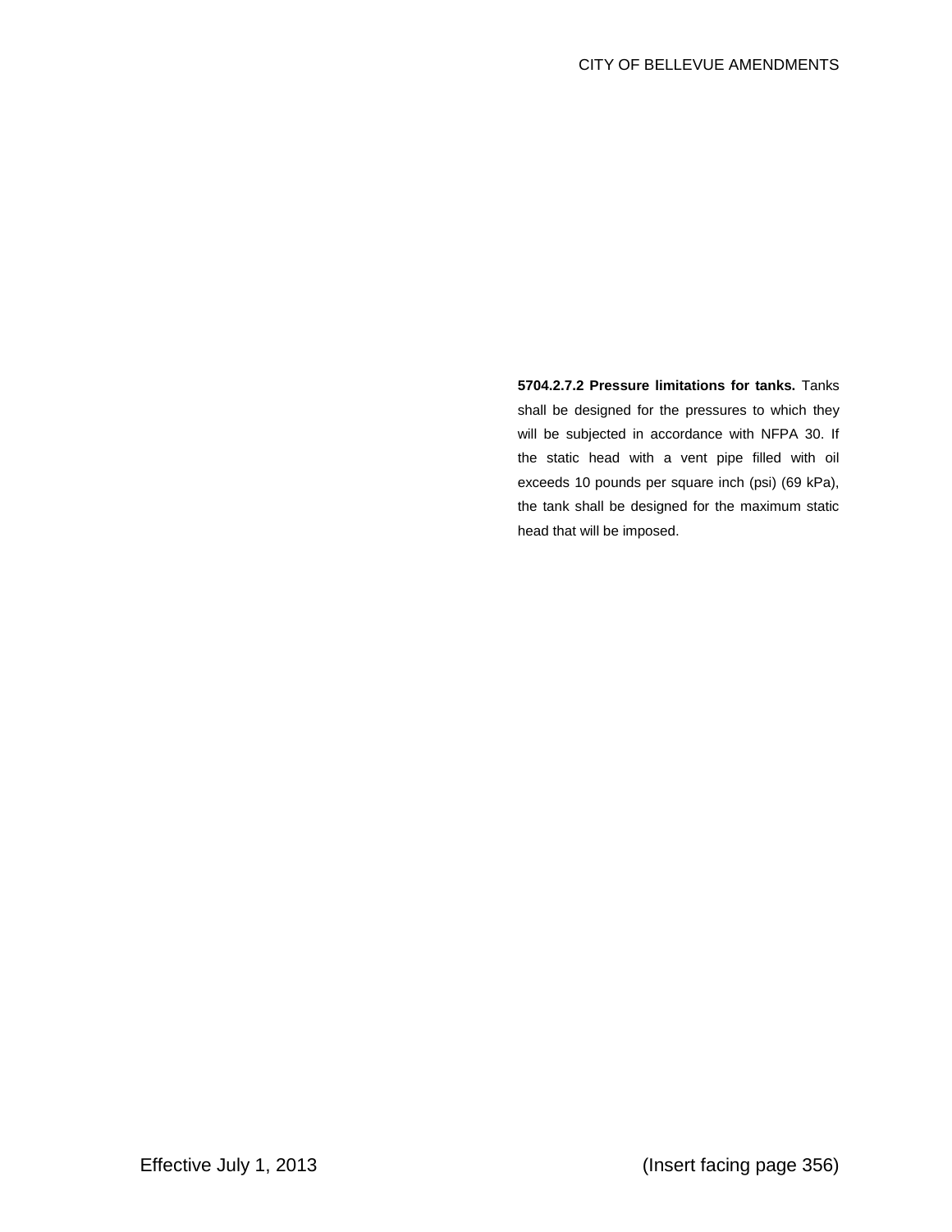**5704.2.7.2 Pressure limitations for tanks.** Tanks shall be designed for the pressures to which they will be subjected in accordance with NFPA 30. If the static head with a vent pipe filled with oil exceeds 10 pounds per square inch (psi) (69 kPa), the tank shall be designed for the maximum static head that will be imposed.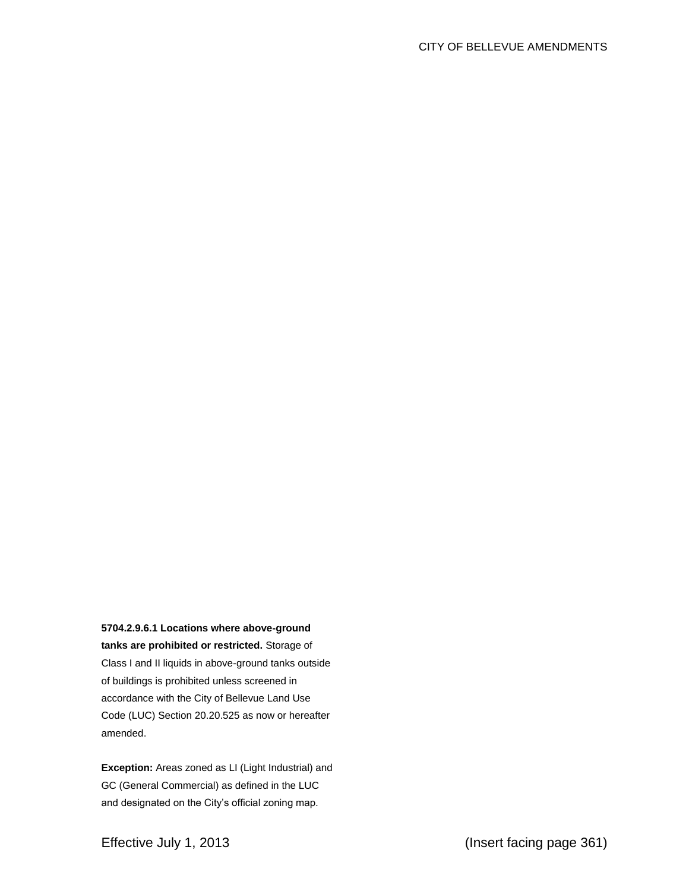**5704.2.9.6.1 Locations where above-ground tanks are prohibited or restricted.** Storage of Class I and II liquids in above-ground tanks outside of buildings is prohibited unless screened in accordance with the City of Bellevue Land Use Code (LUC) Section 20.20.525 as now or hereafter amended.

**Exception:** Areas zoned as LI (Light Industrial) and GC (General Commercial) as defined in the LUC and designated on the City's official zoning map.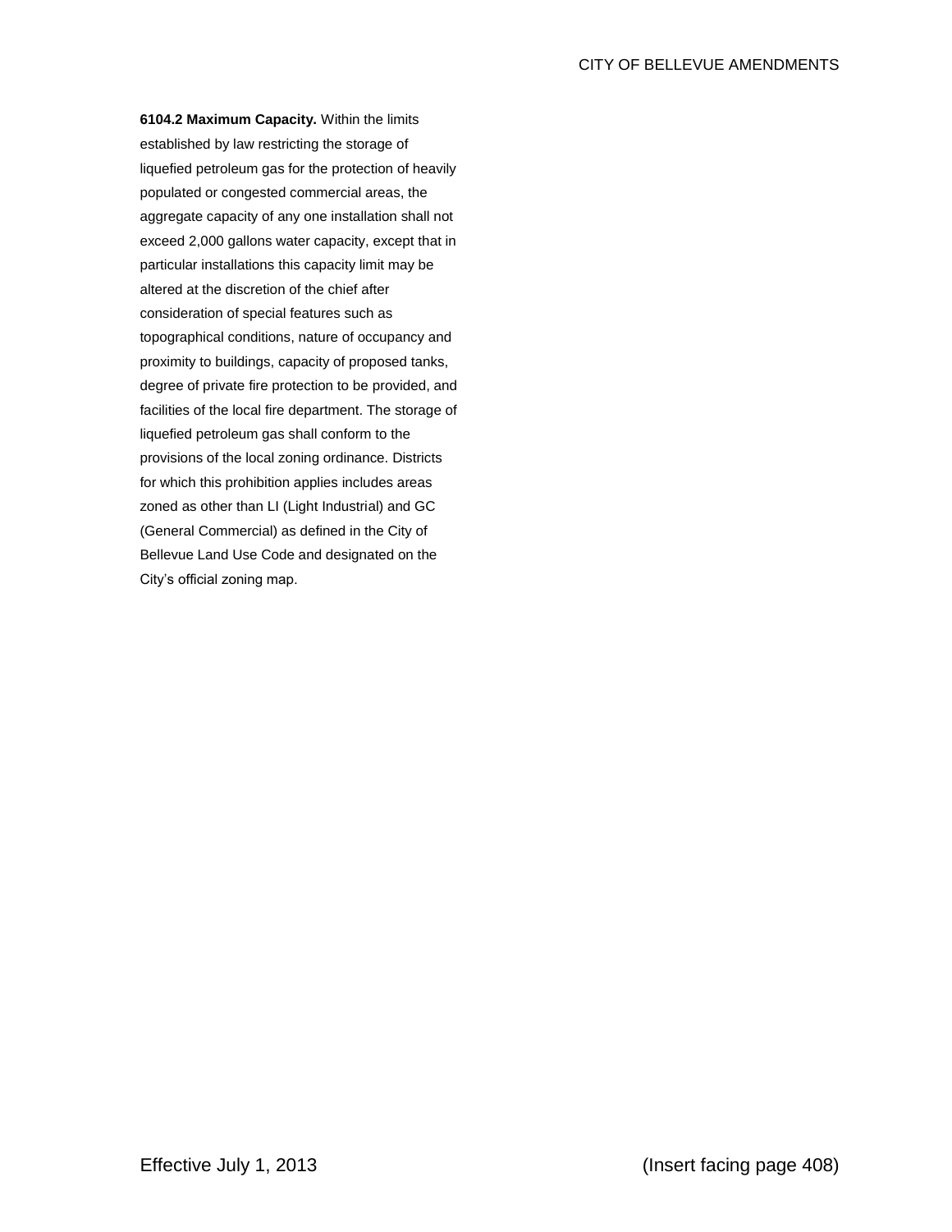**6104.2 Maximum Capacity.** Within the limits established by law restricting the storage of liquefied petroleum gas for the protection of heavily populated or congested commercial areas, the aggregate capacity of any one installation shall not exceed 2,000 gallons water capacity, except that in particular installations this capacity limit may be altered at the discretion of the chief after consideration of special features such as topographical conditions, nature of occupancy and proximity to buildings, capacity of proposed tanks, degree of private fire protection to be provided, and facilities of the local fire department. The storage of liquefied petroleum gas shall conform to the provisions of the local zoning ordinance. Districts for which this prohibition applies includes areas zoned as other than LI (Light Industrial) and GC (General Commercial) as defined in the City of Bellevue Land Use Code and designated on the City's official zoning map.